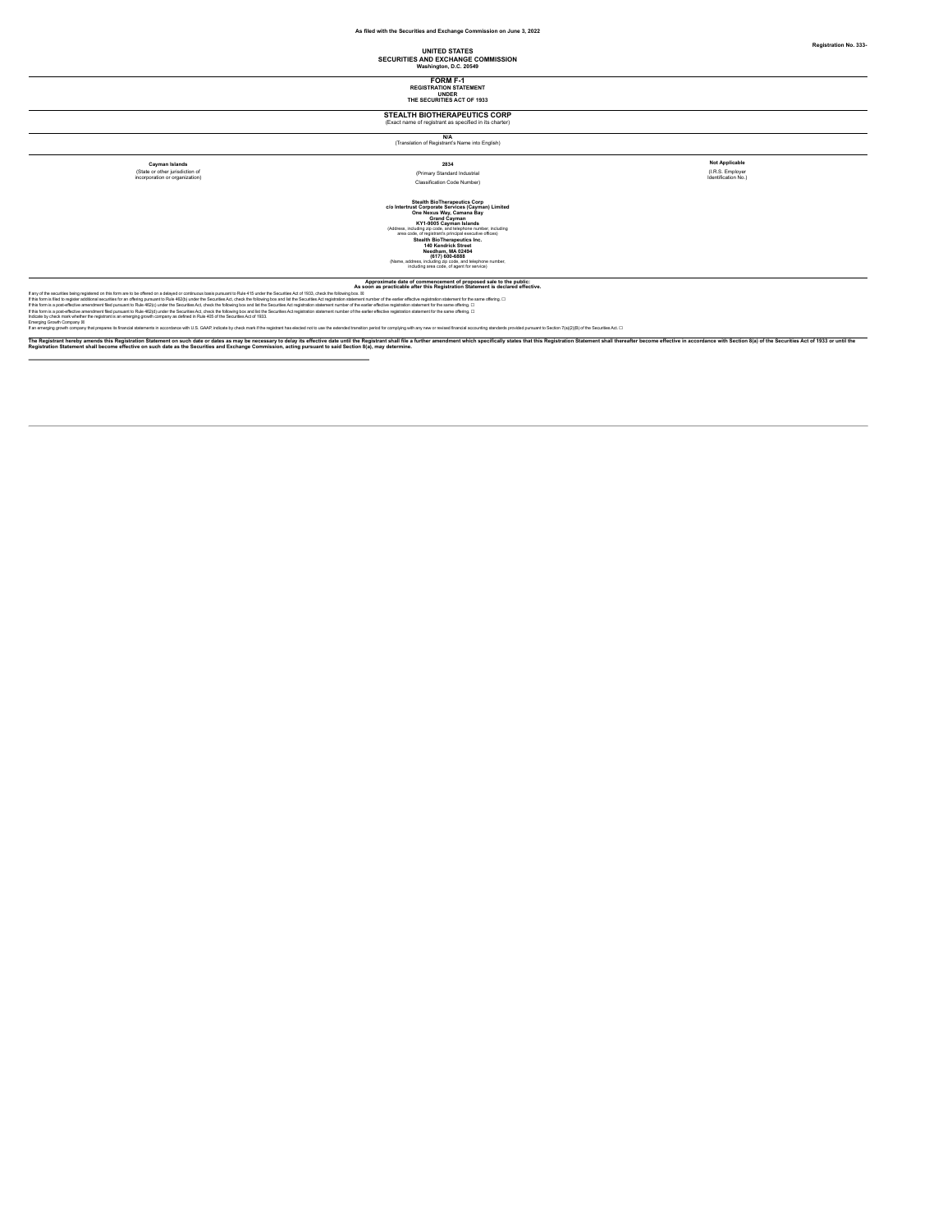As filed with the Securities and Exchange Commission on June 3, 2022

Registration No. 333-

# UNITED STATES
# SECURITIES AND EXCHANGE COMMISSION
Washington, D.C. 20549

## FORM F-1
REGISTRATION STATEMENT
UNDER
THE SECURITIES ACT OF 1933

## STEALTH BIOTHERAPEUTICS CORP
(Exact name of registrant as specified in its charter)

**N/A**
(Translation of Registrant's Name into English)

| **Cayman Islands** | **2834** | **Not Applicable** |
|---|---|---|
| (State or other jurisdiction of incorporation or organization) | (Primary Standard Industrial Classification Code Number) | (I.R.S. Employer Identification No.) |

**Stealth BioTherapeutics Corp**
**c/o Intertrust Corporate Services (Cayman) Limited**
**One Nexus Way, Camana Bay**
**Grand Cayman**
**KY1-9005 Cayman Islands**
(Address, including zip code, and telephone number, including area code, of registrant's principal executive offices)

**Stealth BioTherapeutics Inc.**
**140 Kendrick Street**
**Needham, MA 02494**
**(617) 600-6888**
(Name, address, including zip code, and telephone number, including area code, of agent for service)

**Approximate date of commencement of proposed sale to the public:**
**As soon as practicable after this Registration Statement is declared effective.**

If any of the securities being registered on this form are to be offered on a delayed or continuous basis pursuant to Rule 415 under the Securities Act of 1933, check the following box. ☒

If this form is filed to register additional securities for an offering pursuant to Rule 462(b) under the Securities Act, check the following box and list the Securities Act registration statement number of the earlier effective registration statement for the same offering. ☐

If this form is a post-effective amendment filed pursuant to Rule 462(c) under the Securities Act, check the following box and list the Securities Act registration statement number of the earlier effective registration statement for the same offering. ☐

If this form is a post-effective amendment filed pursuant to Rule 462(d) under the Securities Act, check the following box and list the Securities Act registration statement number of the earlier effective registration statement for the same offering. ☐

Indicate by check mark whether the registrant is an emerging growth company as defined in Rule 405 of the Securities Act of 1933.

Emerging Growth Company ☒

If an emerging growth company that prepares its financial statements in accordance with U.S. GAAP, indicate by check mark if the registrant has elected not to use the extended transition period for complying with any new or revised financial accounting standards provided pursuant to Section 7(a)(2)(B) of the Securities Act. ☐

**The Registrant hereby amends this Registration Statement on such date or dates as may be necessary to delay its effective date until the Registrant shall file a further amendment which specifically states that this Registration Statement shall thereafter become effective in accordance with Section 8(a) of the Securities Act of 1933 or until the Registration Statement shall become effective on such date as the Securities and Exchange Commission, acting pursuant to said Section 8(a), may determine.**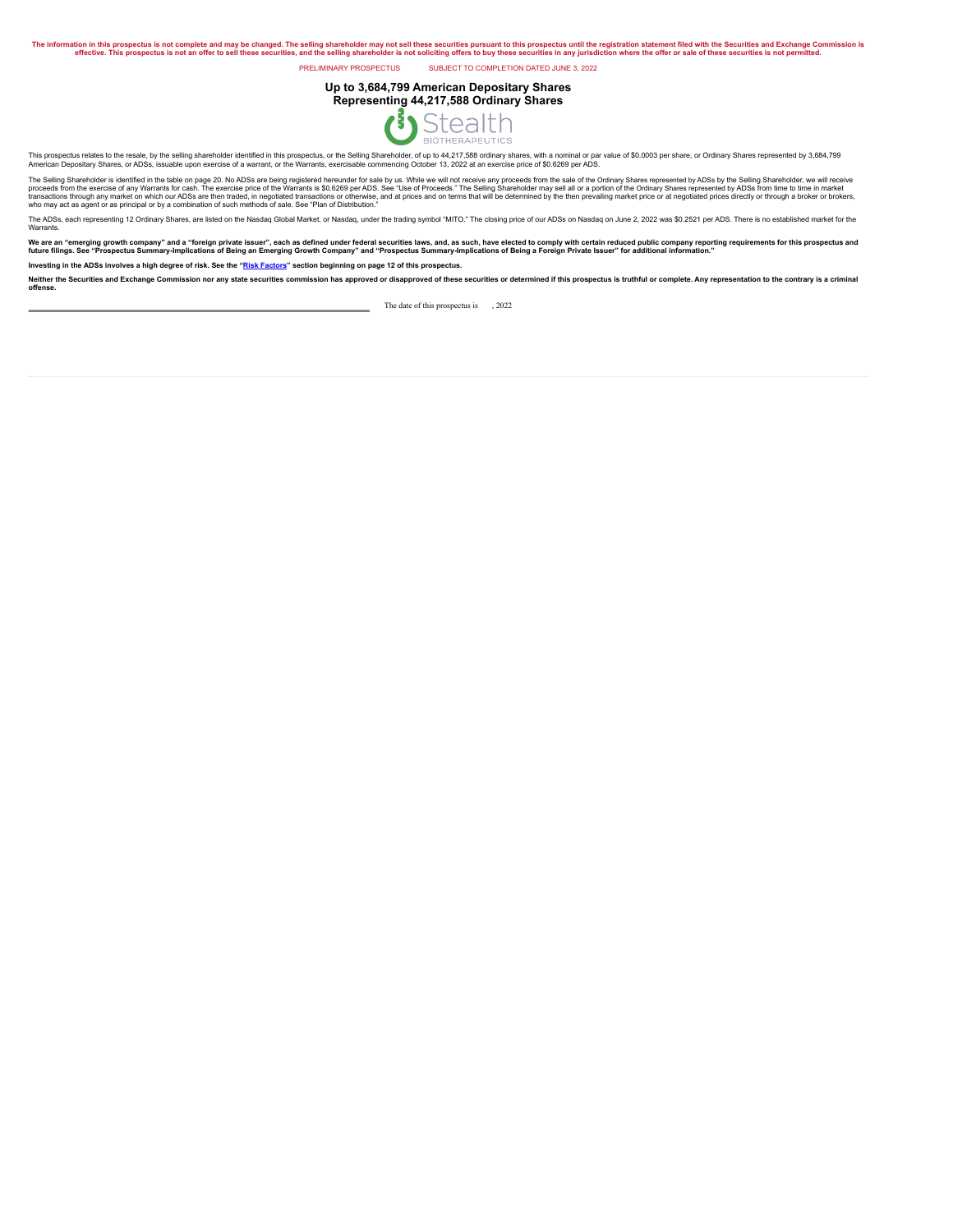**The information in this prospectus is not complete and may be changed. The selling shareholder may not sell these securities pursuant to this prospectus until the registration statement filed with the Securities and Exchange Commission is effective. This prospectus is not an offer to sell these securities, and the selling shareholder is not soliciting offers to buy these securities in any jurisdiction where the offer or sale of these securities is not permitted.**

PRELIMINARY PROSPECTUS SUBJECT TO COMPLETION DATED JUNE 3, 2022

# Up to 3,684,799 American Depositary Shares Representing 44,217,588 Ordinary Shares

Stealth BIOTHERAPEUTICS

This prospectus relates to the resale, by the selling shareholder identified in this prospectus, or the Selling Shareholder, of up to 44,217,588 ordinary shares, with a nominal or par value of $0.0003 per share, or Ordinary Shares represented by 3,684,799 American Depositary Shares, or ADSs, issuable upon exercise of a warrant, or the Warrants, exercisable commencing October 13, 2022 at an exercise price of $0.6269 per ADS.

The Selling Shareholder is identified in the table on page 20. No ADSs are being registered hereunder for sale by us. While we will not receive any proceeds from the sale of the Ordinary Shares represented by ADSs by the Selling Shareholder, we will receive proceeds from the exercise of any Warrants for cash. The exercise price of the Warrants is $0.6269 per ADS. See "Use of Proceeds." The Selling Shareholder may sell all or a portion of the Ordinary Shares represented by ADSs from time to time in market transactions through any market on which our ADSs are then traded, in negotiated transactions or otherwise, and at prices and on terms that will be determined by the then prevailing market price or at negotiated prices directly or through a broker or brokers, who may act as agent or as principal or by a combination of such methods of sale. See "Plan of Distribution."

The ADSs, each representing 12 Ordinary Shares, are listed on the Nasdaq Global Market, or Nasdaq, under the trading symbol "MITO." The closing price of our ADSs on Nasdaq on June 2, 2022 was $0.2521 per ADS. There is no established market for the Warrants.

**We are an "emerging growth company" and a "foreign private issuer", each as defined under federal securities laws, and, as such, have elected to comply with certain reduced public company reporting requirements for this prospectus and future filings. See "Prospectus Summary-Implications of Being an Emerging Growth Company" and "Prospectus Summary-Implications of Being a Foreign Private Issuer" for additional information."**

**Investing in the ADSs involves a high degree of risk. See the "Risk Factors" section beginning on page 12 of this prospectus.**

**Neither the Securities and Exchange Commission nor any state securities commission has approved or disapproved of these securities or determined if this prospectus is truthful or complete. Any representation to the contrary is a criminal offense.**

The date of this prospectus is , 2022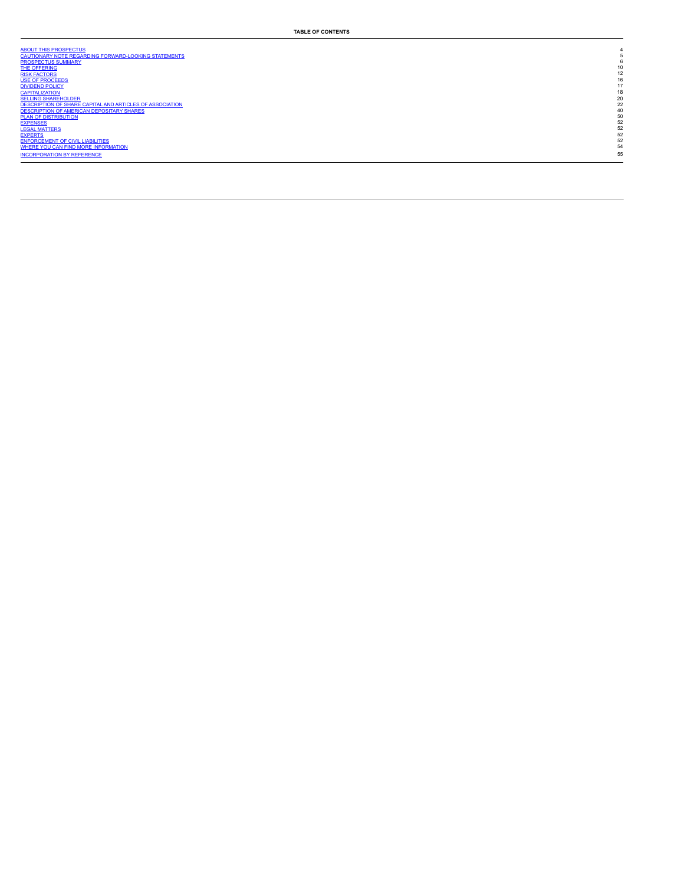**TABLE OF CONTENTS**

| | |
|---|---|
| ABOUT THIS PROSPECTUS | 4 |
| CAUTIONARY NOTE REGARDING FORWARD-LOOKING STATEMENTS | 5 |
| PROSPECTUS SUMMARY | 6 |
| THE OFFERING | 10 |
| RISK FACTORS | 12 |
| USE OF PROCEEDS | 16 |
| DIVIDEND POLICY | 17 |
| CAPITALIZATION | 18 |
| SELLING SHAREHOLDER | 20 |
| DESCRIPTION OF SHARE CAPITAL AND ARTICLES OF ASSOCIATION | 22 |
| DESCRIPTION OF AMERICAN DEPOSITARY SHARES | 40 |
| PLAN OF DISTRIBUTION | 50 |
| EXPENSES | 52 |
| LEGAL MATTERS | 52 |
| EXPERTS | 52 |
| ENFORCEMENT OF CIVIL LIABILITIES | 52 |
| WHERE YOU CAN FIND MORE INFORMATION | 54 |
| INCORPORATION BY REFERENCE | 55 |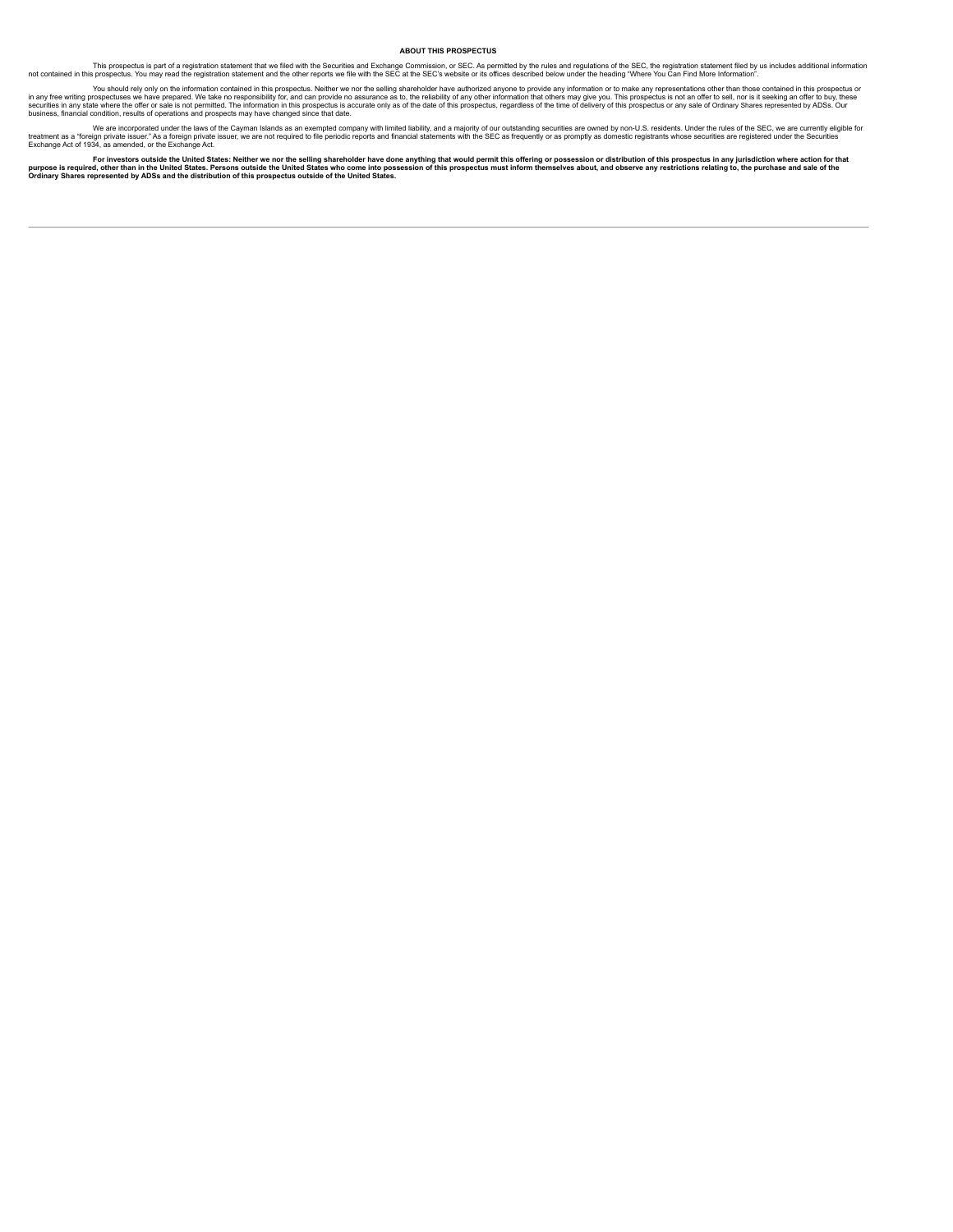## ABOUT THIS PROSPECTUS

This prospectus is part of a registration statement that we filed with the Securities and Exchange Commission, or SEC. As permitted by the rules and regulations of the SEC, the registration statement filed by us includes additional information not contained in this prospectus. You may read the registration statement and the other reports we file with the SEC at the SEC's website or its offices described below under the heading "Where You Can Find More Information".

You should rely only on the information contained in this prospectus. Neither we nor the selling shareholder have authorized anyone to provide any information or to make any representations other than those contained in this prospectus or in any free writing prospectuses we have prepared. We take no responsibility for, and can provide no assurance as to, the reliability of any other information that others may give you. This prospectus is not an offer to sell, nor is it seeking an offer to buy, these securities in any state where the offer or sale is not permitted. The information in this prospectus is accurate only as of the date of this prospectus, regardless of the time of delivery of this prospectus or any sale of Ordinary Shares represented by ADSs. Our business, financial condition, results of operations and prospects may have changed since that date.

We are incorporated under the laws of the Cayman Islands as an exempted company with limited liability, and a majority of our outstanding securities are owned by non-U.S. residents. Under the rules of the SEC, we are currently eligible for treatment as a "foreign private issuer." As a foreign private issuer, we are not required to file periodic reports and financial statements with the SEC as frequently or as promptly as domestic registrants whose securities are registered under the Securities Exchange Act of 1934, as amended, or the Exchange Act.

**For investors outside the United States: Neither we nor the selling shareholder have done anything that would permit this offering or possession or distribution of this prospectus in any jurisdiction where action for that purpose is required, other than in the United States. Persons outside the United States who come into possession of this prospectus must inform themselves about, and observe any restrictions relating to, the purchase and sale of the Ordinary Shares represented by ADSs and the distribution of this prospectus outside of the United States.**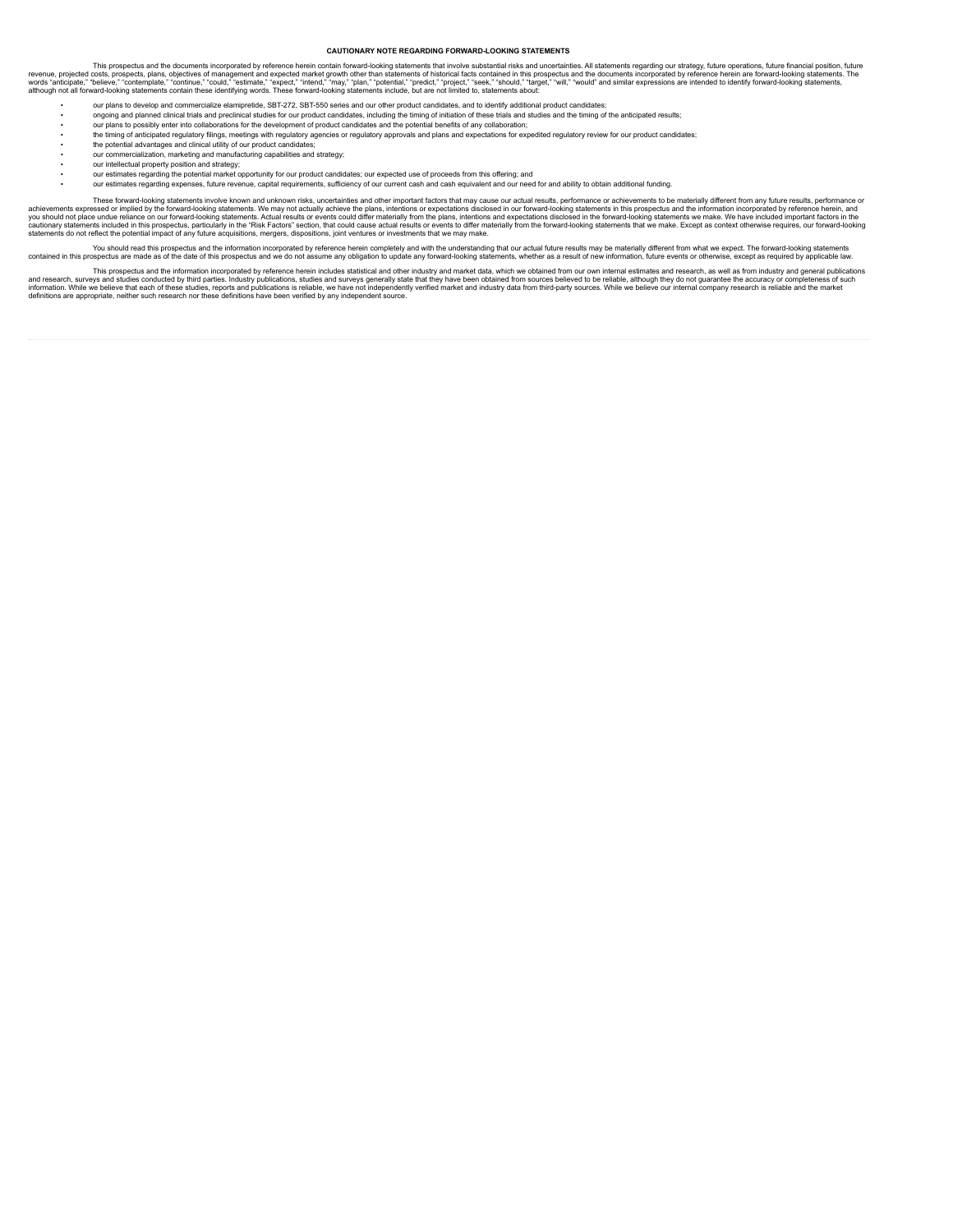## CAUTIONARY NOTE REGARDING FORWARD-LOOKING STATEMENTS

This prospectus and the documents incorporated by reference herein contain forward-looking statements that involve substantial risks and uncertainties. All statements regarding our strategy, future operations, future financial position, future revenue, projected costs, prospects, plans, objectives of management and expected market growth other than statements of historical facts contained in this prospectus and the documents incorporated by reference herein are forward-looking statements. The words "anticipate," "believe," "contemplate," "continue," "could," "estimate," "expect," "intend," "may," "plan," "potential," "predict," "project," "seek," "should," "target," "will," "would" and similar expressions are intended to identify forward-looking statements, although not all forward-looking statements contain these identifying words. These forward-looking statements include, but are not limited to, statements about:

- our plans to develop and commercialize elamipretide, SBT-272, SBT-550 series and our other product candidates, and to identify additional product candidates;
- ongoing and planned clinical trials and preclinical studies for our product candidates, including the timing of initiation of these trials and studies and the timing of the anticipated results;
- our plans to possibly enter into collaborations for the development of product candidates and the potential benefits of any collaboration;
- the timing of anticipated regulatory filings, meetings with regulatory agencies or regulatory approvals and plans and expectations for expedited regulatory review for our product candidates;
- the potential advantages and clinical utility of our product candidates;
- our commercialization, marketing and manufacturing capabilities and strategy;
- our intellectual property position and strategy;
- our estimates regarding the potential market opportunity for our product candidates; our expected use of proceeds from this offering; and
- our estimates regarding expenses, future revenue, capital requirements, sufficiency of our current cash and cash equivalent and our need for and ability to obtain additional funding.

These forward-looking statements involve known and unknown risks, uncertainties and other important factors that may cause our actual results, performance or achievements to be materially different from any future results, performance or achievements expressed or implied by the forward-looking statements. We may not actually achieve the plans, intentions or expectations disclosed in our forward-looking statements in this prospectus and the information incorporated by reference herein, and you should not place undue reliance on our forward-looking statements. Actual results or events could differ materially from the plans, intentions and expectations disclosed in the forward-looking statements we make. We have included important factors in the cautionary statements included in this prospectus, particularly in the "Risk Factors" section, that could cause actual results or events to differ materially from the forward-looking statements that we make. Except as context otherwise requires, our forward-looking statements do not reflect the potential impact of any future acquisitions, mergers, dispositions, joint ventures or investments that we may make.

You should read this prospectus and the information incorporated by reference herein completely and with the understanding that our actual future results may be materially different from what we expect. The forward-looking statements contained in this prospectus are made as of the date of this prospectus and we do not assume any obligation to update any forward-looking statements, whether as a result of new information, future events or otherwise, except as required by applicable law.

This prospectus and the information incorporated by reference herein includes statistical and other industry and market data, which we obtained from our own internal estimates and research, as well as from industry and general publications and research, surveys and studies conducted by third parties. Industry publications, studies and surveys generally state that they have been obtained from sources believed to be reliable, although they do not guarantee the accuracy or completeness of such information. While we believe that each of these studies, reports and publications is reliable, we have not independently verified market and industry data from third-party sources. While we believe our internal company research is reliable and the market definitions are appropriate, neither such research nor these definitions have been verified by any independent source.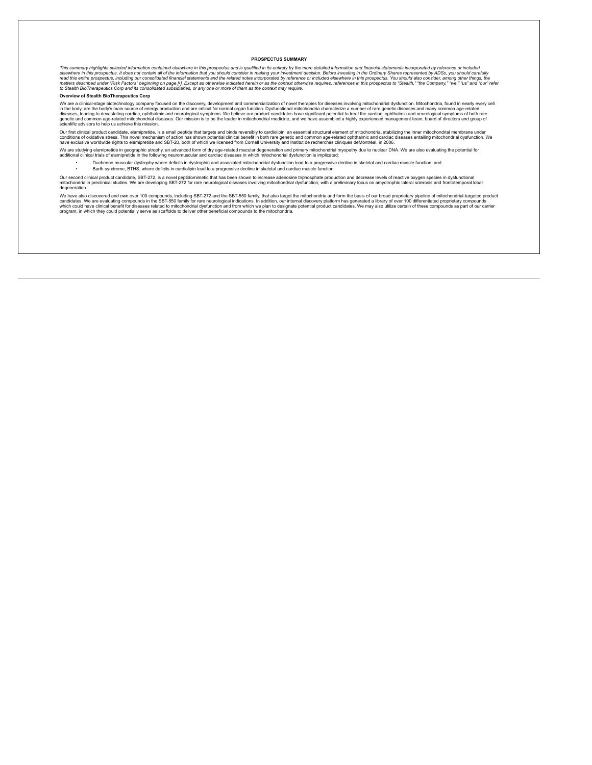# PROSPECTUS SUMMARY

*This summary highlights selected information contained elsewhere in this prospectus and is qualified in its entirety by the more detailed information and financial statements incorporated by reference or included elsewhere in this prospectus. It does not contain all of the information that you should consider in making your investment decision. Before investing in the Ordinary Shares represented by ADSs, you should carefully read this entire prospectus, including our consolidated financial statements and the related notes incorporated by reference or included elsewhere in this prospectus. You should also consider, among other things, the matters described under "Risk Factors" beginning on page [•]. Except as otherwise indicated herein or as the context otherwise requires, references in this prospectus to "Stealth," "the Company," "we," "us" and "our" refer to Stealth BioTherapeutics Corp and its consolidated subsidiaries, or any one or more of them as the context may require.*

## Overview of Stealth BioTherapeutics Corp

We are a clinical-stage biotechnology company focused on the discovery, development and commercialization of novel therapies for diseases involving mitochondrial dysfunction. Mitochondria, found in nearly every cell in the body, are the body's main source of energy production and are critical for normal organ function. Dysfunctional mitochondria characterize a number of rare genetic diseases and many common age-related diseases, leading to devastating cardiac, ophthalmic and neurological symptoms. We believe our product candidates have significant potential to treat the cardiac, ophthalmic and neurological symptoms of both rare genetic and common age-related mitochondrial diseases. Our mission is to be the leader in mitochondrial medicine, and we have assembled a highly experienced management team, board of directors and group of scientific advisors to help us achieve this mission.

Our first clinical product candidate, elamipretide, is a small peptide that targets and binds reversibly to cardiolipin, an essential structural element of mitochondria, stabilizing the inner mitochondrial membrane under conditions of oxidative stress. This novel mechanism of action has shown potential clinical benefit in both rare genetic and common age-related ophthalmic and cardiac diseases entailing mitochondrial dysfunction. We have exclusive worldwide rights to elamipretide and SBT-20, both of which we licensed from Cornell University and Institut de recherches cliniques deMontréal, in 2006.

We are studying elamipretide in geographic atrophy, an advanced form of dry age-related macular degeneration and primary mitochondrial myopathy due to nuclear DNA. We are also evaluating the potential for additional clinical trials of elamipretide in the following neuromuscular and cardiac diseases in which mitochondrial dysfunction is implicated:

- Duchenne muscular dystrophy where deficits in dystrophin and associated mitochondrial dysfunction lead to a progressive decline in skeletal and cardiac muscle function; and
- Barth syndrome, BTHS, where deficits in cardiolipin lead to a progressive decline in skeletal and cardiac muscle function.

Our second clinical product candidate, SBT-272, is a novel peptidomimetic that has been shown to increase adenosine triphosphate production and decrease levels of reactive oxygen species in dysfunctional mitochondria in preclinical studies. We are developing SBT-272 for rare neurological diseases involving mitochondrial dysfunction, with a preliminary focus on amyotrophic lateral sclerosis and frontotemporal lobar degeneration.

We have also discovered and own over 100 compounds, including SBT-272 and the SBT-550 family, that also target the mitochondria and form the basis of our broad proprietary pipeline of mitochondrial-targeted product candidates. We are evaluating compounds in the SBT-550 family for rare neurological indications. In addition, our internal discovery platform has generated a library of over 100 differentiated proprietary compounds which could have clinical benefit for diseases related to mitochondrial dysfunction and from which we plan to designate potential product candidates. We may also utilize certain of these compounds as part of our carrier program, in which they could potentially serve as scaffolds to deliver other beneficial compounds to the mitochondria.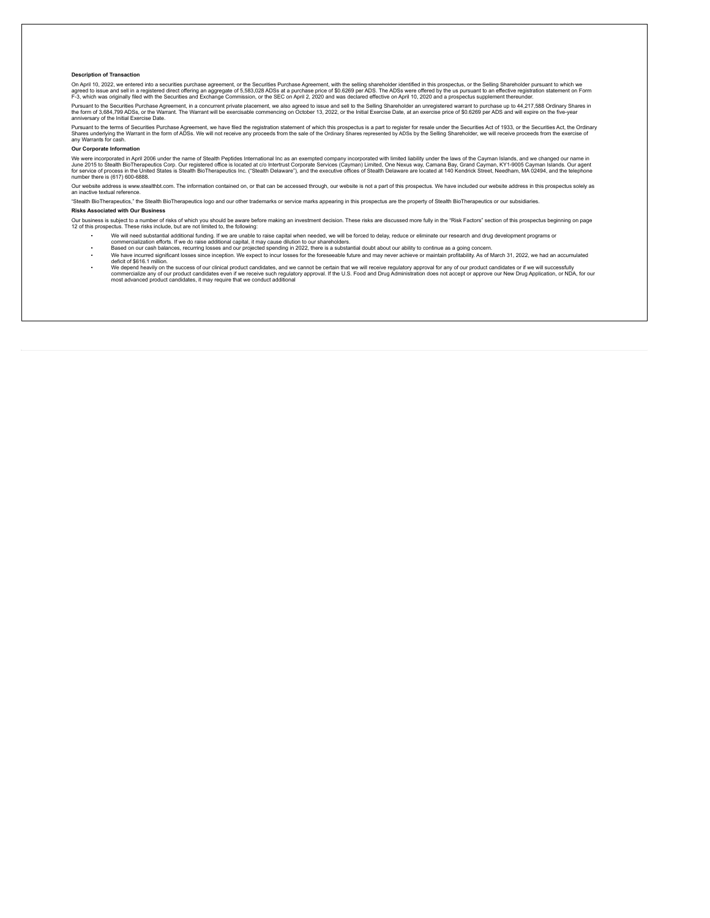**Description of Transaction**

On April 10, 2022, we entered into a securities purchase agreement, or the Securities Purchase Agreement, with the selling shareholder identified in this prospectus, or the Selling Shareholder pursuant to which we agreed to issue and sell in a registered direct offering an aggregate of 5,583,028 ADSs at a purchase price of $0.6269 per ADS. The ADSs were offered by the us pursuant to an effective registration statement on Form F-3, which was originally filed with the Securities and Exchange Commission, or the SEC on April 2, 2020 and was declared effective on April 10, 2020 and a prospectus supplement thereunder.

Pursuant to the Securities Purchase Agreement, in a concurrent private placement, we also agreed to issue and sell to the Selling Shareholder an unregistered warrant to purchase up to 44,217,588 Ordinary Shares in the form of 3,684,799 ADSs, or the Warrant. The Warrant will be exercisable commencing on October 13, 2022, or the Initial Exercise Date, at an exercise price of $0.6269 per ADS and will expire on the five-year anniversary of the Initial Exercise Date.

Pursuant to the terms of Securities Purchase Agreement, we have filed the registration statement of which this prospectus is a part to register for resale under the Securities Act of 1933, or the Securities Act, the Ordinary Shares underlying the Warrant in the form of ADSs. We will not receive any proceeds from the sale of the Ordinary Shares represented by ADSs by the Selling Shareholder, we will receive proceeds from the exercise of any Warrants for cash.

**Our Corporate Information**

We were incorporated in April 2006 under the name of Stealth Peptides International Inc as an exempted company incorporated with limited liability under the laws of the Cayman Islands, and we changed our name in June 2015 to Stealth BioTherapeutics Corp. Our registered office is located at c/o Intertrust Corporate Services (Cayman) Limited, One Nexus way, Camana Bay, Grand Cayman, KY1-9005 Cayman Islands. Our agent for service of process in the United States is Stealth BioTherapeutics Inc. ("Stealth Delaware"), and the executive offices of Stealth Delaware are located at 140 Kendrick Street, Needham, MA 02494, and the telephone number there is (617) 600-6888.

Our website address is www.stealthbt.com. The information contained on, or that can be accessed through, our website is not a part of this prospectus. We have included our website address in this prospectus solely as an inactive textual reference.

"Stealth BioTherapeutics," the Stealth BioTherapeutics logo and our other trademarks or service marks appearing in this prospectus are the property of Stealth BioTherapeutics or our subsidiaries.

**Risks Associated with Our Business**

Our business is subject to a number of risks of which you should be aware before making an investment decision. These risks are discussed more fully in the "Risk Factors" section of this prospectus beginning on page 12 of this prospectus. These risks include, but are not limited to, the following:

- We will need substantial additional funding. If we are unable to raise capital when needed, we will be forced to delay, reduce or eliminate our research and drug development programs or commercialization efforts. If we do raise additional capital, it may cause dilution to our shareholders.
- Based on our cash balances, recurring losses and our projected spending in 2022, there is a substantial doubt about our ability to continue as a going concern.
- We have incurred significant losses since inception. We expect to incur losses for the foreseeable future and may never achieve or maintain profitability. As of March 31, 2022, we had an accumulated deficit of $616.1 million.
- We depend heavily on the success of our clinical product candidates, and we cannot be certain that we will receive regulatory approval for any of our product candidates or if we will successfully commercialize any of our product candidates even if we receive such regulatory approval. If the U.S. Food and Drug Administration does not accept or approve our New Drug Application, or NDA, for our most advanced product candidates, it may require that we conduct additional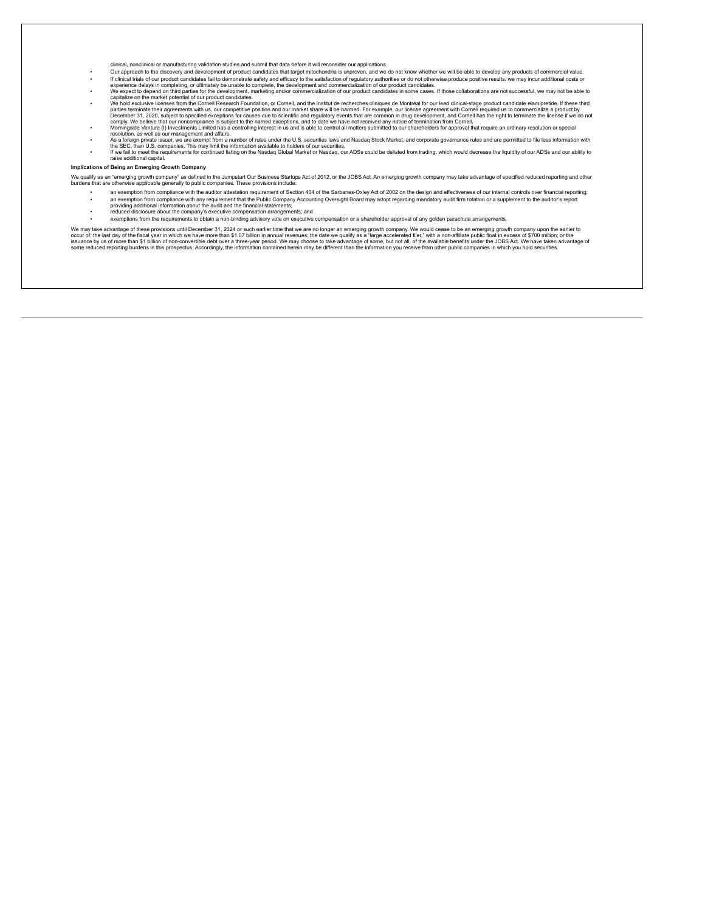clinical, nonclinical or manufacturing validation studies and submit that data before it will reconsider our applications.

- Our approach to the discovery and development of product candidates that target mitochondria is unproven, and we do not know whether we will be able to develop any products of commercial value.
- If clinical trials of our product candidates fail to demonstrate safety and efficacy to the satisfaction of regulatory authorities or do not otherwise produce positive results, we may incur additional costs or experience delays in completing, or ultimately be unable to complete, the development and commercialization of our product candidates.
- We expect to depend on third parties for the development, marketing and/or commercialization of our product candidates in some cases. If those collaborations are not successful, we may not be able to capitalize on the market potential of our product candidates.
- We hold exclusive licenses from the Cornell Research Foundation, or Cornell, and the Institut de recherches cliniques de Montréal for our lead clinical-stage product candidate elamipretide. If these third parties terminate their agreements with us, our competitive position and our market share will be harmed. For example, our license agreement with Cornell required us to commercialize a product by December 31, 2020, subject to specified exceptions for causes due to scientific and regulatory events that are common in drug development, and Cornell has the right to terminate the license if we do not comply. We believe that our noncompliance is subject to the named exceptions, and to date we have not received any notice of termination from Cornell.
- Morningside Venture (I) Investments Limited has a controlling interest in us and is able to control all matters submitted to our shareholders for approval that require an ordinary resolution or special resolution, as well as our management and affairs.
- As a foreign private issuer, we are exempt from a number of rules under the U.S. securities laws and Nasdaq Stock Market, and corporate governance rules and are permitted to file less information with the SEC, than U.S. companies. This may limit the information available to holders of our securities.
- If we fail to meet the requirements for continued listing on the Nasdaq Global Market or Nasdaq, our ADSs could be delisted from trading, which would decrease the liquidity of our ADSs and our ability to raise additional capital.

**Implications of Being an Emerging Growth Company**

We qualify as an "emerging growth company" as defined in the Jumpstart Our Business Startups Act of 2012, or the JOBS Act. An emerging growth company may take advantage of specified reduced reporting and other burdens that are otherwise applicable generally to public companies. These provisions include:

- an exemption from compliance with the auditor attestation requirement of Section 404 of the Sarbanes-Oxley Act of 2002 on the design and effectiveness of our internal controls over financial reporting;
- an exemption from compliance with any requirement that the Public Company Accounting Oversight Board may adopt regarding mandatory audit firm rotation or a supplement to the auditor's report providing additional information about the audit and the financial statements;
- reduced disclosure about the company's executive compensation arrangements; and
- exemptions from the requirements to obtain a non-binding advisory vote on executive compensation or a shareholder approval of any golden parachute arrangements.

We may take advantage of these provisions until December 31, 2024 or such earlier time that we are no longer an emerging growth company. We would cease to be an emerging growth company upon the earlier to occur of: the last day of the fiscal year in which we have more than $1.07 billion in annual revenues; the date we qualify as a "large accelerated filer," with a non-affiliate public float in excess of $700 million; or the issuance by us of more than $1 billion of non-convertible debt over a three-year period. We may choose to take advantage of some, but not all, of the available benefits under the JOBS Act. We have taken advantage of some reduced reporting burdens in this prospectus. Accordingly, the information contained herein may be different than the information you receive from other public companies in which you hold securities.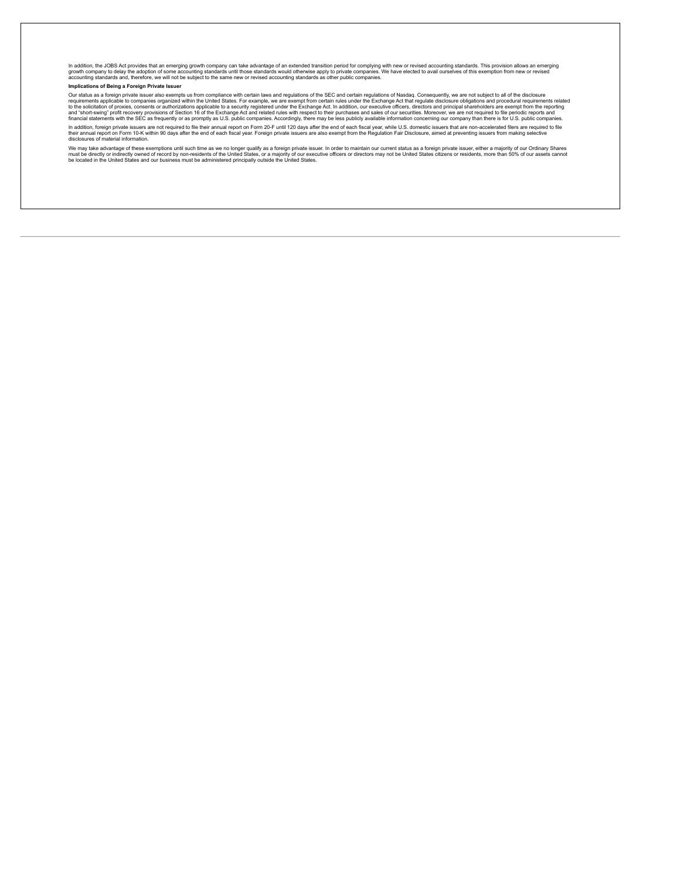In addition, the JOBS Act provides that an emerging growth company can take advantage of an extended transition period for complying with new or revised accounting standards. This provision allows an emerging growth company to delay the adoption of some accounting standards until those standards would otherwise apply to private companies. We have elected to avail ourselves of this exemption from new or revised accounting standards and, therefore, we will not be subject to the same new or revised accounting standards as other public companies.

**Implications of Being a Foreign Private Issuer**

Our status as a foreign private issuer also exempts us from compliance with certain laws and regulations of the SEC and certain regulations of Nasdaq. Consequently, we are not subject to all of the disclosure requirements applicable to companies organized within the United States. For example, we are exempt from certain rules under the Exchange Act that regulate disclosure obligations and procedural requirements related to the solicitation of proxies, consents or authorizations applicable to a security registered under the Exchange Act. In addition, our executive officers, directors and principal shareholders are exempt from the reporting and "short-swing" profit recovery provisions of Section 16 of the Exchange Act and related rules with respect to their purchases and sales of our securities. Moreover, we are not required to file periodic reports and financial statements with the SEC as frequently or as promptly as U.S. public companies. Accordingly, there may be less publicly available information concerning our company than there is for U.S. public companies.

In addition, foreign private issuers are not required to file their annual report on Form 20-F until 120 days after the end of each fiscal year, while U.S. domestic issuers that are non-accelerated filers are required to file their annual report on Form 10-K within 90 days after the end of each fiscal year. Foreign private issuers are also exempt from the Regulation Fair Disclosure, aimed at preventing issuers from making selective disclosures of material information.

We may take advantage of these exemptions until such time as we no longer qualify as a foreign private issuer. In order to maintain our current status as a foreign private issuer, either a majority of our Ordinary Shares must be directly or indirectly owned of record by non-residents of the United States, or a majority of our executive officers or directors may not be United States citizens or residents, more than 50% of our assets cannot be located in the United States and our business must be administered principally outside the United States.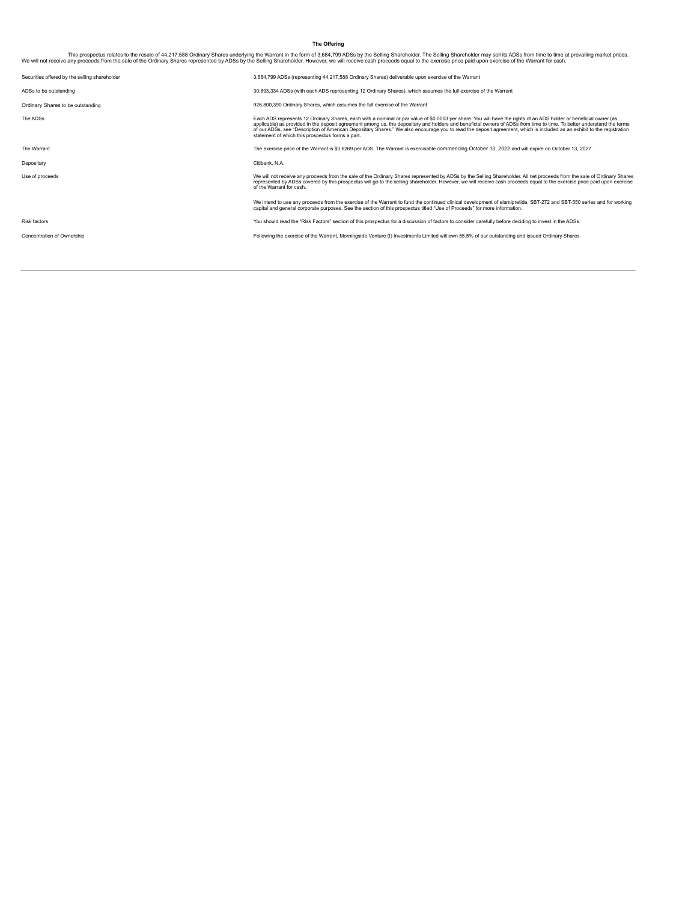## The Offering

This prospectus relates to the resale of 44,217,588 Ordinary Shares underlying the Warrant in the form of 3,684,799 ADSs by the Selling Shareholder. The Selling Shareholder may sell its ADSs from time to time at prevailing market prices. We will not receive any proceeds from the sale of the Ordinary Shares represented by ADSs by the Selling Shareholder. However, we will receive cash proceeds equal to the exercise price paid upon exercise of the Warrant for cash.

| | |
|---|---|
| Securities offered by the selling shareholder | 3,684,799 ADSs (representing 44,217,588 Ordinary Shares) deliverable upon exercise of the Warrant |
| ADSs to be outstanding | 30,893,334 ADSs (with each ADS representing 12 Ordinary Shares), which assumes the full exercise of the Warrant |
| Ordinary Shares to be outstanding | 926,800,390 Ordinary Shares, which assumes the full exercise of the Warrant |
| The ADSs | Each ADS represents 12 Ordinary Shares, each with a nominal or par value of $0.0003 per share. You will have the rights of an ADS holder or beneficial owner (as applicable) as provided in the deposit agreement among us, the depositary and holders and beneficial owners of ADSs from time to time. To better understand the terms of our ADSs, see "Description of American Depositary Shares." We also encourage you to read the deposit agreement, which is included as an exhibit to the registration statement of which this prospectus forms a part. |
| The Warrant | The exercise price of the Warrant is $0.6269 per ADS. The Warrant is exercisable commencing October 13, 2022 and will expire on October 13, 2027. |
| Depositary | Citibank, N.A. |
| Use of proceeds | We will not receive any proceeds from the sale of the Ordinary Shares represented by ADSs by the Selling Shareholder. All net proceeds from the sale of Ordinary Shares represented by ADSs covered by this prospectus will go to the selling shareholder. However, we will receive cash proceeds equal to the exercise price paid upon exercise of the Warrant for cash.<br><br>We intend to use any proceeds from the exercise of the Warrant to fund the continued clinical development of elamipretide, SBT-272 and SBT-550 series and for working capital and general corporate purposes. See the section of this prospectus titled "Use of Proceeds" for more information. |
| Risk factors | You should read the "Risk Factors" section of this prospectus for a discussion of factors to consider carefully before deciding to invest in the ADSs. |
| Concentration of Ownership | Following the exercise of the Warrant, Morningside Venture (I) Investments Limited will own 55.5% of our outstanding and issued Ordinary Shares. |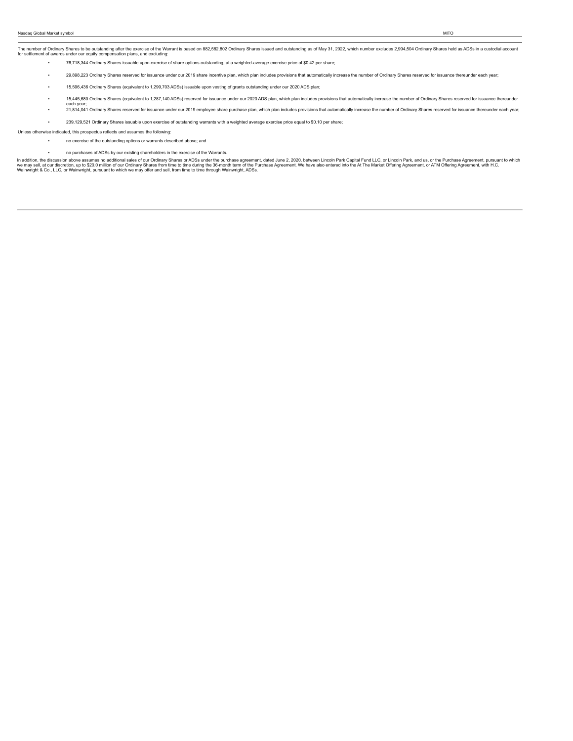| Nasdaq Global Market symbol | MITO |
| --- | --- |

The number of Ordinary Shares to be outstanding after the exercise of the Warrant is based on 882,582,802 Ordinary Shares issued and outstanding as of May 31, 2022, which number excludes 2,994,504 Ordinary Shares held as ADSs in a custodial account for settlement of awards under our equity compensation plans, and excluding:

- 76,718,344 Ordinary Shares issuable upon exercise of share options outstanding, at a weighted-average exercise price of $0.42 per share;
- 29,898,223 Ordinary Shares reserved for issuance under our 2019 share incentive plan, which plan includes provisions that automatically increase the number of Ordinary Shares reserved for issuance thereunder each year;
- 15,596,436 Ordinary Shares (equivalent to 1,299,703 ADSs) issuable upon vesting of grants outstanding under our 2020 ADS plan;
- 15,445,680 Ordinary Shares (equivalent to 1,287,140 ADSs) reserved for issuance under our 2020 ADS plan, which plan includes provisions that automatically increase the number of Ordinary Shares reserved for issuance thereunder each year;
- 21,814,041 Ordinary Shares reserved for issuance under our 2019 employee share purchase plan, which plan includes provisions that automatically increase the number of Ordinary Shares reserved for issuance thereunder each year;
- 239,129,521 Ordinary Shares issuable upon exercise of outstanding warrants with a weighted average exercise price equal to $0.10 per share;

Unless otherwise indicated, this prospectus reflects and assumes the following:

- no exercise of the outstanding options or warrants described above; and
- no purchases of ADSs by our existing shareholders in the exercise of the Warrants.

In addition, the discussion above assumes no additional sales of our Ordinary Shares or ADSs under the purchase agreement, dated June 2, 2020, between Lincoln Park Capital Fund LLC, or Lincoln Park, and us, or the Purchase Agreement, pursuant to which we may sell, at our discretion, up to $20.0 million of our Ordinary Shares from time to time during the 36-month term of the Purchase Agreement. We have also entered into the At The Market Offering Agreement, or ATM Offering Agreement, with H.C. Wainwright & Co., LLC, or Wainwright, pursuant to which we may offer and sell, from time to time through Wainwright, ADSs.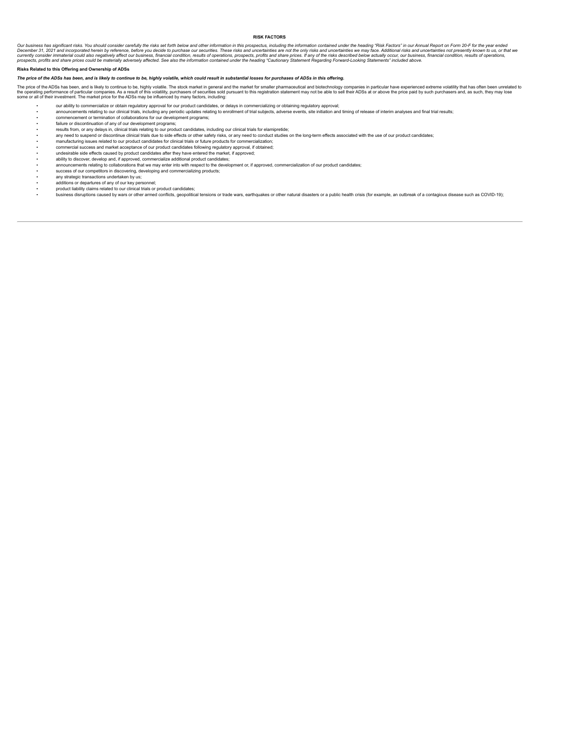## RISK FACTORS

*Our business has significant risks. You should consider carefully the risks set forth below and other information in this prospectus, including the information contained under the heading "Risk Factors" in our Annual Report on Form 20-F for the year ended December 31, 2021 and incorporated herein by reference, before you decide to purchase our securities. These risks and uncertainties are not the only risks and uncertainties we may face. Additional risks and uncertainties not presently known to us, or that we currently consider immaterial could also negatively affect our business, financial condition, results of operations, prospects, profits and share prices. If any of the risks described below actually occur, our business, financial condition, results of operations, prospects, profits and share prices could be materially adversely affected. See also the information contained under the heading "Cautionary Statement Regarding Forward-Looking Statements" included above.*

**Risks Related to this Offering and Ownership of ADSs**

***The price of the ADSs has been, and is likely to continue to be, highly volatile, which could result in substantial losses for purchases of ADSs in this offering.***

The price of the ADSs has been, and is likely to continue to be, highly volatile. The stock market in general and the market for smaller pharmaceutical and biotechnology companies in particular have experienced extreme volatility that has often been unrelated to the operating performance of particular companies. As a result of this volatility, purchasers of securities sold pursuant to this registration statement may not be able to sell their ADSs at or above the price paid by such purchasers and, as such, they may lose some or all of their investment. The market price for the ADSs may be influenced by many factors, including:

- our ability to commercialize or obtain regulatory approval for our product candidates, or delays in commercializing or obtaining regulatory approval;
- announcements relating to our clinical trials, including any periodic updates relating to enrollment of trial subjects, adverse events, site initiation and timing of release of interim analyses and final trial results;
- commencement or termination of collaborations for our development programs;
- failure or discontinuation of any of our development programs;
- results from, or any delays in, clinical trials relating to our product candidates, including our clinical trials for elamipretide;
- any need to suspend or discontinue clinical trials due to side effects or other safety risks, or any need to conduct studies on the long-term effects associated with the use of our product candidates;
- manufacturing issues related to our product candidates for clinical trials or future products for commercialization;
- commercial success and market acceptance of our product candidates following regulatory approval, if obtained;
- undesirable side effects caused by product candidates after they have entered the market, if approved;
- ability to discover, develop and, if approved, commercialize additional product candidates;
- announcements relating to collaborations that we may enter into with respect to the development or, if approved, commercialization of our product candidates;
- success of our competitors in discovering, developing and commercializing products;
- any strategic transactions undertaken by us;
- additions or departures of any of our key personnel;
- product liability claims related to our clinical trials or product candidates;
- business disruptions caused by wars or other armed conflicts, geopolitical tensions or trade wars, earthquakes or other natural disasters or a public health crisis (for example, an outbreak of a contagious disease such as COVID-19);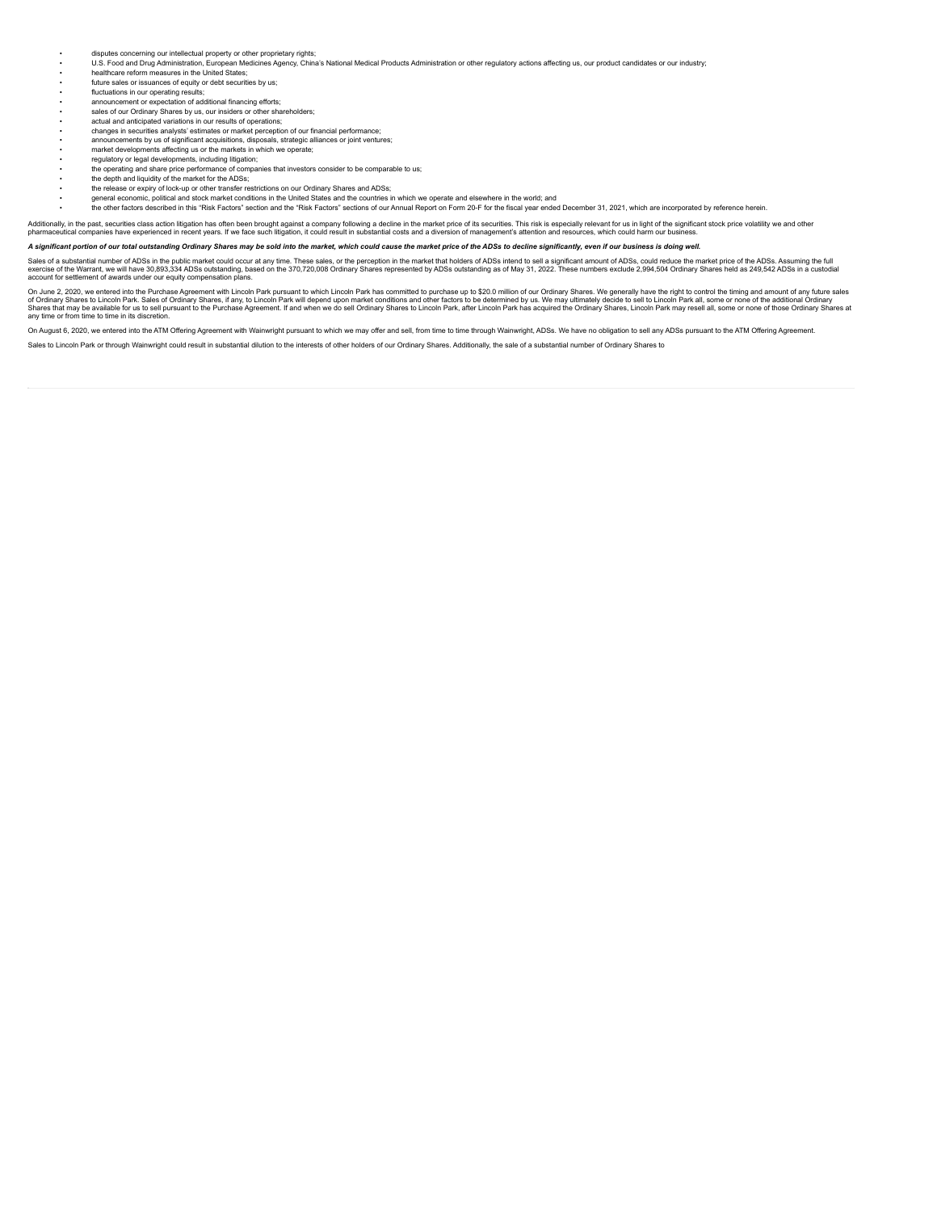- disputes concerning our intellectual property or other proprietary rights;
- U.S. Food and Drug Administration, European Medicines Agency, China's National Medical Products Administration or other regulatory actions affecting us, our product candidates or our industry;
- healthcare reform measures in the United States;
- future sales or issuances of equity or debt securities by us;
- fluctuations in our operating results;
- announcement or expectation of additional financing efforts;
- sales of our Ordinary Shares by us, our insiders or other shareholders;
- actual and anticipated variations in our results of operations;
- changes in securities analysts' estimates or market perception of our financial performance;
- announcements by us of significant acquisitions, disposals, strategic alliances or joint ventures;
- market developments affecting us or the markets in which we operate;
- regulatory or legal developments, including litigation;
- the operating and share price performance of companies that investors consider to be comparable to us;
- the depth and liquidity of the market for the ADSs;
- the release or expiry of lock-up or other transfer restrictions on our Ordinary Shares and ADSs;
- general economic, political and stock market conditions in the United States and the countries in which we operate and elsewhere in the world; and
- the other factors described in this "Risk Factors" section and the "Risk Factors" sections of our Annual Report on Form 20-F for the fiscal year ended December 31, 2021, which are incorporated by reference herein.

Additionally, in the past, securities class action litigation has often been brought against a company following a decline in the market price of its securities. This risk is especially relevant for us in light of the significant stock price volatility we and other pharmaceutical companies have experienced in recent years. If we face such litigation, it could result in substantial costs and a diversion of management's attention and resources, which could harm our business.

***A significant portion of our total outstanding Ordinary Shares may be sold into the market, which could cause the market price of the ADSs to decline significantly, even if our business is doing well.***

Sales of a substantial number of ADSs in the public market could occur at any time. These sales, or the perception in the market that holders of ADSs intend to sell a significant amount of ADSs, could reduce the market price of the ADSs. Assuming the full exercise of the Warrant, we will have 30,893,334 ADSs outstanding, based on the 370,720,008 Ordinary Shares represented by ADSs outstanding as of May 31, 2022. These numbers exclude 2,994,504 Ordinary Shares held as 249,542 ADSs in a custodial account for settlement of awards under our equity compensation plans.

On June 2, 2020, we entered into the Purchase Agreement with Lincoln Park pursuant to which Lincoln Park has committed to purchase up to $20.0 million of our Ordinary Shares. We generally have the right to control the timing and amount of any future sales of Ordinary Shares to Lincoln Park. Sales of Ordinary Shares, if any, to Lincoln Park will depend upon market conditions and other factors to be determined by us. We may ultimately decide to sell to Lincoln Park all, some or none of the additional Ordinary Shares that may be available for us to sell pursuant to the Purchase Agreement. If and when we do sell Ordinary Shares to Lincoln Park, after Lincoln Park has acquired the Ordinary Shares, Lincoln Park may resell all, some or none of those Ordinary Shares at any time or from time to time in its discretion.

On August 6, 2020, we entered into the ATM Offering Agreement with Wainwright pursuant to which we may offer and sell, from time to time through Wainwright, ADSs. We have no obligation to sell any ADSs pursuant to the ATM Offering Agreement.

Sales to Lincoln Park or through Wainwright could result in substantial dilution to the interests of other holders of our Ordinary Shares. Additionally, the sale of a substantial number of Ordinary Shares to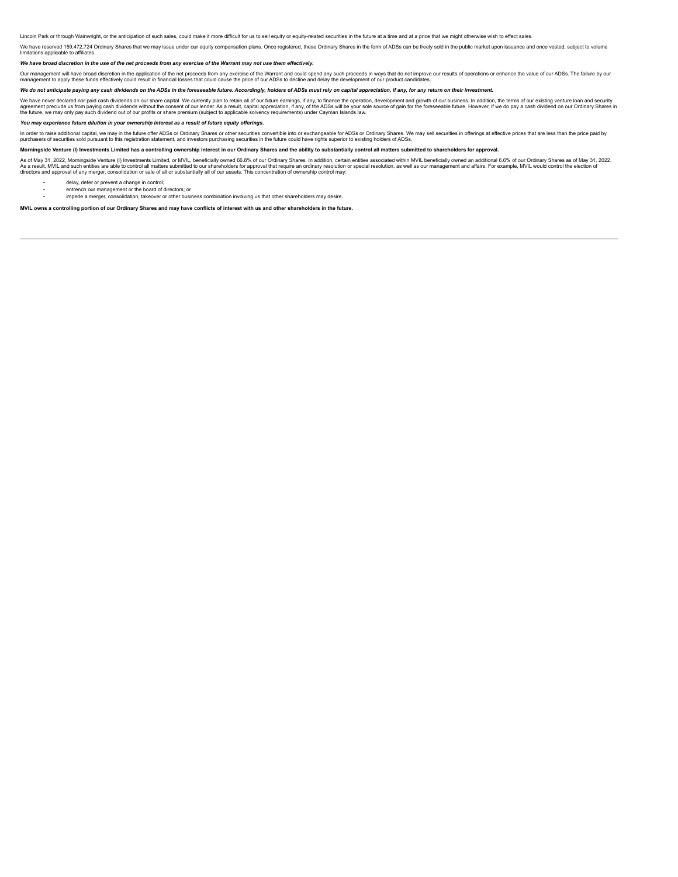Lincoln Park or through Wainwright, or the anticipation of such sales, could make it more difficult for us to sell equity or equity-related securities in the future at a time and at a price that we might otherwise wish to effect sales.

We have reserved 159,472,724 Ordinary Shares that we may issue under our equity compensation plans. Once registered, these Ordinary Shares in the form of ADSs can be freely sold in the public market upon issuance and once vested, subject to volume limitations applicable to affiliates.

***We have broad discretion in the use of the net proceeds from any exercise of the Warrant may not use them effectively.***

Our management will have broad discretion in the application of the net proceeds from any exercise of the Warrant and could spend any such proceeds in ways that do not improve our results of operations or enhance the value of our ADSs. The failure by our management to apply these funds effectively could result in financial losses that could cause the price of our ADSs to decline and delay the development of our product candidates.

***We do not anticipate paying any cash dividends on the ADSs in the foreseeable future. Accordingly, holders of ADSs must rely on capital appreciation, if any, for any return on their investment.***

We have never declared nor paid cash dividends on our share capital. We currently plan to retain all of our future earnings, if any, to finance the operation, development and growth of our business. In addition, the terms of our existing venture loan and security agreement preclude us from paying cash dividends without the consent of our lender. As a result, capital appreciation, if any, of the ADSs will be your sole source of gain for the foreseeable future. However, if we do pay a cash dividend on our Ordinary Shares in the future, we may only pay such dividend out of our profits or share premium (subject to applicable solvency requirements) under Cayman Islands law.

***You may experience future dilution in your ownership interest as a result of future equity offerings.***

In order to raise additional capital, we may in the future offer ADSs or Ordinary Shares or other securities convertible into or exchangeable for ADSs or Ordinary Shares. We may sell securities in offerings at effective prices that are less than the price paid by purchasers of securities sold pursuant to this registration statement, and investors purchasing securities in the future could have rights superior to existing holders of ADSs.

**Morningside Venture (I) Investments Limited has a controlling ownership interest in our Ordinary Shares and the ability to substantially control all matters submitted to shareholders for approval.**

As of May 31, 2022, Morningside Venture (I) Investments Limited, or MVIL, beneficially owned 66.8% of our Ordinary Shares. In addition, certain entities associated within MVIL beneficially owned an additional 6.6% of our Ordinary Shares as of May 31, 2022. As a result, MVIL and such entities are able to control all matters submitted to our shareholders for approval that require an ordinary resolution or special resolution, as well as our management and affairs. For example, MVIL would control the election of directors and approval of any merger, consolidation or sale of all or substantially all of our assets. This concentration of ownership control may:

- delay, defer or prevent a change in control;
- entrench our management or the board of directors; or
- impede a merger, consolidation, takeover or other business combination involving us that other shareholders may desire.

**MVIL owns a controlling portion of our Ordinary Shares and may have conflicts of interest with us and other shareholders in the future.**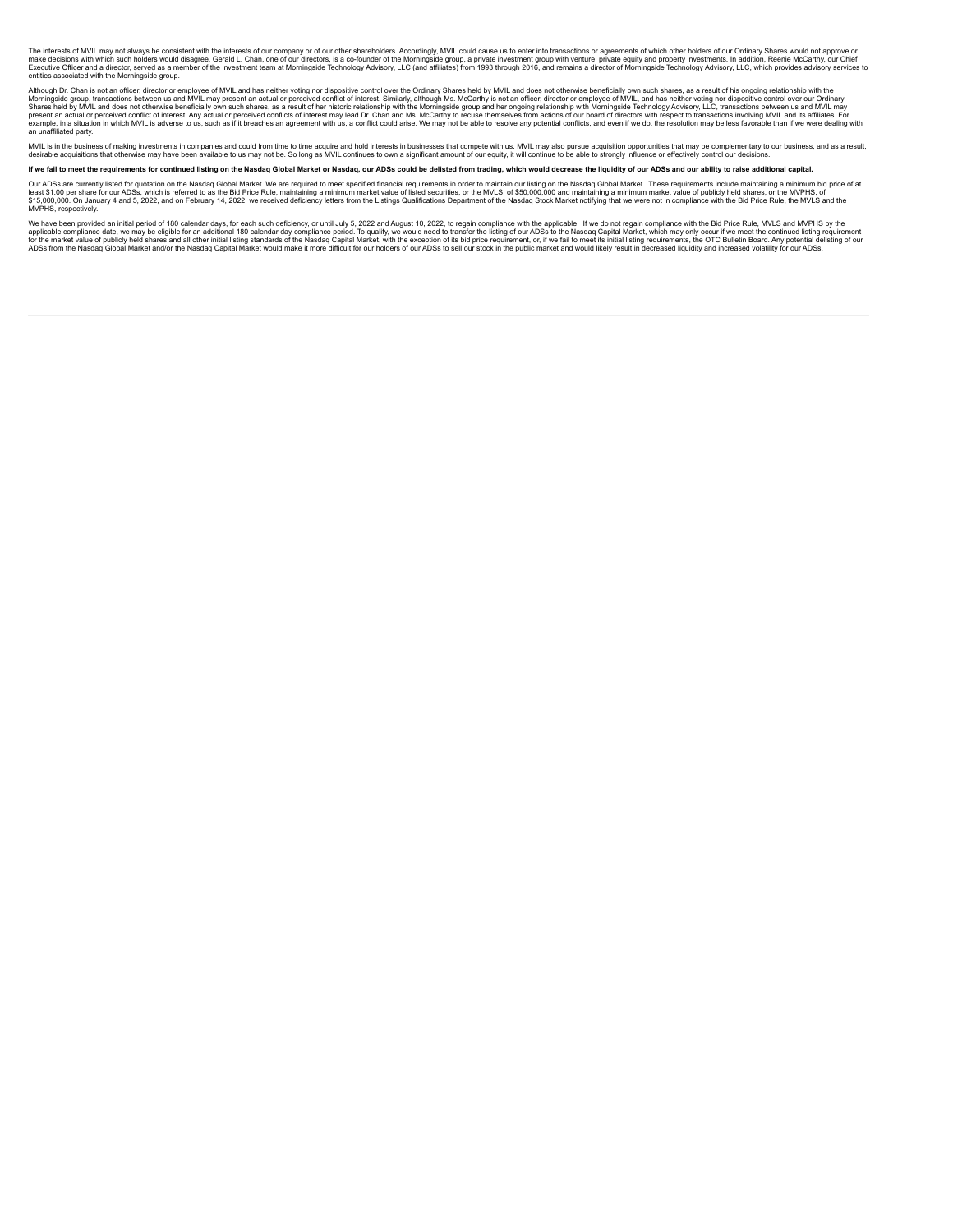The interests of MVIL may not always be consistent with the interests of our company or of our other shareholders. Accordingly, MVIL could cause us to enter into transactions or agreements of which other holders of our Ordinary Shares would not approve or make decisions with which such holders would disagree. Gerald L. Chan, one of our directors, is a co-founder of the Morningside group, a private investment group with venture, private equity and property investments. In addition, Reenie McCarthy, our Chief Executive Officer and a director, served as a member of the investment team at Morningside Technology Advisory, LLC (and affiliates) from 1993 through 2016, and remains a director of Morningside Technology Advisory, LLC, which provides advisory services to entities associated with the Morningside group.

Although Dr. Chan is not an officer, director or employee of MVIL and has neither voting nor dispositive control over the Ordinary Shares held by MVIL and does not otherwise beneficially own such shares, as a result of his ongoing relationship with the Morningside group, transactions between us and MVIL may present an actual or perceived conflict of interest. Similarly, although Ms. McCarthy is not an officer, director or employee of MVIL, and has neither voting nor dispositive control over our Ordinary Shares held by MVIL and does not otherwise beneficially own such shares, as a result of her historic relationship with the Morningside group and her ongoing relationship with Morningside Technology Advisory, LLC, transactions between us and MVIL may present an actual or perceived conflict of interest. Any actual or perceived conflicts of interest may lead Dr. Chan and Ms. McCarthy to recuse themselves from actions of our board of directors with respect to transactions involving MVIL and its affiliates. For example, in a situation in which MVIL is adverse to us, such as if it breaches an agreement with us, a conflict could arise. We may not be able to resolve any potential conflicts, and even if we do, the resolution may be less favorable than if we were dealing with an unaffiliated party.

MVIL is in the business of making investments in companies and could from time to time acquire and hold interests in businesses that compete with us. MVIL may also pursue acquisition opportunities that may be complementary to our business, and as a result, desirable acquisitions that otherwise may have been available to us may not be. So long as MVIL continues to own a significant amount of our equity, it will continue to be able to strongly influence or effectively control our decisions.

**If we fail to meet the requirements for continued listing on the Nasdaq Global Market or Nasdaq, our ADSs could be delisted from trading, which would decrease the liquidity of our ADSs and our ability to raise additional capital.**

Our ADSs are currently listed for quotation on the Nasdaq Global Market. We are required to meet specified financial requirements in order to maintain our listing on the Nasdaq Global Market. These requirements include maintaining a minimum bid price of at least $1.00 per share for our ADSs, which is referred to as the Bid Price Rule, maintaining a minimum market value of listed securities, or the MVLS, of $50,000,000 and maintaining a minimum market value of publicly held shares, or the MVPHS, of $15,000,000. On January 4 and 5, 2022, and on February 14, 2022, we received deficiency letters from the Listings Qualifications Department of the Nasdaq Stock Market notifying that we were not in compliance with the Bid Price Rule, the MVLS and the MVPHS, respectively.

We have been provided an initial period of 180 calendar days, for each such deficiency, or until July 5, 2022 and August 10, 2022, to regain compliance with the applicable. If we do not regain compliance with the Bid Price Rule, MVLS and MVPHS by the applicable compliance date, we may be eligible for an additional 180 calendar day compliance period. To qualify, we would need to transfer the listing of our ADSs to the Nasdaq Capital Market, which may only occur if we meet the continued listing requirement for the market value of publicly held shares and all other initial listing standards of the Nasdaq Capital Market, with the exception of its bid price requirement, or, if we fail to meet its initial listing requirements, the OTC Bulletin Board. Any potential delisting of our ADSs from the Nasdaq Global Market and/or the Nasdaq Capital Market would make it more difficult for our holders of our ADSs to sell our stock in the public market and would likely result in decreased liquidity and increased volatility for our ADSs.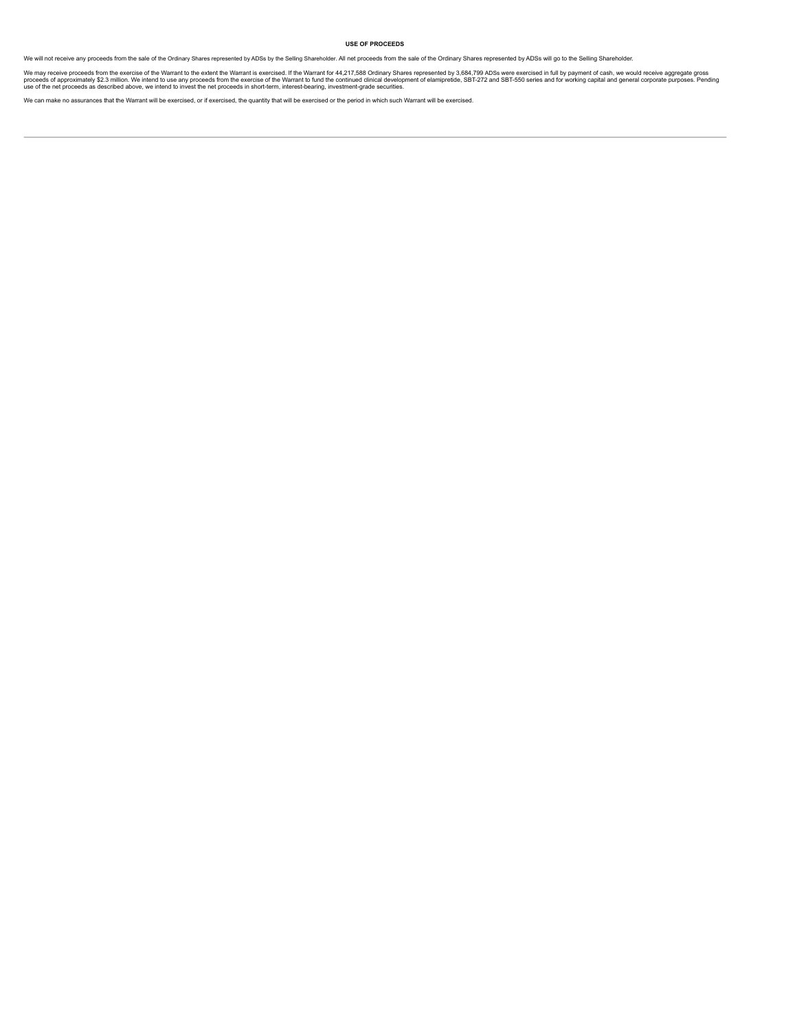## USE OF PROCEEDS

We will not receive any proceeds from the sale of the Ordinary Shares represented by ADSs by the Selling Shareholder. All net proceeds from the sale of the Ordinary Shares represented by ADSs will go to the Selling Shareholder.

We may receive proceeds from the exercise of the Warrant to the extent the Warrant is exercised. If the Warrant for 44,217,588 Ordinary Shares represented by 3,684,799 ADSs were exercised in full by payment of cash, we would receive aggregate gross proceeds of approximately $2.3 million. We intend to use any proceeds from the exercise of the Warrant to fund the continued clinical development of elamipretide, SBT-272 and SBT-550 series and for working capital and general corporate purposes. Pending use of the net proceeds as described above, we intend to invest the net proceeds in short-term, interest-bearing, investment-grade securities.

We can make no assurances that the Warrant will be exercised, or if exercised, the quantity that will be exercised or the period in which such Warrant will be exercised.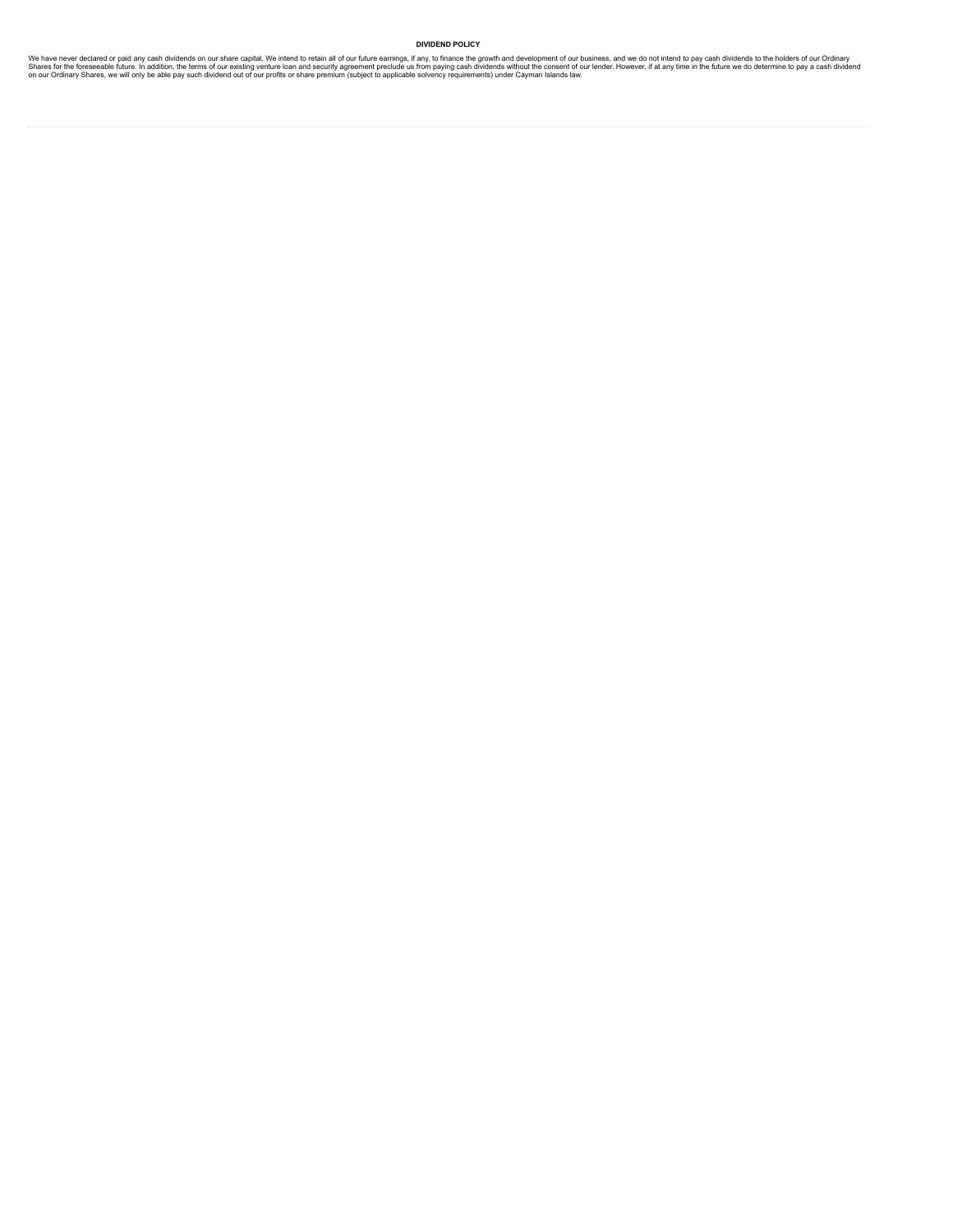## DIVIDEND POLICY

We have never declared or paid any cash dividends on our share capital. We intend to retain all of our future earnings, if any, to finance the growth and development of our business, and we do not intend to pay cash dividends to the holders of our Ordinary Shares for the foreseeable future. In addition, the terms of our existing venture loan and security agreement preclude us from paying cash dividends without the consent of our lender. However, if at any time in the future we do determine to pay a cash dividend on our Ordinary Shares, we will only be able pay such dividend out of our profits or share premium (subject to applicable solvency requirements) under Cayman Islands law.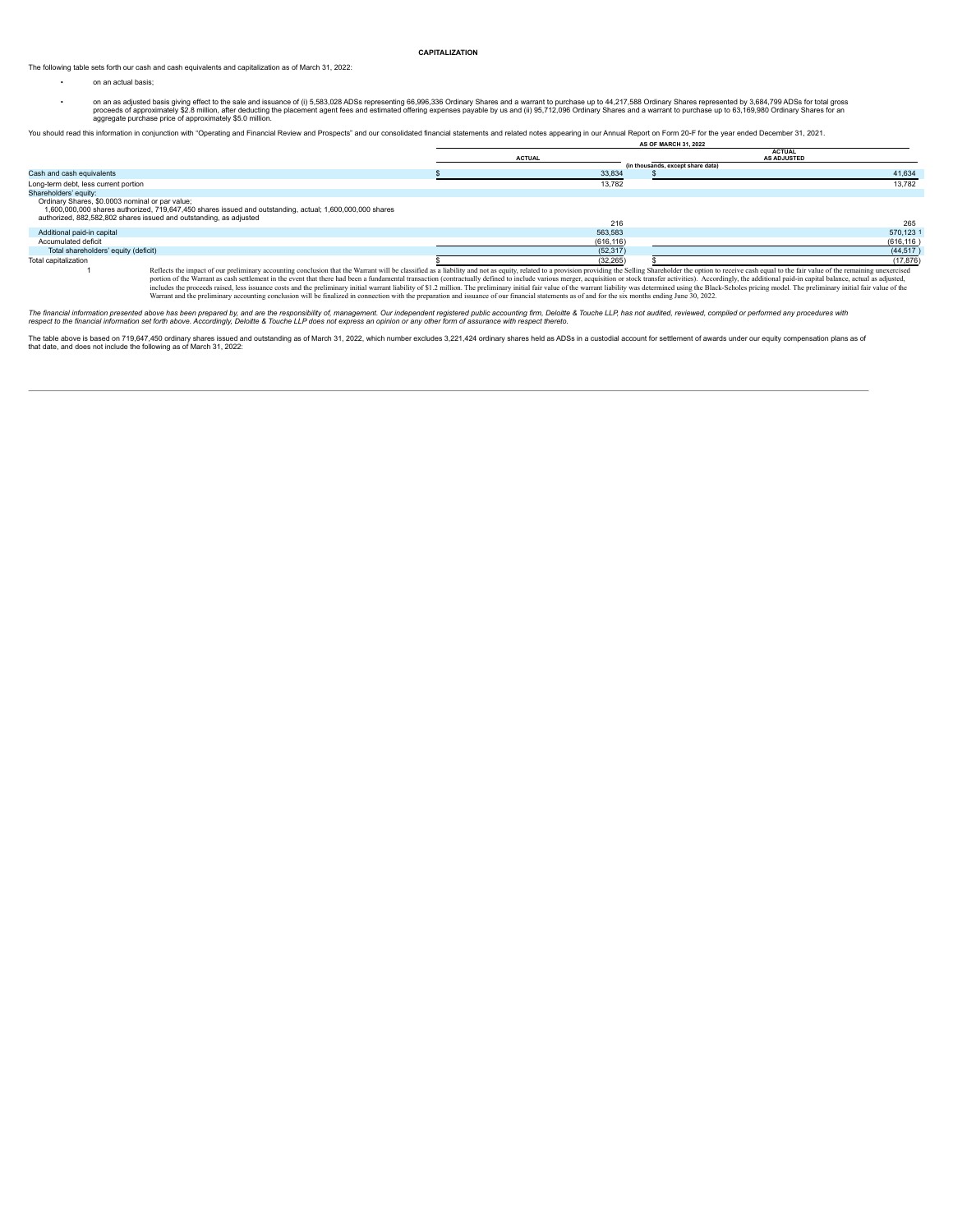## CAPITALIZATION

The following table sets forth our cash and cash equivalents and capitalization as of March 31, 2022:

- on an actual basis;
- on an as adjusted basis giving effect to the sale and issuance of (i) 5,583,028 ADSs representing 66,996,336 Ordinary Shares and a warrant to purchase up to 44,217,588 Ordinary Shares represented by 3,684,799 ADSs for total gross proceeds of approximately $2.8 million, after deducting the placement agent fees and estimated offering expenses payable by us and (ii) 95,712,096 Ordinary Shares and a warrant to purchase up to 63,169,980 Ordinary Shares for an aggregate purchase price of approximately $5.0 million.

You should read this information in conjunction with "Operating and Financial Review and Prospects" and our consolidated financial statements and related notes appearing in our Annual Report on Form 20-F for the year ended December 31, 2021.

| | AS OF MARCH 31, 2022 | |
|---|---|---|
| | ACTUAL | ACTUAL AS ADJUSTED |
| | (in thousands, except share data) | |
| Cash and cash equivalents | $ 33,834 | $ 41,634 |
| Long-term debt, less current portion | 13,782 | 13,782 |
| Shareholders' equity: | | |
| Ordinary Shares, $0.0003 nominal or par value; 1,600,000,000 shares authorized, 719,647,450 shares issued and outstanding, actual; 1,600,000,000 shares authorized, 882,582,802 shares issued and outstanding, as adjusted | 216 | 265 |
| Additional paid-in capital | 563,583 | 570,123 [1] |
| Accumulated deficit | (616,116) | (616,116) |
| Total shareholders' equity (deficit) | (52,317) | (44,517) |
| Total capitalization | $ (32,265) | $ (17,876) |

[1] Reflects the impact of our preliminary accounting conclusion that the Warrant will be classified as a liability and not as equity, related to a provision providing the Selling Shareholder the option to receive cash equal to the fair value of the remaining unexercised portion of the Warrant as cash settlement in the event that there had been a fundamental transaction (contractually defined to include various merger, acquisition or stock transfer activities). Accordingly, the additional paid-in capital balance, actual as adjusted, includes the proceeds raised, less issuance costs and the preliminary initial warrant liability of $1.2 million. The preliminary initial fair value of the warrant liability was determined using the Black-Scholes pricing model. The preliminary initial fair value of the Warrant and the preliminary accounting conclusion will be finalized in connection with the preparation and issuance of our financial statements as of and for the six months ending June 30, 2022.

*The financial information presented above has been prepared by, and are the responsibility of, management. Our independent registered public accounting firm, Deloitte & Touche LLP, has not audited, reviewed, compiled or performed any procedures with respect to the financial information set forth above. Accordingly, Deloitte & Touche LLP does not express an opinion or any other form of assurance with respect thereto.*

The table above is based on 719,647,450 ordinary shares issued and outstanding as of March 31, 2022, which number excludes 3,221,424 ordinary shares held as ADSs in a custodial account for settlement of awards under our equity compensation plans as of that date, and does not include the following as of March 31, 2022: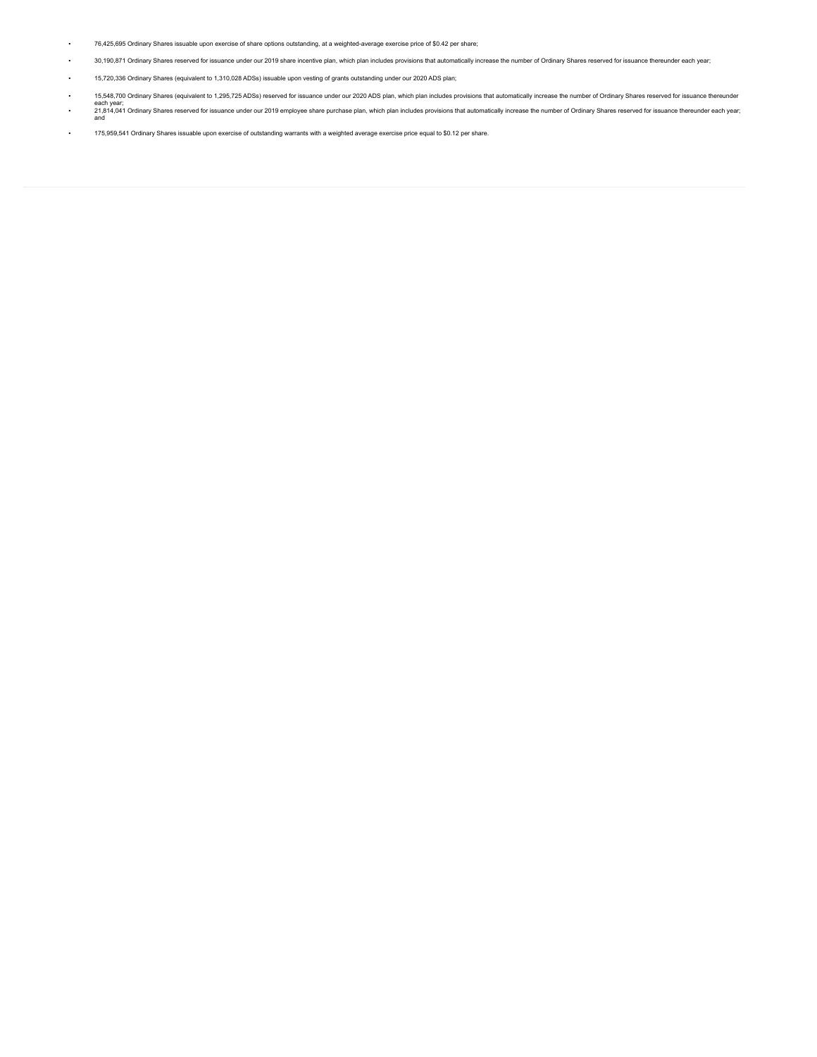- 76,425,695 Ordinary Shares issuable upon exercise of share options outstanding, at a weighted-average exercise price of $0.42 per share;
- 30,190,871 Ordinary Shares reserved for issuance under our 2019 share incentive plan, which plan includes provisions that automatically increase the number of Ordinary Shares reserved for issuance thereunder each year;
- 15,720,336 Ordinary Shares (equivalent to 1,310,028 ADSs) issuable upon vesting of grants outstanding under our 2020 ADS plan;
- 15,548,700 Ordinary Shares (equivalent to 1,295,725 ADSs) reserved for issuance under our 2020 ADS plan, which plan includes provisions that automatically increase the number of Ordinary Shares reserved for issuance thereunder each year;
- 21,814,041 Ordinary Shares reserved for issuance under our 2019 employee share purchase plan, which plan includes provisions that automatically increase the number of Ordinary Shares reserved for issuance thereunder each year; and
- 175,959,541 Ordinary Shares issuable upon exercise of outstanding warrants with a weighted average exercise price equal to $0.12 per share.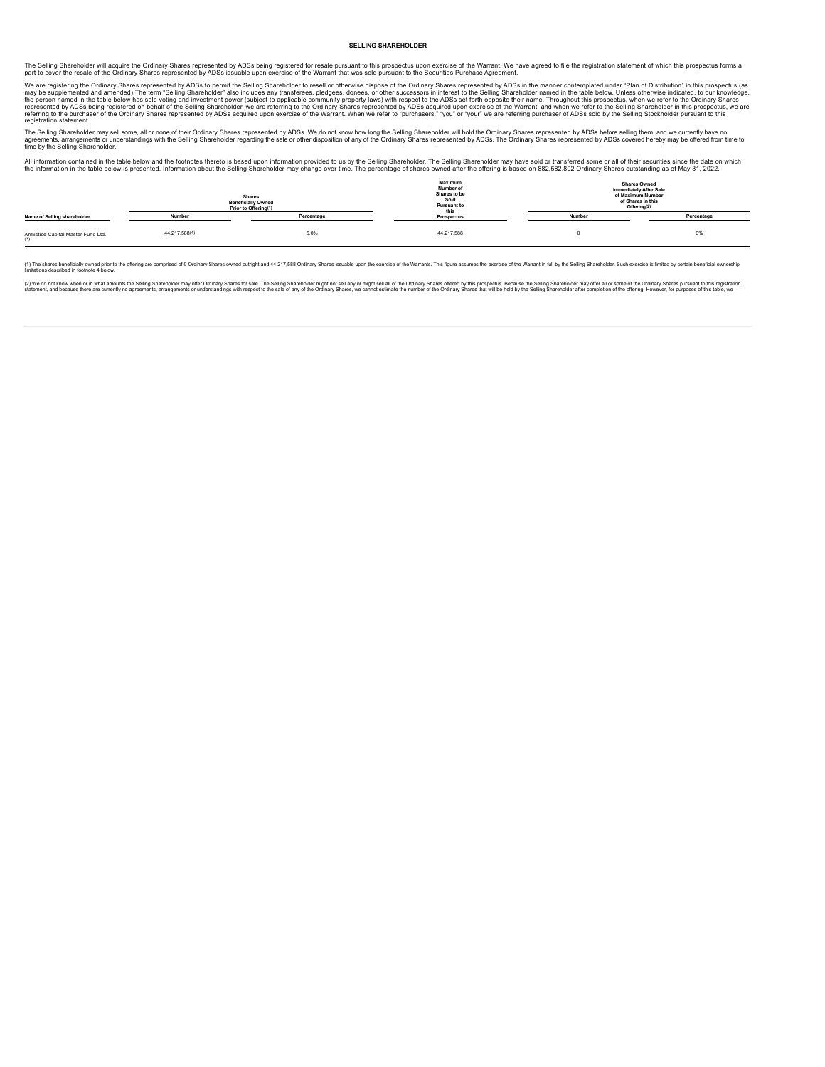## SELLING SHAREHOLDER

The Selling Shareholder will acquire the Ordinary Shares represented by ADSs being registered for resale pursuant to this prospectus upon exercise of the Warrant. We have agreed to file the registration statement of which this prospectus forms a part to cover the resale of the Ordinary Shares represented by ADSs issuable upon exercise of the Warrant that was sold pursuant to the Securities Purchase Agreement.

We are registering the Ordinary Shares represented by ADSs to permit the Selling Shareholder to resell or otherwise dispose of the Ordinary Shares represented by ADSs in the manner contemplated under "Plan of Distribution" in this prospectus (as may be supplemented and amended).The term "Selling Shareholder" also includes any transferees, pledgees, donees, or other successors in interest to the Selling Shareholder named in the table below. Unless otherwise indicated, to our knowledge, the person named in the table below has sole voting and investment power (subject to applicable community property laws) with respect to the ADSs set forth opposite their name. Throughout this prospectus, when we refer to the Ordinary Shares represented by ADSs being registered on behalf of the Selling Shareholder, we are referring to the Ordinary Shares represented by ADSs acquired upon exercise of the Warrant, and when we refer to the Selling Shareholder in this prospectus, we are referring to the purchaser of the Ordinary Shares represented by ADSs acquired upon exercise of the Warrant. When we refer to "purchasers," "you" or "your" we are referring purchaser of ADSs sold by the Selling Stockholder pursuant to this registration statement.

The Selling Shareholder may sell some, all or none of their Ordinary Shares represented by ADSs. We do not know how long the Selling Shareholder will hold the Ordinary Shares represented by ADSs before selling them, and we currently have no agreements, arrangements or understandings with the Selling Shareholder regarding the sale or other disposition of any of the Ordinary Shares represented by ADSs. The Ordinary Shares represented by ADSs covered hereby may be offered from time to time by the Selling Shareholder.

All information contained in the table below and the footnotes thereto is based upon information provided to us by the Selling Shareholder. The Selling Shareholder may have sold or transferred some or all of their securities since the date on which the information in the table below is presented. Information about the Selling Shareholder may change over time. The percentage of shares owned after the offering is based on 882,582,802 Ordinary Shares outstanding as of May 31, 2022.

| Name of Selling shareholder | Shares Beneficially Owned Prior to Offering(1) | | Maximum Number of Shares to be Sold Pursuant to this Prospectus | Shares Owned Immediately After Sale of Maximum Number of Shares in this Offering(2) | |
|---|---|---|---|---|---|
| | Number | Percentage | | Number | Percentage |
| Armistice Capital Master Fund Ltd. (3) | 44,217,588(4) | 5.0% | 44,217,588 | 0 | 0% |

(1) The shares beneficially owned prior to the offering are comprised of 0 Ordinary Shares owned outright and 44,217,588 Ordinary Shares issuable upon the exercise of the Warrants. This figure assumes the exercise of the Warrant in full by the Selling Shareholder. Such exercise is limited by certain beneficial ownership limitations described in footnote 4 below.

(2) We do not know when or in what amounts the Selling Shareholder may offer Ordinary Shares for sale. The Selling Shareholder might not sell any or might sell all of the Ordinary Shares offered by this prospectus. Because the Selling Shareholder may offer all or some of the Ordinary Shares pursuant to this registration statement, and because there are currently no agreements, arrangements or understandings with respect to the sale of any of the Ordinary Shares, we cannot estimate the number of the Ordinary Shares that will be held by the Selling Shareholder after completion of the offering. However, for purposes of this table, we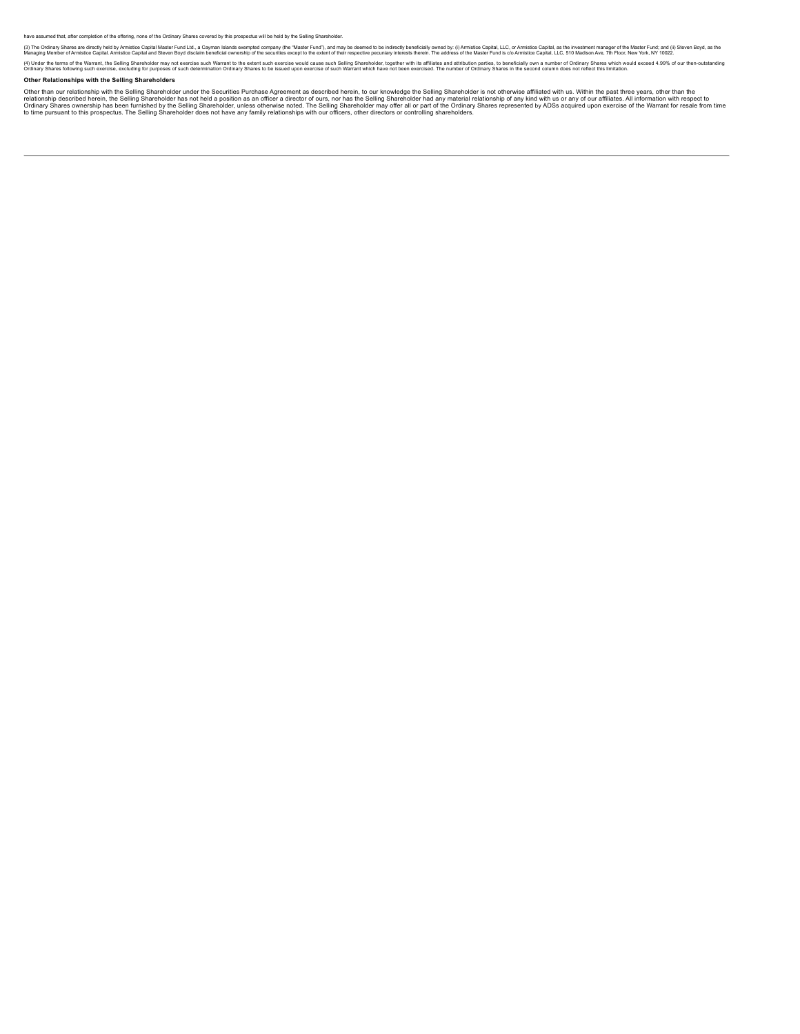have assumed that, after completion of the offering, none of the Ordinary Shares covered by this prospectus will be held by the Selling Shareholder.

(3) The Ordinary Shares are directly held by Armistice Capital Master Fund Ltd., a Cayman Islands exempted company (the "Master Fund"), and may be deemed to be indirectly beneficially owned by: (i) Armistice Capital, LLC, or Armistice Capital, as the investment manager of the Master Fund; and (ii) Steven Boyd, as the Managing Member of Armistice Capital. Armistice Capital and Steven Boyd disclaim beneficial ownership of the securities except to the extent of their respective pecuniary interests therein. The address of the Master Fund is c/o Armistice Capital, LLC, 510 Madison Ave, 7th Floor, New York, NY 10022.

(4) Under the terms of the Warrant, the Selling Shareholder may not exercise such Warrant to the extent such exercise would cause such Selling Shareholder, together with its affiliates and attribution parties, to beneficially own a number of Ordinary Shares which would exceed 4.99% of our then-outstanding Ordinary Shares following such exercise, excluding for purposes of such determination Ordinary Shares to be issued upon exercise of such Warrant which have not been exercised. The number of Ordinary Shares in the second column does not reflect this limitation.

**Other Relationships with the Selling Shareholders**

Other than our relationship with the Selling Shareholder under the Securities Purchase Agreement as described herein, to our knowledge the Selling Shareholder is not otherwise affiliated with us. Within the past three years, other than the relationship described herein, the Selling Shareholder has not held a position as an officer a director of ours, nor has the Selling Shareholder had any material relationship of any kind with us or any of our affiliates. All information with respect to Ordinary Shares ownership has been furnished by the Selling Shareholder, unless otherwise noted. The Selling Shareholder may offer all or part of the Ordinary Shares represented by ADSs acquired upon exercise of the Warrant for resale from time to time pursuant to this prospectus. The Selling Shareholder does not have any family relationships with our officers, other directors or controlling shareholders.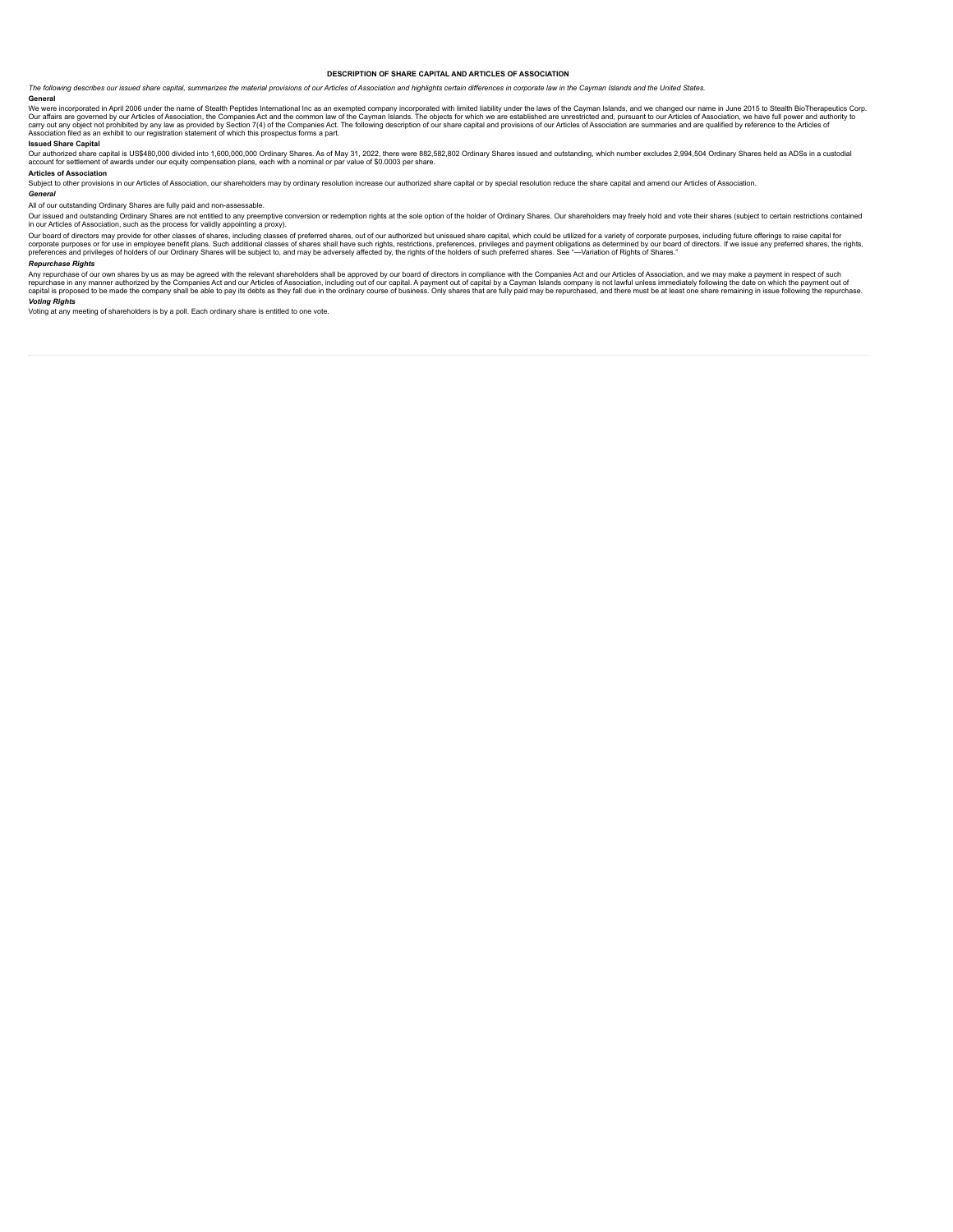# DESCRIPTION OF SHARE CAPITAL AND ARTICLES OF ASSOCIATION

*The following describes our issued share capital, summarizes the material provisions of our Articles of Association and highlights certain differences in corporate law in the Cayman Islands and the United States.*

### General

We were incorporated in April 2006 under the name of Stealth Peptides International Inc as an exempted company incorporated with limited liability under the laws of the Cayman Islands, and we changed our name in June 2015 to Stealth BioTherapeutics Corp. Our affairs are governed by our Articles of Association, the Companies Act and the common law of the Cayman Islands. The objects for which we are established are unrestricted and, pursuant to our Articles of Association, we have full power and authority to carry out any object not prohibited by any law as provided by Section 7(4) of the Companies Act. The following description of our share capital and provisions of our Articles of Association are summaries and are qualified by reference to the Articles of Association filed as an exhibit to our registration statement of which this prospectus forms a part.

### Issued Share Capital

Our authorized share capital is US$480,000 divided into 1,600,000,000 Ordinary Shares. As of May 31, 2022, there were 882,582,802 Ordinary Shares issued and outstanding, which number excludes 2,994,504 Ordinary Shares held as ADSs in a custodial account for settlement of awards under our equity compensation plans, each with a nominal or par value of $0.0003 per share.

### Articles of Association

Subject to other provisions in our Articles of Association, our shareholders may by ordinary resolution increase our authorized share capital or by special resolution reduce the share capital and amend our Articles of Association.

#### *General*

All of our outstanding Ordinary Shares are fully paid and non-assessable.

Our issued and outstanding Ordinary Shares are not entitled to any preemptive conversion or redemption rights at the sole option of the holder of Ordinary Shares. Our shareholders may freely hold and vote their shares (subject to certain restrictions contained in our Articles of Association, such as the process for validly appointing a proxy).

Our board of directors may provide for other classes of shares, including classes of preferred shares, out of our authorized but unissued share capital, which could be utilized for a variety of corporate purposes, including future offerings to raise capital for corporate purposes or for use in employee benefit plans. Such additional classes of shares shall have such rights, restrictions, preferences, privileges and payment obligations as determined by our board of directors. If we issue any preferred shares, the rights, preferences and privileges of holders of our Ordinary Shares will be subject to, and may be adversely affected by, the rights of the holders of such preferred shares. See "—Variation of Rights of Shares."

#### *Repurchase Rights*

Any repurchase of our own shares by us as may be agreed with the relevant shareholders shall be approved by our board of directors in compliance with the Companies Act and our Articles of Association, and we may make a payment in respect of such repurchase in any manner authorized by the Companies Act and our Articles of Association, including out of our capital. A payment out of capital by a Cayman Islands company is not lawful unless immediately following the date on which the payment out of capital is proposed to be made the company shall be able to pay its debts as they fall due in the ordinary course of business. Only shares that are fully paid may be repurchased, and there must be at least one share remaining in issue following the repurchase.

#### *Voting Rights*

Voting at any meeting of shareholders is by a poll. Each ordinary share is entitled to one vote.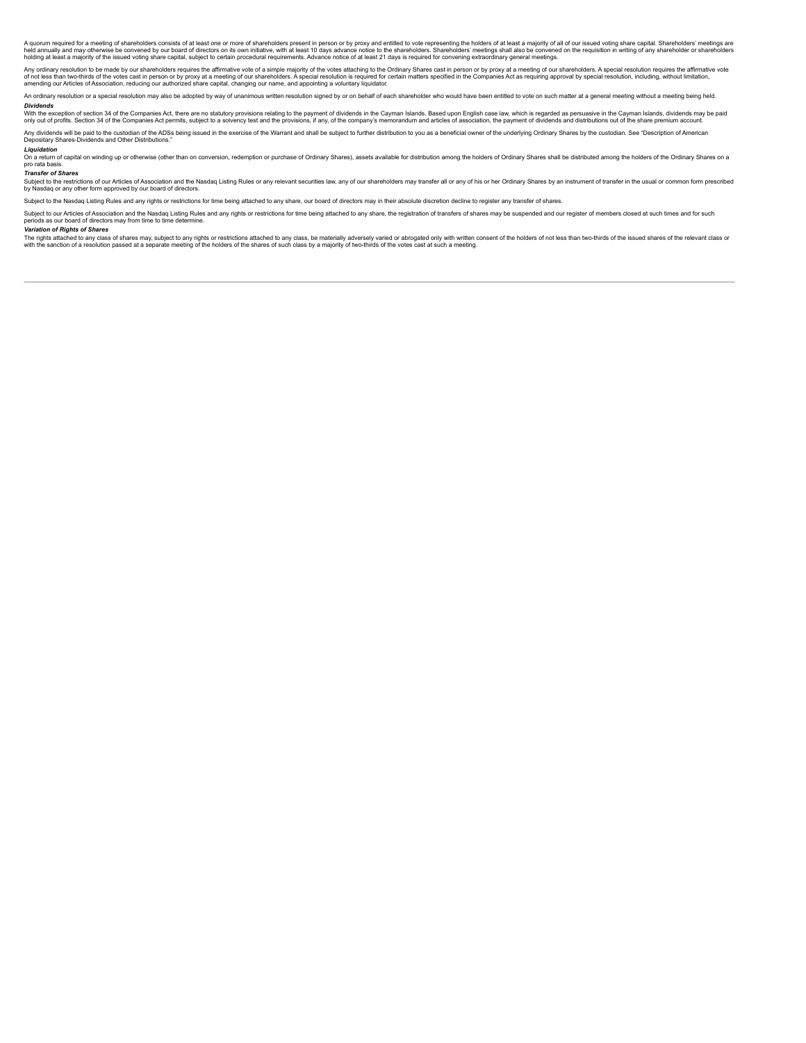A quorum required for a meeting of shareholders consists of at least one or more of shareholders present in person or by proxy and entitled to vote representing the holders of at least a majority of all of our issued voting share capital. Shareholders' meetings are held annually and may otherwise be convened by our board of directors on its own initiative, with at least 10 days advance notice to the shareholders. Shareholders' meetings shall also be convened on the requisition in writing of any shareholder or shareholders holding at least a majority of the issued voting share capital, subject to certain procedural requirements. Advance notice of at least 21 days is required for convening extraordinary general meetings.

Any ordinary resolution to be made by our shareholders requires the affirmative vote of a simple majority of the votes attaching to the Ordinary Shares cast in person or by proxy at a meeting of our shareholders. A special resolution requires the affirmative vote of not less than two-thirds of the votes cast in person or by proxy at a meeting of our shareholders. A special resolution is required for certain matters specified in the Companies Act as requiring approval by special resolution, including, without limitation, amending our Articles of Association, reducing our authorized share capital, changing our name, and appointing a voluntary liquidator.

An ordinary resolution or a special resolution may also be adopted by way of unanimous written resolution signed by or on behalf of each shareholder who would have been entitled to vote on such matter at a general meeting without a meeting being held.

***Dividends***

With the exception of section 34 of the Companies Act, there are no statutory provisions relating to the payment of dividends in the Cayman Islands. Based upon English case law, which is regarded as persuasive in the Cayman Islands, dividends may be paid only out of profits. Section 34 of the Companies Act permits, subject to a solvency test and the provisions, if any, of the company's memorandum and articles of association, the payment of dividends and distributions out of the share premium account.

Any dividends will be paid to the custodian of the ADSs being issued in the exercise of the Warrant and shall be subject to further distribution to you as a beneficial owner of the underlying Ordinary Shares by the custodian. See "Description of American Depositary Shares-Dividends and Other Distributions."

***Liquidation***

On a return of capital on winding up or otherwise (other than on conversion, redemption or purchase of Ordinary Shares), assets available for distribution among the holders of Ordinary Shares shall be distributed among the holders of the Ordinary Shares on a pro rata basis.

***Transfer of Shares***

Subject to the restrictions of our Articles of Association and the Nasdaq Listing Rules or any relevant securities law, any of our shareholders may transfer all or any of his or her Ordinary Shares by an instrument of transfer in the usual or common form prescribed by Nasdaq or any other form approved by our board of directors.

Subject to the Nasdaq Listing Rules and any rights or restrictions for time being attached to any share, our board of directors may in their absolute discretion decline to register any transfer of shares.

Subject to our Articles of Association and the Nasdaq Listing Rules and any rights or restrictions for time being attached to any share, the registration of transfers of shares may be suspended and our register of members closed at such times and for such periods as our board of directors may from time to time determine.

***Variation of Rights of Shares***

The rights attached to any class of shares may, subject to any rights or restrictions attached to any class, be materially adversely varied or abrogated only with written consent of the holders of not less than two-thirds of the issued shares of the relevant class or with the sanction of a resolution passed at a separate meeting of the holders of the shares of such class by a majority of two-thirds of the votes cast at such a meeting.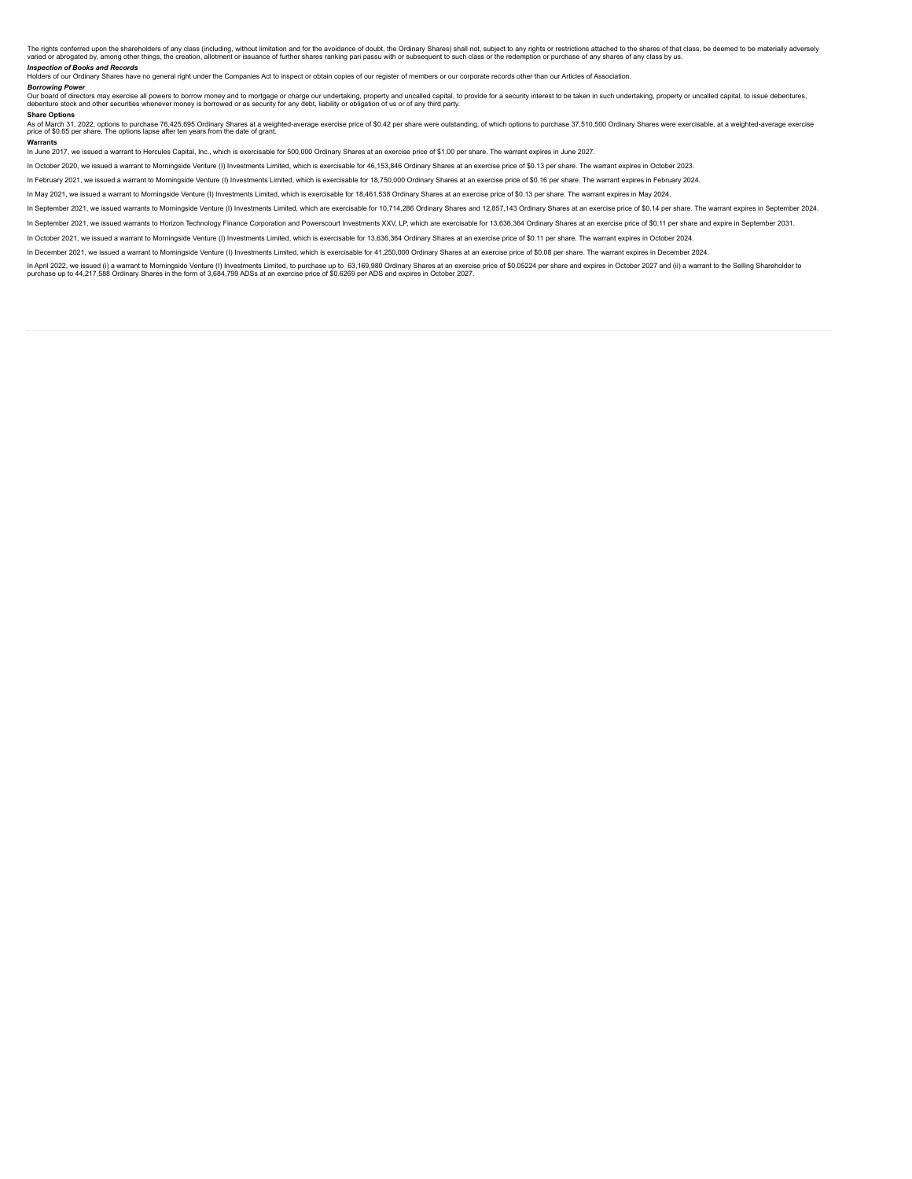The rights conferred upon the shareholders of any class (including, without limitation and for the avoidance of doubt, the Ordinary Shares) shall not, subject to any rights or restrictions attached to the shares of that class, be deemed to be materially adversely varied or abrogated by, among other things, the creation, allotment or issuance of further shares ranking pari passu with or subsequent to such class or the redemption or purchase of any shares of any class by us.

***Inspection of Books and Records***

Holders of our Ordinary Shares have no general right under the Companies Act to inspect or obtain copies of our register of members or our corporate records other than our Articles of Association.

***Borrowing Power***

Our board of directors may exercise all powers to borrow money and to mortgage or charge our undertaking, property and uncalled capital, to provide for a security interest to be taken in such undertaking, property or uncalled capital, to issue debentures, debenture stock and other securities whenever money is borrowed or as security for any debt, liability or obligation of us or of any third party.

**Share Options**

As of March 31, 2022, options to purchase 76,425,695 Ordinary Shares at a weighted-average exercise price of $0.42 per share were outstanding, of which options to purchase 37,510,500 Ordinary Shares were exercisable, at a weighted-average exercise price of $0.65 per share. The options lapse after ten years from the date of grant.

**Warrants**

In June 2017, we issued a warrant to Hercules Capital, Inc., which is exercisable for 500,000 Ordinary Shares at an exercise price of $1.00 per share. The warrant expires in June 2027.

In October 2020, we issued a warrant to Morningside Venture (I) Investments Limited, which is exercisable for 46,153,846 Ordinary Shares at an exercise price of $0.13 per share. The warrant expires in October 2023.

In February 2021, we issued a warrant to Morningside Venture (I) Investments Limited, which is exercisable for 18,750,000 Ordinary Shares at an exercise price of $0.16 per share. The warrant expires in February 2024.

In May 2021, we issued a warrant to Morningside Venture (I) Investments Limited, which is exercisable for 18,461,538 Ordinary Shares at an exercise price of $0.13 per share. The warrant expires in May 2024.

In September 2021, we issued warrants to Morningside Venture (I) Investments Limited, which are exercisable for 10,714,286 Ordinary Shares and 12,857,143 Ordinary Shares at an exercise price of $0.14 per share. The warrant expires in September 2024.

In September 2021, we issued warrants to Horizon Technology Finance Corporation and Powerscourt Investments XXV, LP, which are exercisable for 13,636,364 Ordinary Shares at an exercise price of $0.11 per share and expire in September 2031.

In October 2021, we issued a warrant to Morningside Venture (I) Investments Limited, which is exercisable for 13,636,364 Ordinary Shares at an exercise price of $0.11 per share. The warrant expires in October 2024.

In December 2021, we issued a warrant to Morningside Venture (I) Investments Limited, which is exercisable for 41,250,000 Ordinary Shares at an exercise price of $0.08 per share. The warrant expires in December 2024.

In April 2022, we issued (i) a warrant to Morningside Venture (I) Investments Limited, to purchase up to 63,169,980 Ordinary Shares at an exercise price of $0.05224 per share and expires in October 2027 and (ii) a warrant to the Selling Shareholder to purchase up to 44,217,588 Ordinary Shares in the form of 3,684,799 ADSs at an exercise price of $0.6269 per ADS and expires in October 2027.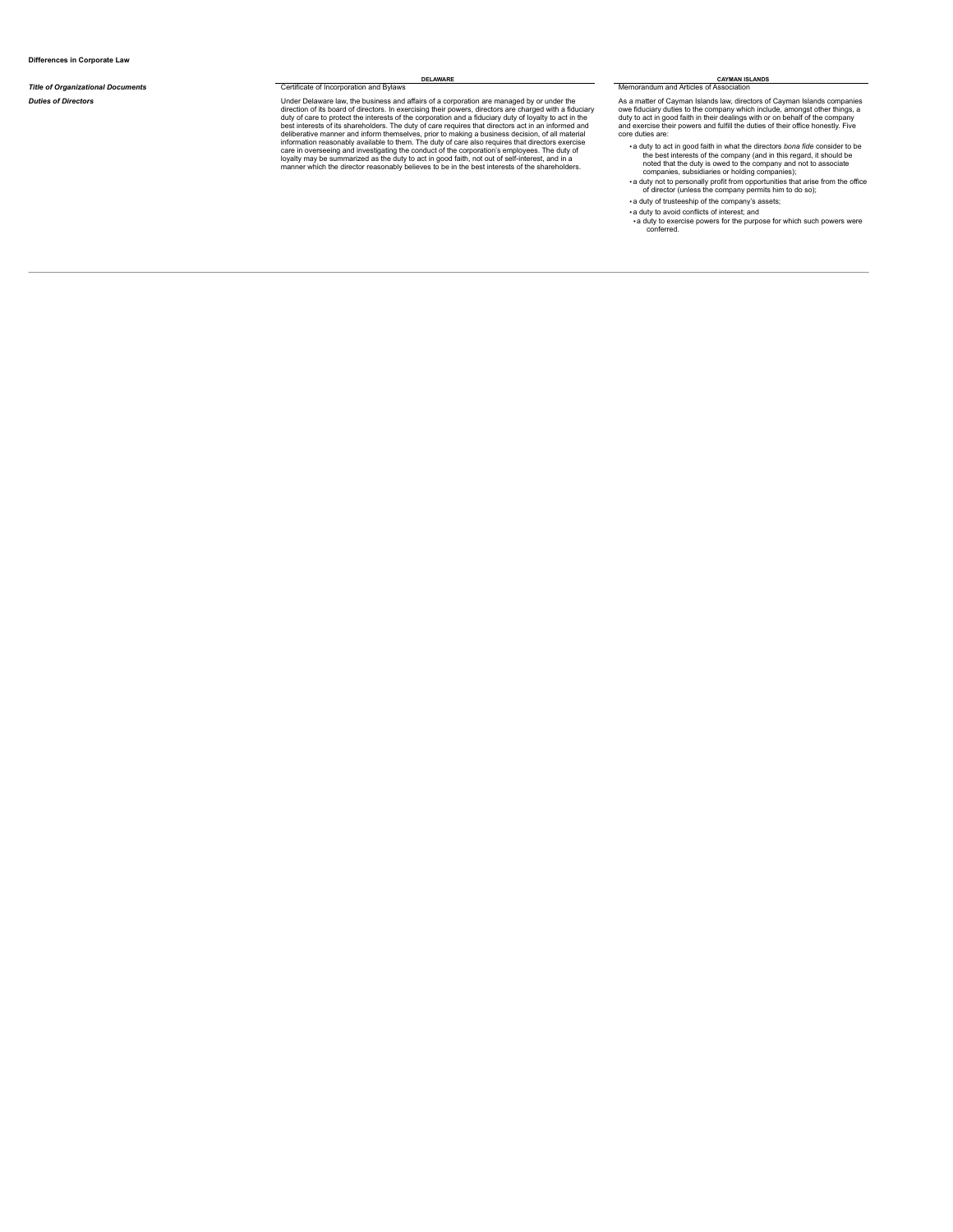**Differences in Corporate Law**

| | DELAWARE | CAYMAN ISLANDS |
|---|---|---|
| ***Title of Organizational Documents*** | Certificate of Incorporation and Bylaws | Memorandum and Articles of Association |
| ***Duties of Directors*** | Under Delaware law, the business and affairs of a corporation are managed by or under the direction of its board of directors. In exercising their powers, directors are charged with a fiduciary duty of care to protect the interests of the corporation and a fiduciary duty of loyalty to act in the best interests of its shareholders. The duty of care requires that directors act in an informed and deliberative manner and inform themselves, prior to making a business decision, of all material information reasonably available to them. The duty of care also requires that directors exercise care in overseeing and investigating the conduct of the corporation's employees. The duty of loyalty may be summarized as the duty to act in good faith, not out of self-interest, and in a manner which the director reasonably believes to be in the best interests of the shareholders. | As a matter of Cayman Islands law, directors of Cayman Islands companies owe fiduciary duties to the company which include, amongst other things, a duty to act in good faith in their dealings with or on behalf of the company and exercise their powers and fulfill the duties of their office honestly. Five core duties are:<br>• a duty to act in good faith in what the directors *bona fide* consider to be the best interests of the company (and in this regard, it should be noted that the duty is owed to the company and not to associate companies, subsidiaries or holding companies);<br>• a duty not to personally profit from opportunities that arise from the office of director (unless the company permits him to do so);<br>• a duty of trusteeship of the company's assets;<br>• a duty to avoid conflicts of interest; and<br>• a duty to exercise powers for the purpose for which such powers were conferred. |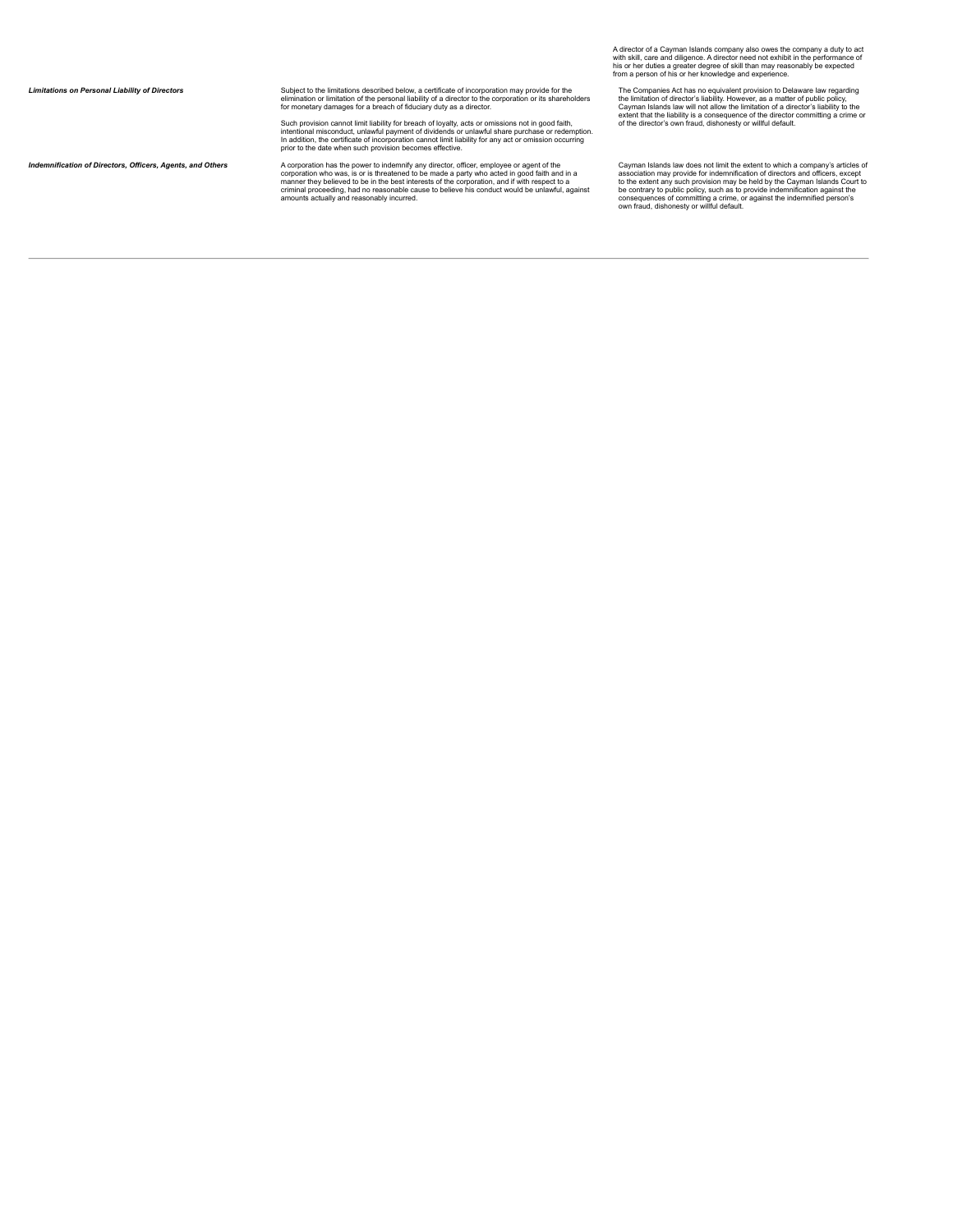| | | |
|---|---|---|
| | | A director of a Cayman Islands company also owes the company a duty to act with skill, care and diligence. A director need not exhibit in the performance of his or her duties a greater degree of skill than may reasonably be expected from a person of his or her knowledge and experience. |
| ***Limitations on Personal Liability of Directors*** | Subject to the limitations described below, a certificate of incorporation may provide for the elimination or limitation of the personal liability of a director to the corporation or its shareholders for monetary damages for a breach of fiduciary duty as a director.<br><br>Such provision cannot limit liability for breach of loyalty, acts or omissions not in good faith, intentional misconduct, unlawful payment of dividends or unlawful share purchase or redemption. In addition, the certificate of incorporation cannot limit liability for any act or omission occurring prior to the date when such provision becomes effective. | The Companies Act has no equivalent provision to Delaware law regarding the limitation of director's liability. However, as a matter of public policy, Cayman Islands law will not allow the limitation of a director's liability to the extent that the liability is a consequence of the director committing a crime or of the director's own fraud, dishonesty or willful default. |
| ***Indemnification of Directors, Officers, Agents, and Others*** | A corporation has the power to indemnify any director, officer, employee or agent of the corporation who was, is or is threatened to be made a party who acted in good faith and in a manner they believed to be in the best interests of the corporation, and if with respect to a criminal proceeding, had no reasonable cause to believe his conduct would be unlawful, against amounts actually and reasonably incurred. | Cayman Islands law does not limit the extent to which a company's articles of association may provide for indemnification of directors and officers, except to the extent any such provision may be held by the Cayman Islands Court to be contrary to public policy, such as to provide indemnification against the consequences of committing a crime, or against the indemnified person's own fraud, dishonesty or willful default. |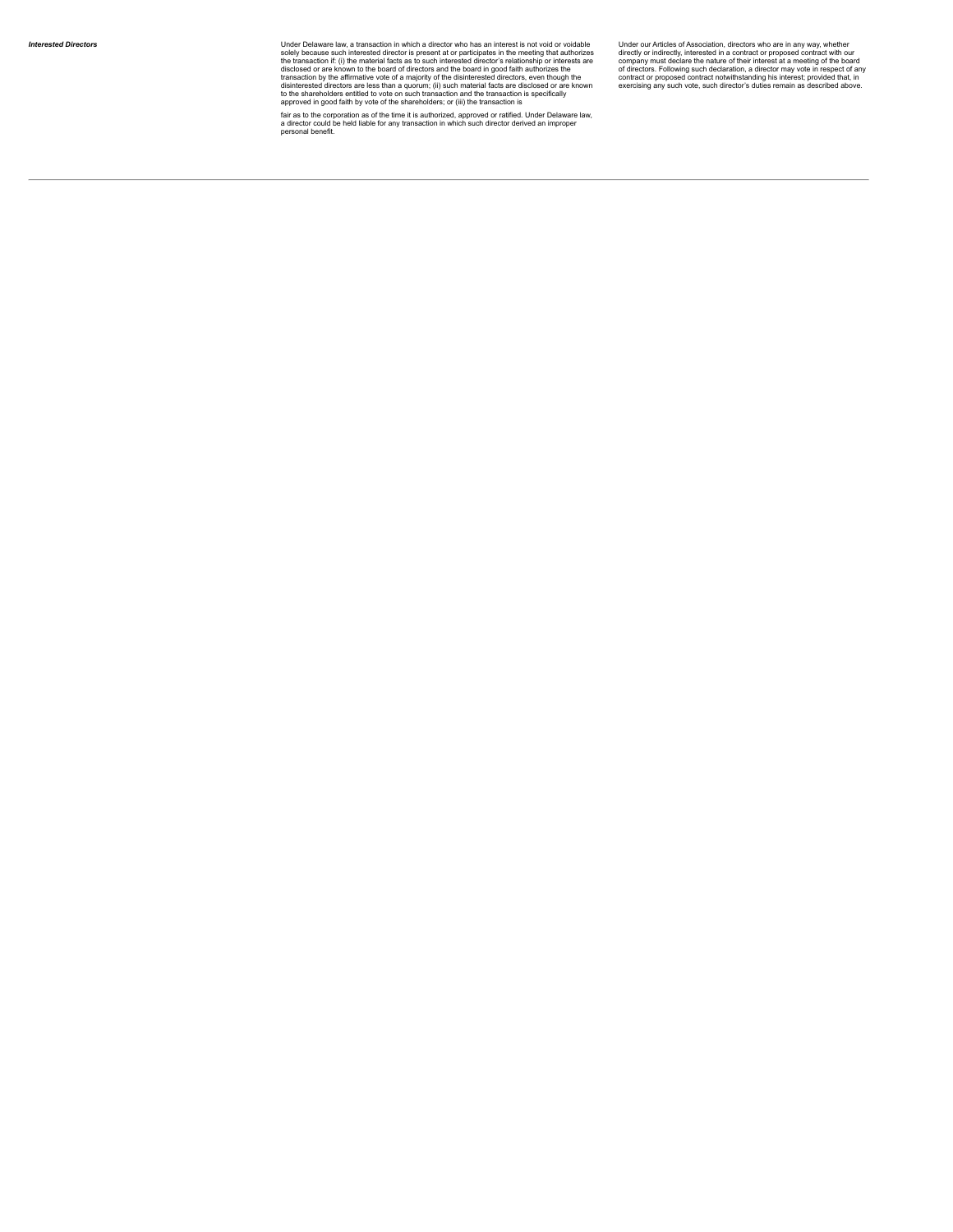| | | |
|---|---|---|
| ***Interested Directors*** | Under Delaware law, a transaction in which a director who has an interest is not void or voidable solely because such interested director is present at or participates in the meeting that authorizes the transaction if: (i) the material facts as to such interested director's relationship or interests are disclosed or are known to the board of directors and the board in good faith authorizes the transaction by the affirmative vote of a majority of the disinterested directors, even though the disinterested directors are less than a quorum; (ii) such material facts are disclosed or are known to the shareholders entitled to vote on such transaction and the transaction is specifically approved in good faith by vote of the shareholders; or (iii) the transaction is fair as to the corporation as of the time it is authorized, approved or ratified. Under Delaware law, a director could be held liable for any transaction in which such director derived an improper personal benefit. | Under our Articles of Association, directors who are in any way, whether directly or indirectly, interested in a contract or proposed contract with our company must declare the nature of their interest at a meeting of the board of directors. Following such declaration, a director may vote in respect of any contract or proposed contract notwithstanding his interest; provided that, in exercising any such vote, such director's duties remain as described above. |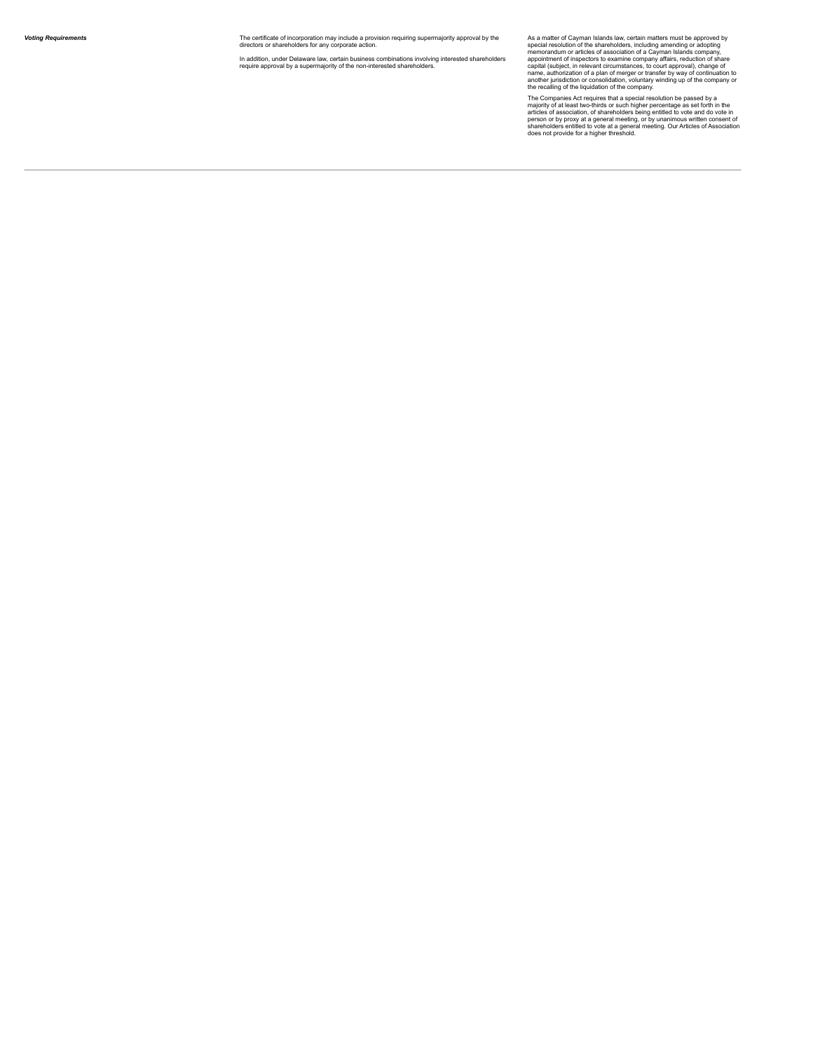| | | |
|---|---|---|
| ***Voting Requirements*** | The certificate of incorporation may include a provision requiring supermajority approval by the directors or shareholders for any corporate action.<br><br>In addition, under Delaware law, certain business combinations involving interested shareholders require approval by a supermajority of the non-interested shareholders. | As a matter of Cayman Islands law, certain matters must be approved by special resolution of the shareholders, including amending or adopting memorandum or articles of association of a Cayman Islands company, appointment of inspectors to examine company affairs, reduction of share capital (subject, in relevant circumstances, to court approval), change of name, authorization of a plan of merger or transfer by way of continuation to another jurisdiction or consolidation, voluntary winding up of the company or the recalling of the liquidation of the company.<br><br>The Companies Act requires that a special resolution be passed by a majority of at least two-thirds or such higher percentage as set forth in the articles of association, of shareholders being entitled to vote and do vote in person or by proxy at a general meeting, or by unanimous written consent of shareholders entitled to vote at a general meeting. Our Articles of Association does not provide for a higher threshold. |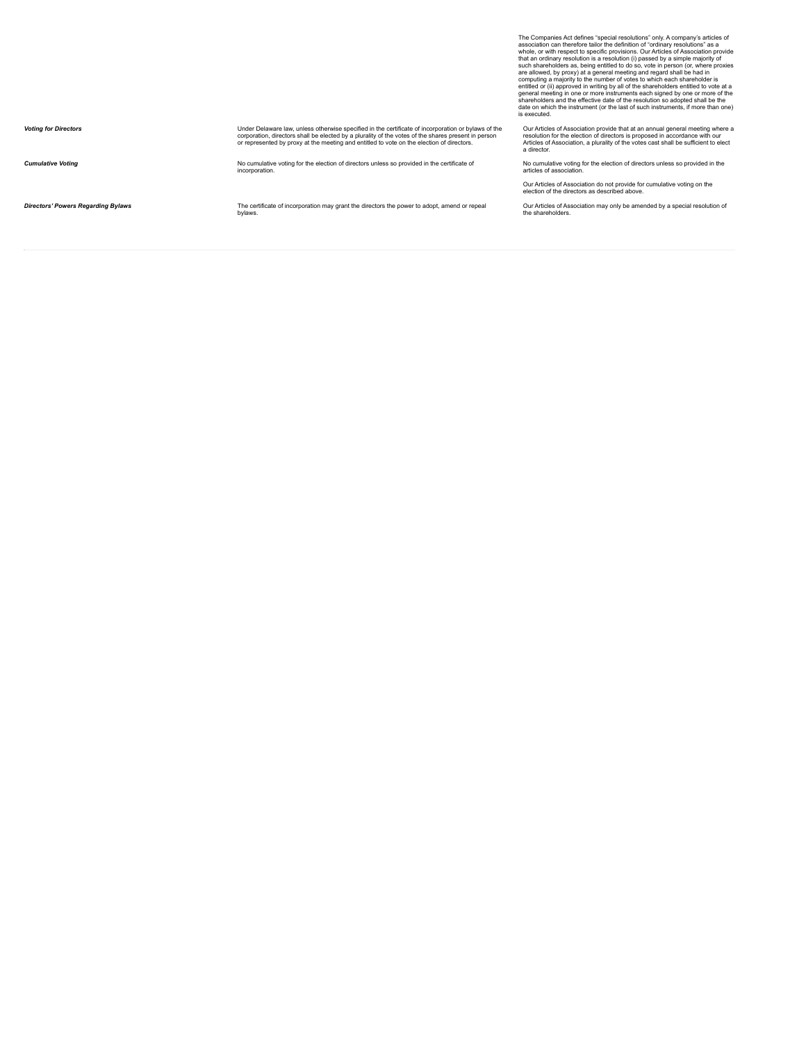| | | |
|---|---|---|
| | | The Companies Act defines "special resolutions" only. A company's articles of association can therefore tailor the definition of "ordinary resolutions" as a whole, or with respect to specific provisions. Our Articles of Association provide that an ordinary resolution is a resolution (i) passed by a simple majority of such shareholders as, being entitled to do so, vote in person (or, where proxies are allowed, by proxy) at a general meeting and regard shall be had in computing a majority to the number of votes to which each shareholder is entitled or (ii) approved in writing by all of the shareholders entitled to vote at a general meeting in one or more instruments each signed by one or more of the shareholders and the effective date of the resolution so adopted shall be the date on which the instrument (or the last of such instruments, if more than one) is executed. |
| ***Voting for Directors*** | Under Delaware law, unless otherwise specified in the certificate of incorporation or bylaws of the corporation, directors shall be elected by a plurality of the votes of the shares present in person or represented by proxy at the meeting and entitled to vote on the election of directors. | Our Articles of Association provide that at an annual general meeting where a resolution for the election of directors is proposed in accordance with our Articles of Association, a plurality of the votes cast shall be sufficient to elect a director. |
| ***Cumulative Voting*** | No cumulative voting for the election of directors unless so provided in the certificate of incorporation. | No cumulative voting for the election of directors unless so provided in the articles of association.<br><br>Our Articles of Association do not provide for cumulative voting on the election of the directors as described above. |
| ***Directors' Powers Regarding Bylaws*** | The certificate of incorporation may grant the directors the power to adopt, amend or repeal bylaws. | Our Articles of Association may only be amended by a special resolution of the shareholders. |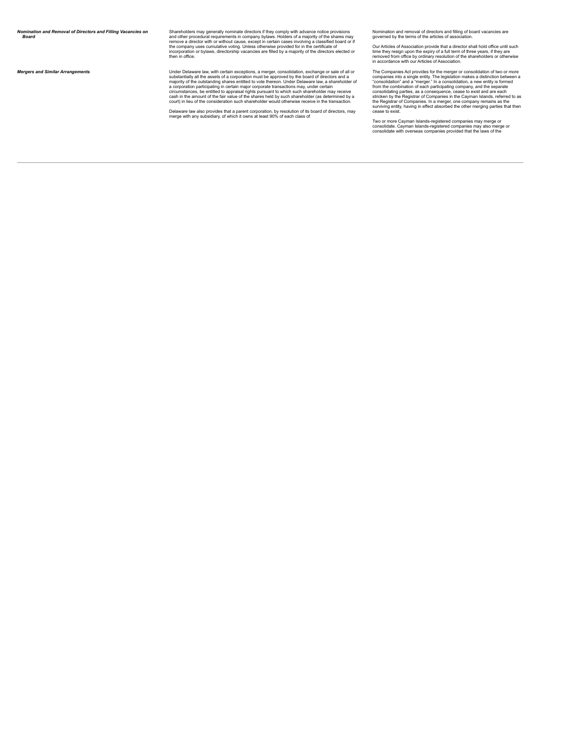| | | |
|---|---|---|
| ***Nomination and Removal of Directors and Filling Vacancies on Board*** | Shareholders may generally nominate directors if they comply with advance notice provisions and other procedural requirements in company bylaws. Holders of a majority of the shares may remove a director with or without cause, except in certain cases involving a classified board or if the company uses cumulative voting. Unless otherwise provided for in the certificate of incorporation or bylaws, directorship vacancies are filled by a majority of the directors elected or then in office. | Nomination and removal of directors and filling of board vacancies are governed by the terms of the articles of association.<br><br>Our Articles of Association provide that a director shall hold office until such time they resign upon the expiry of a full term of three years, if they are removed from office by ordinary resolution of the shareholders or otherwise in accordance with our Articles of Association. |
| ***Mergers and Similar Arrangements*** | Under Delaware law, with certain exceptions, a merger, consolidation, exchange or sale of all or substantially all the assets of a corporation must be approved by the board of directors and a majority of the outstanding shares entitled to vote thereon. Under Delaware law, a shareholder of a corporation participating in certain major corporate transactions may, under certain circumstances, be entitled to appraisal rights pursuant to which such shareholder may receive cash in the amount of the fair value of the shares held by such shareholder (as determined by a court) in lieu of the consideration such shareholder would otherwise receive in the transaction.<br><br>Delaware law also provides that a parent corporation, by resolution of its board of directors, may merge with any subsidiary, of which it owns at least 90% of each class of | The Companies Act provides for the merger or consolidation of two or more companies into a single entity. The legislation makes a distinction between a "consolidation" and a "merger." In a consolidation, a new entity is formed from the combination of each participating company, and the separate consolidating parties, as a consequence, cease to exist and are each stricken by the Registrar of Companies in the Cayman Islands, referred to as the Registrar of Companies. In a merger, one company remains as the surviving entity, having in effect absorbed the other merging parties that then cease to exist.<br><br>Two or more Cayman Islands-registered companies may merge or consolidate. Cayman Islands-registered companies may also merge or consolidate with overseas companies provided that the laws of the |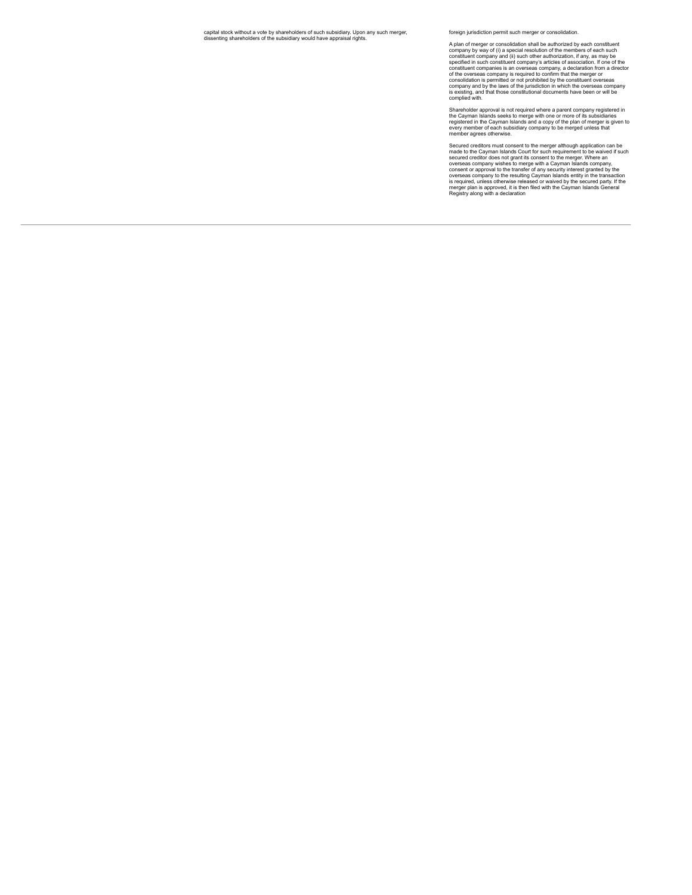capital stock without a vote by shareholders of such subsidiary. Upon any such merger, dissenting shareholders of the subsidiary would have appraisal rights.

foreign jurisdiction permit such merger or consolidation.

A plan of merger or consolidation shall be authorized by each constituent company by way of (i) a special resolution of the members of each such constituent company and (ii) such other authorization, if any, as may be specified in such constituent company's articles of association. If one of the constituent companies is an overseas company, a declaration from a director of the overseas company is required to confirm that the merger or consolidation is permitted or not prohibited by the constituent overseas company and by the laws of the jurisdiction in which the overseas company is existing, and that those constitutional documents have been or will be complied with.

Shareholder approval is not required where a parent company registered in the Cayman Islands seeks to merge with one or more of its subsidiaries registered in the Cayman Islands and a copy of the plan of merger is given to every member of each subsidiary company to be merged unless that member agrees otherwise.

Secured creditors must consent to the merger although application can be made to the Cayman Islands Court for such requirement to be waived if such secured creditor does not grant its consent to the merger. Where an overseas company wishes to merge with a Cayman Islands company, consent or approval to the transfer of any security interest granted by the overseas company to the resulting Cayman Islands entity in the transaction is required, unless otherwise released or waived by the secured party. If the merger plan is approved, it is then filed with the Cayman Islands General Registry along with a declaration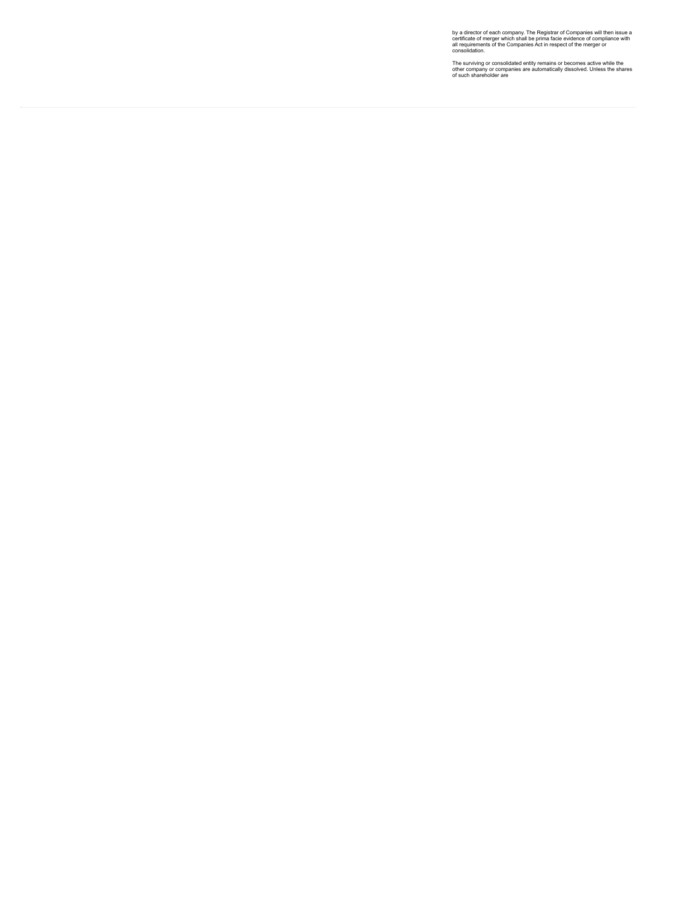by a director of each company. The Registrar of Companies will then issue a certificate of merger which shall be prima facie evidence of compliance with all requirements of the Companies Act in respect of the merger or consolidation.

The surviving or consolidated entity remains or becomes active while the other company or companies are automatically dissolved. Unless the shares of such shareholder are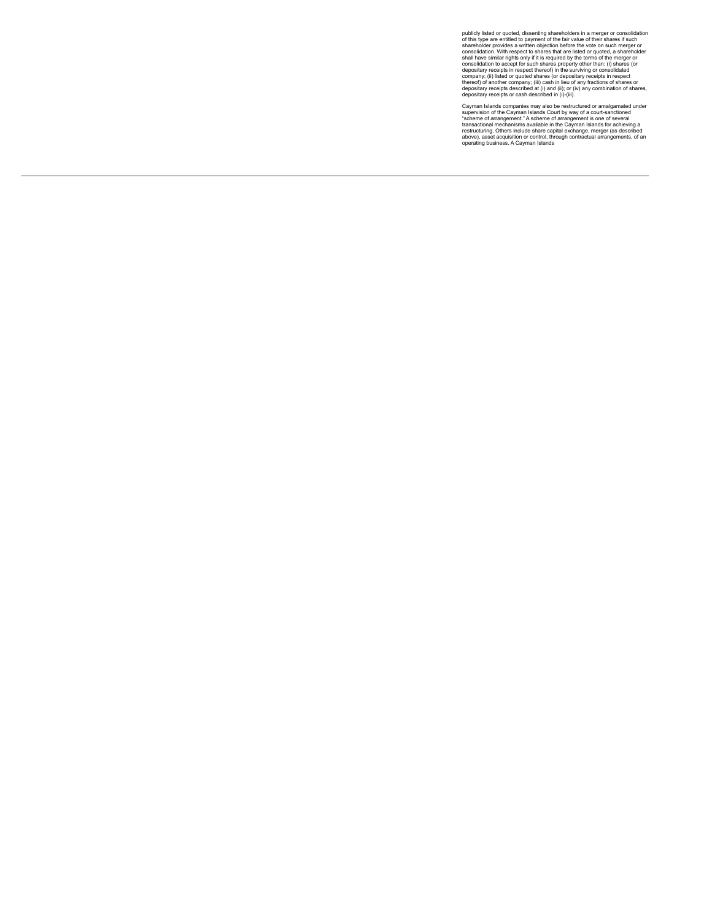publicly listed or quoted, dissenting shareholders in a merger or consolidation of this type are entitled to payment of the fair value of their shares if such shareholder provides a written objection before the vote on such merger or consolidation. With respect to shares that are listed or quoted, a shareholder shall have similar rights only if it is required by the terms of the merger or consolidation to accept for such shares property other than: (i) shares (or depositary receipts in respect thereof) in the surviving or consolidated company; (ii) listed or quoted shares (or depositary receipts in respect thereof) of another company; (iii) cash in lieu of any fractions of shares or depositary receipts described at (i) and (ii); or (iv) any combination of shares, depositary receipts or cash described in (i)-(iii).

Cayman Islands companies may also be restructured or amalgamated under supervision of the Cayman Islands Court by way of a court-sanctioned "scheme of arrangement." A scheme of arrangement is one of several transactional mechanisms available in the Cayman Islands for achieving a restructuring. Others include share capital exchange, merger (as described above), asset acquisition or control, through contractual arrangements, of an operating business. A Cayman Islands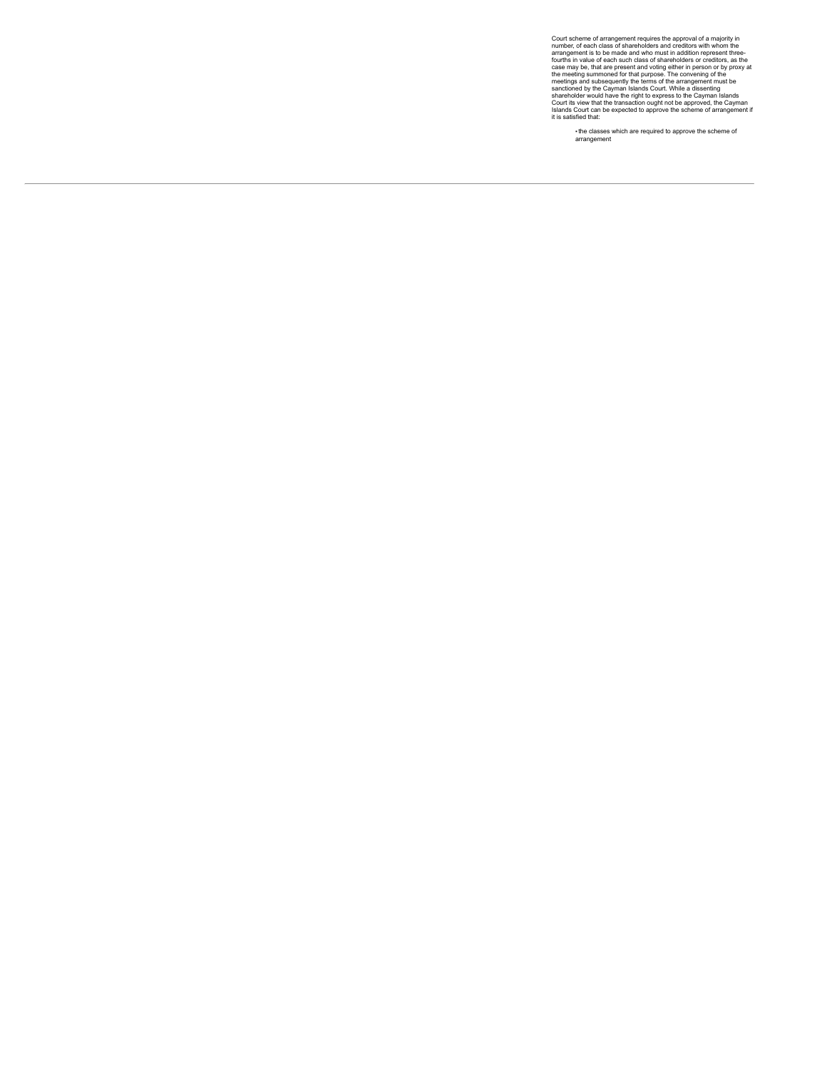Court scheme of arrangement requires the approval of a majority in number, of each class of shareholders and creditors with whom the arrangement is to be made and who must in addition represent three-fourths in value of each such class of shareholders or creditors, as the case may be, that are present and voting either in person or by proxy at the meeting summoned for that purpose. The convening of the meetings and subsequently the terms of the arrangement must be sanctioned by the Cayman Islands Court. While a dissenting shareholder would have the right to express to the Cayman Islands Court its view that the transaction ought not be approved, the Cayman Islands Court can be expected to approve the scheme of arrangement if it is satisfied that:

- the classes which are required to approve the scheme of arrangement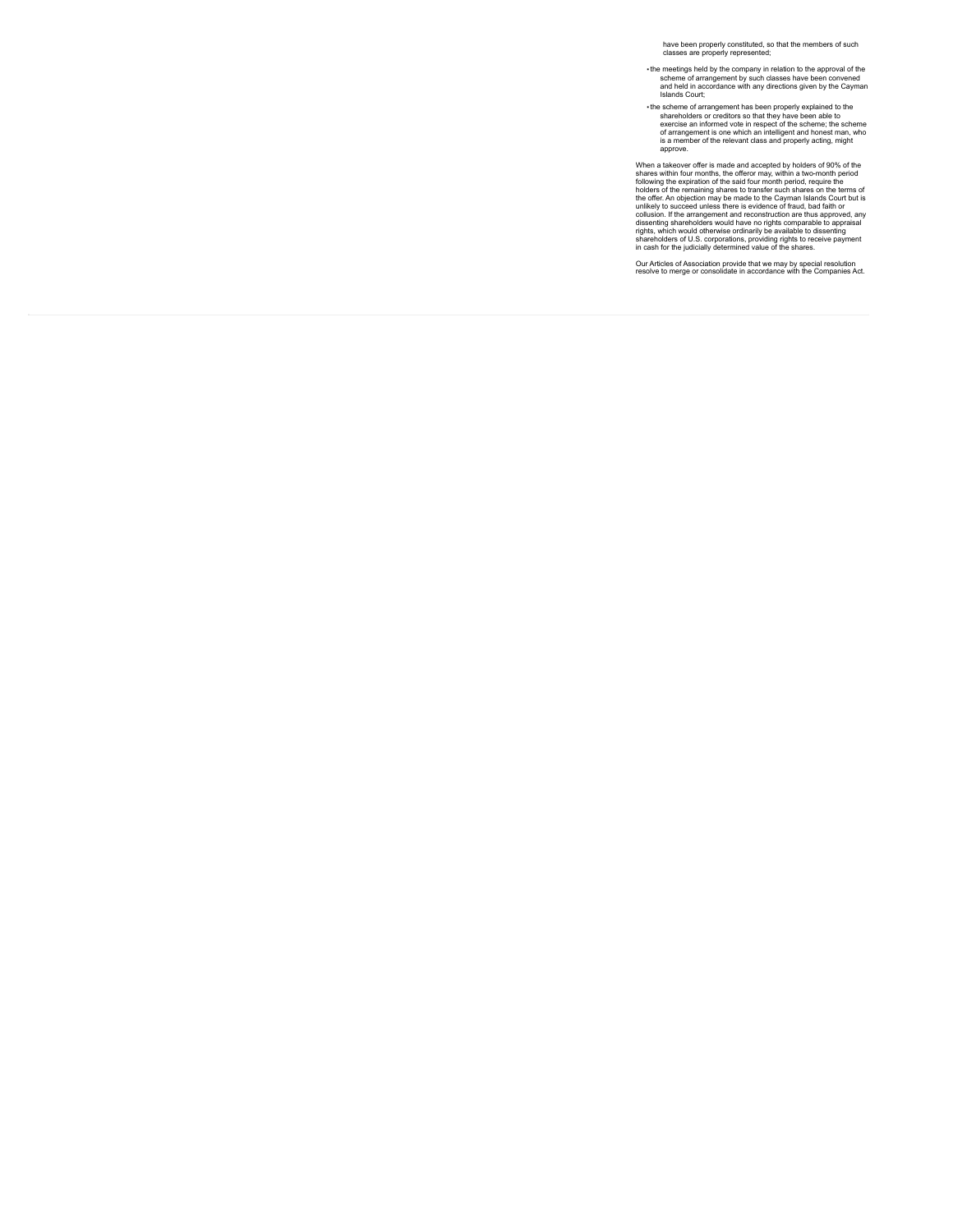have been properly constituted, so that the members of such classes are properly represented;

- the meetings held by the company in relation to the approval of the scheme of arrangement by such classes have been convened and held in accordance with any directions given by the Cayman Islands Court;
- the scheme of arrangement has been properly explained to the shareholders or creditors so that they have been able to exercise an informed vote in respect of the scheme; the scheme of arrangement is one which an intelligent and honest man, who is a member of the relevant class and properly acting, might approve.

When a takeover offer is made and accepted by holders of 90% of the shares within four months, the offeror may, within a two-month period following the expiration of the said four month period, require the holders of the remaining shares to transfer such shares on the terms of the offer. An objection may be made to the Cayman Islands Court but is unlikely to succeed unless there is evidence of fraud, bad faith or collusion. If the arrangement and reconstruction are thus approved, any dissenting shareholders would have no rights comparable to appraisal rights, which would otherwise ordinarily be available to dissenting shareholders of U.S. corporations, providing rights to receive payment in cash for the judicially determined value of the shares.

Our Articles of Association provide that we may by special resolution resolve to merge or consolidate in accordance with the Companies Act.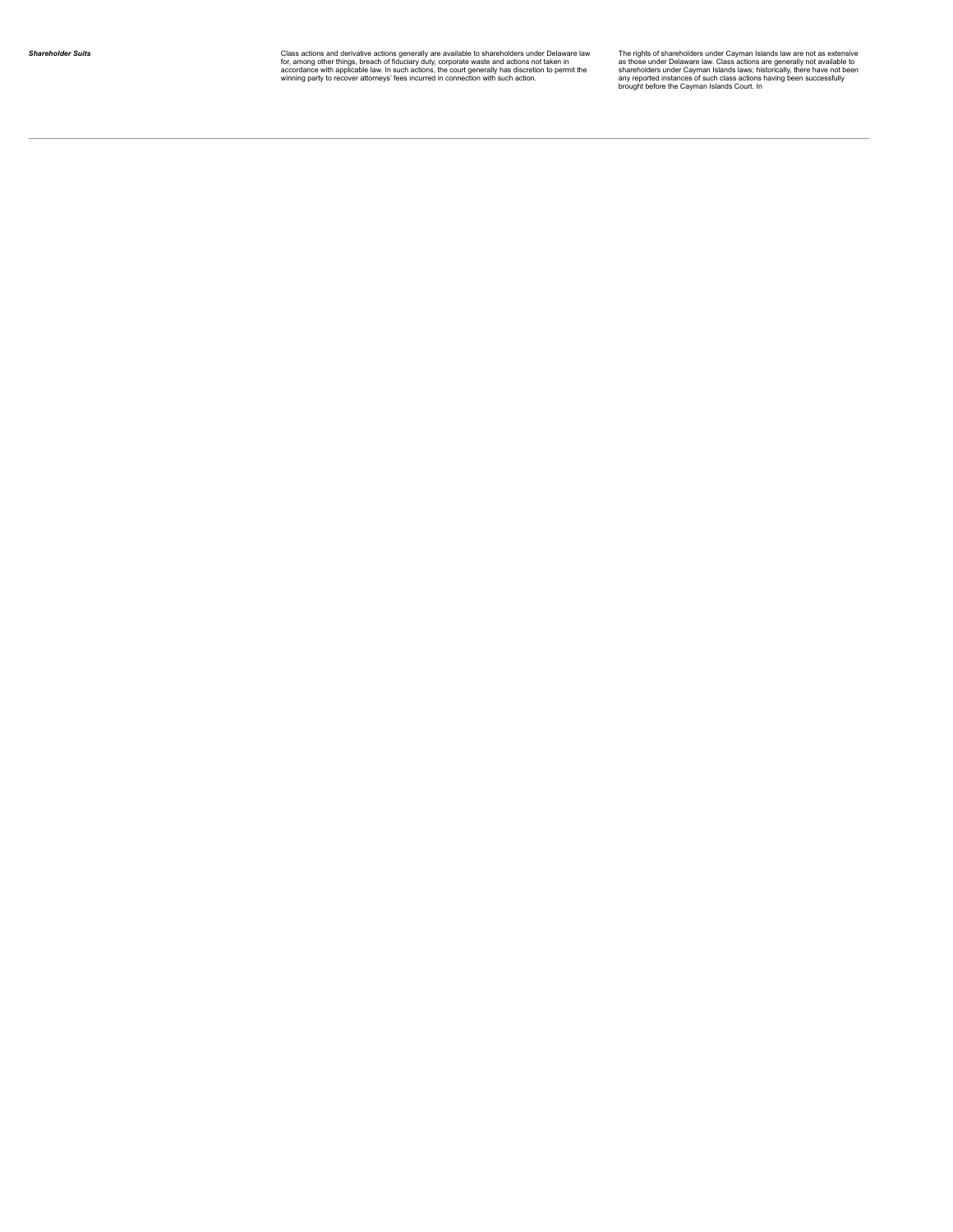| | | |
|---|---|---|
| ***Shareholder Suits*** | Class actions and derivative actions generally are available to shareholders under Delaware law for, among other things, breach of fiduciary duty, corporate waste and actions not taken in accordance with applicable law. In such actions, the court generally has discretion to permit the winning party to recover attorneys' fees incurred in connection with such action. | The rights of shareholders under Cayman Islands law are not as extensive as those under Delaware law. Class actions are generally not available to shareholders under Cayman Islands laws; historically, there have not been any reported instances of such class actions having been successfully brought before the Cayman Islands Court. In |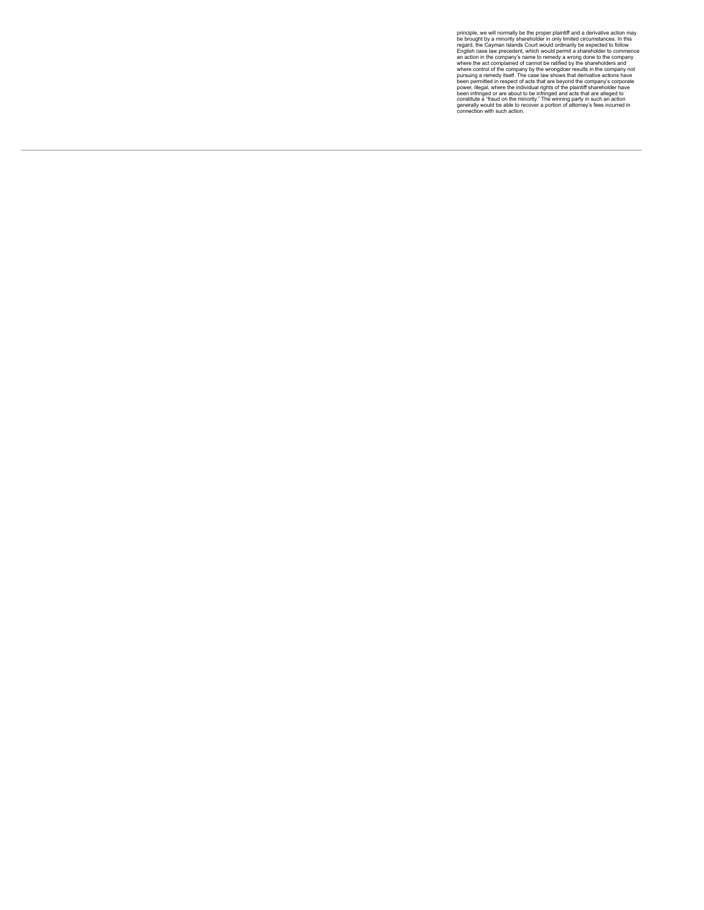principle, we will normally be the proper plaintiff and a derivative action may be brought by a minority shareholder in only limited circumstances. In this regard, the Cayman Islands Court would ordinarily be expected to follow English case law precedent, which would permit a shareholder to commence an action in the company's name to remedy a wrong done to the company where the act complained of cannot be ratified by the shareholders and where control of the company by the wrongdoer results in the company not pursuing a remedy itself. The case law shows that derivative actions have been permitted in respect of acts that are beyond the company's corporate power, illegal, where the individual rights of the plaintiff shareholder have been infringed or are about to be infringed and acts that are alleged to constitute a "fraud on the minority." The winning party in such an action generally would be able to recover a portion of attorney's fees incurred in connection with such action.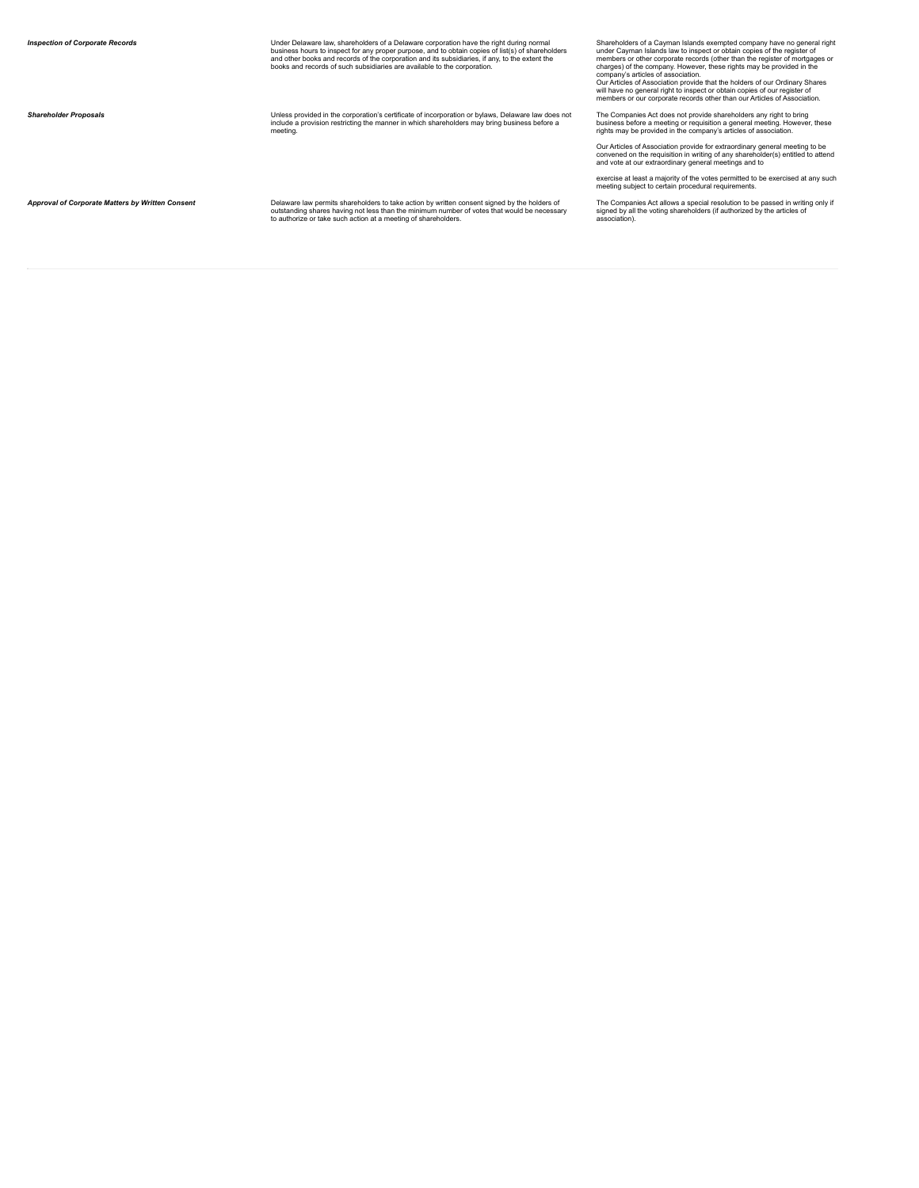| | | |
|---|---|---|
| ***Inspection of Corporate Records*** | Under Delaware law, shareholders of a Delaware corporation have the right during normal business hours to inspect for any proper purpose, and to obtain copies of list(s) of shareholders and other books and records of the corporation and its subsidiaries, if any, to the extent the books and records of such subsidiaries are available to the corporation. | Shareholders of a Cayman Islands exempted company have no general right under Cayman Islands law to inspect or obtain copies of the register of members or other corporate records (other than the register of mortgages or charges) of the company. However, these rights may be provided in the company's articles of association.<br>Our Articles of Association provide that the holders of our Ordinary Shares will have no general right to inspect or obtain copies of our register of members or our corporate records other than our Articles of Association. |
| ***Shareholder Proposals*** | Unless provided in the corporation's certificate of incorporation or bylaws, Delaware law does not include a provision restricting the manner in which shareholders may bring business before a meeting. | The Companies Act does not provide shareholders any right to bring business before a meeting or requisition a general meeting. However, these rights may be provided in the company's articles of association.<br><br>Our Articles of Association provide for extraordinary general meeting to be convened on the requisition in writing of any shareholder(s) entitled to attend and vote at our extraordinary general meetings and to<br><br>exercise at least a majority of the votes permitted to be exercised at any such meeting subject to certain procedural requirements. |
| ***Approval of Corporate Matters by Written Consent*** | Delaware law permits shareholders to take action by written consent signed by the holders of outstanding shares having not less than the minimum number of votes that would be necessary to authorize or take such action at a meeting of shareholders. | The Companies Act allows a special resolution to be passed in writing only if signed by all the voting shareholders (if authorized by the articles of association). |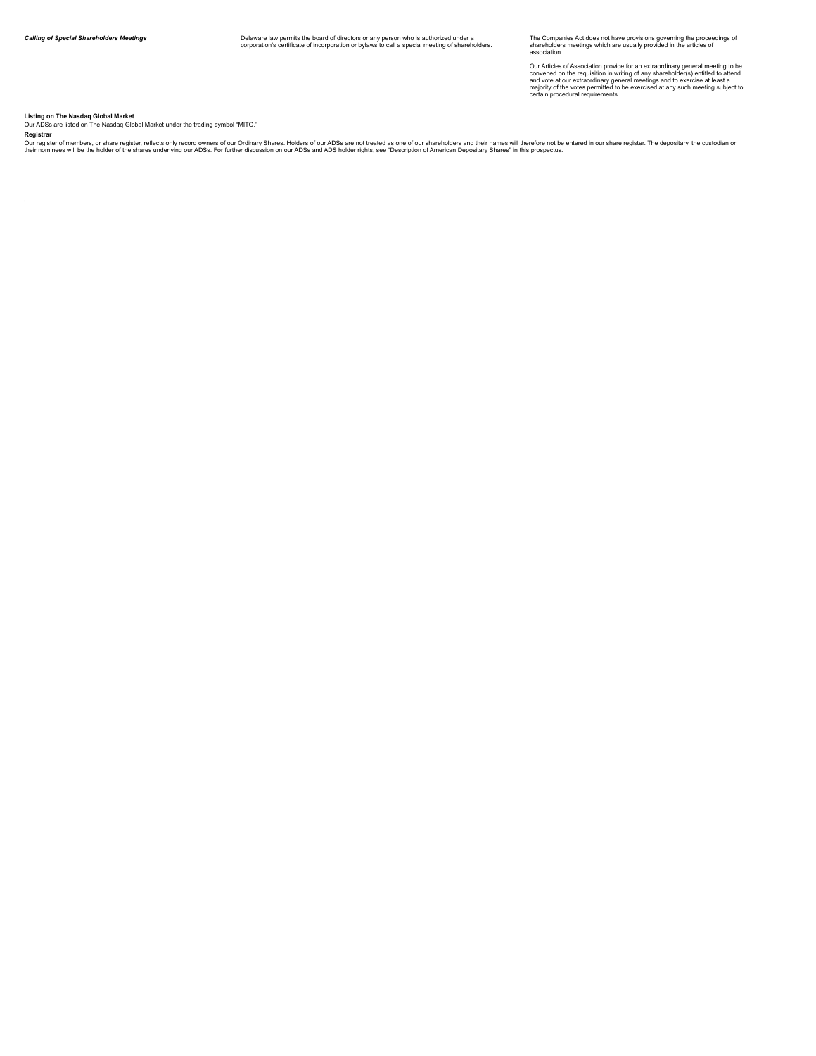| | | |
|---|---|---|
| ***Calling of Special Shareholders Meetings*** | Delaware law permits the board of directors or any person who is authorized under a corporation's certificate of incorporation or bylaws to call a special meeting of shareholders. | The Companies Act does not have provisions governing the proceedings of shareholders meetings which are usually provided in the articles of association.<br><br>Our Articles of Association provide for an extraordinary general meeting to be convened on the requisition in writing of any shareholder(s) entitled to attend and vote at our extraordinary general meetings and to exercise at least a majority of the votes permitted to be exercised at any such meeting subject to certain procedural requirements. |

**Listing on The Nasdaq Global Market**

Our ADSs are listed on The Nasdaq Global Market under the trading symbol "MITO."

**Registrar**

Our register of members, or share register, reflects only record owners of our Ordinary Shares. Holders of our ADSs are not treated as one of our shareholders and their names will therefore not be entered in our share register. The depositary, the custodian or their nominees will be the holder of the shares underlying our ADSs. For further discussion on our ADSs and ADS holder rights, see "Description of American Depositary Shares" in this prospectus.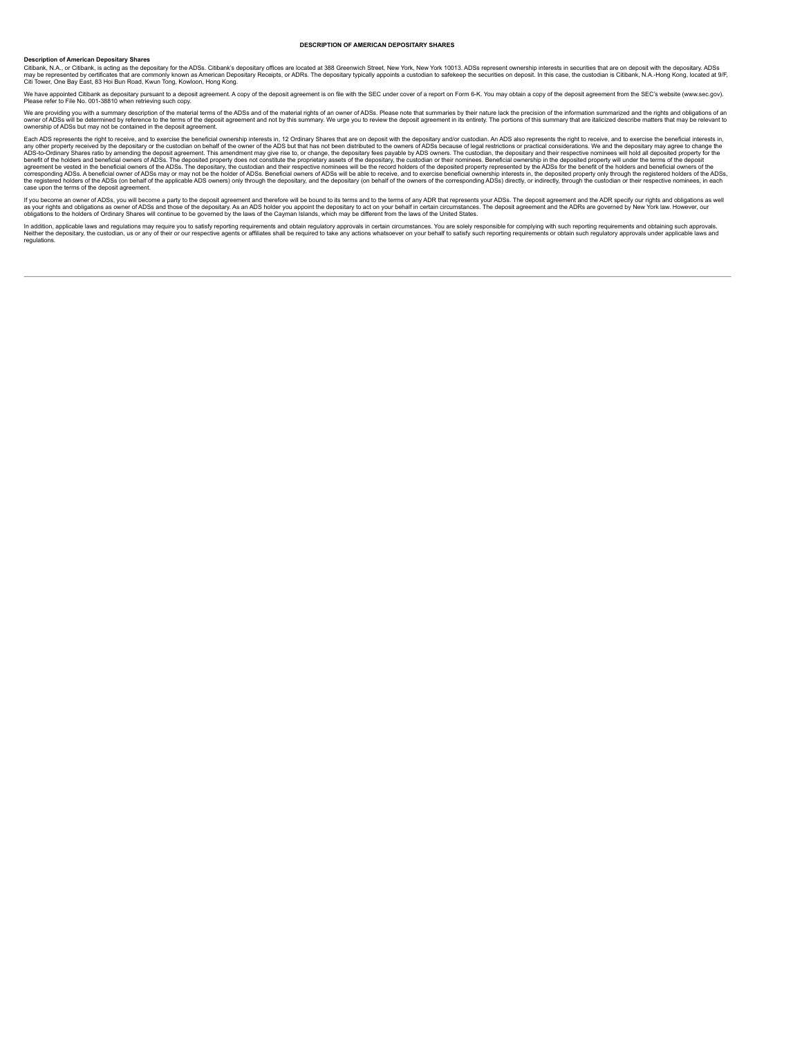# DESCRIPTION OF AMERICAN DEPOSITARY SHARES

### Description of American Depositary Shares

Citibank, N.A., or Citibank, is acting as the depositary for the ADSs. Citibank's depositary offices are located at 388 Greenwich Street, New York, New York 10013. ADSs represent ownership interests in securities that are on deposit with the depositary. ADSs may be represented by certificates that are commonly known as American Depositary Receipts, or ADRs. The depositary typically appoints a custodian to safekeep the securities on deposit. In this case, the custodian is Citibank, N.A.-Hong Kong, located at 9/F, Citi Tower, One Bay East, 83 Hoi Bun Road, Kwun Tong, Kowloon, Hong Kong.

We have appointed Citibank as depositary pursuant to a deposit agreement. A copy of the deposit agreement is on file with the SEC under cover of a report on Form 6-K. You may obtain a copy of the deposit agreement from the SEC's website (www.sec.gov). Please refer to File No. 001-38810 when retrieving such copy.

We are providing you with a summary description of the material terms of the ADSs and of the material rights of an owner of ADSs. Please note that summaries by their nature lack the precision of the information summarized and the rights and obligations of an owner of ADSs will be determined by reference to the terms of the deposit agreement and not by this summary. We urge you to review the deposit agreement in its entirety. The portions of this summary that are italicized describe matters that may be relevant to ownership of ADSs but may not be contained in the deposit agreement.

Each ADS represents the right to receive, and to exercise the beneficial ownership interests in, 12 Ordinary Shares that are on deposit with the depositary and/or custodian. An ADS also represents the right to receive, and to exercise the beneficial interests in, any other property received by the depositary or the custodian on behalf of the owner of the ADS but that has not been distributed to the owners of ADSs because of legal restrictions or practical considerations. We and the depositary may agree to change the ADS-to-Ordinary Shares ratio by amending the deposit agreement. This amendment may give rise to, or change, the depositary fees payable by ADS owners. The custodian, the depositary and their respective nominees will hold all deposited property for the benefit of the holders and beneficial owners of ADSs. The deposited property does not constitute the proprietary assets of the depositary, the custodian or their nominees. Beneficial ownership in the deposited property will under the terms of the deposit agreement be vested in the beneficial owners of the ADSs. The depositary, the custodian and their respective nominees will be the record holders of the deposited property represented by the ADSs for the benefit of the holders and beneficial owners of the corresponding ADSs. A beneficial owner of ADSs may or may not be the holder of ADSs. Beneficial owners of ADSs will be able to receive, and to exercise beneficial ownership interests in, the deposited property only through the registered holders of the ADSs, the registered holders of the ADSs (on behalf of the applicable ADS owners) only through the depositary, and the depositary (on behalf of the owners of the corresponding ADSs) directly, or indirectly, through the custodian or their respective nominees, in each case upon the terms of the deposit agreement.

If you become an owner of ADSs, you will become a party to the deposit agreement and therefore will be bound to its terms and to the terms of any ADR that represents your ADSs. The deposit agreement and the ADR specify our rights and obligations as well as your rights and obligations as owner of ADSs and those of the depositary. As an ADS holder you appoint the depositary to act on your behalf in certain circumstances. The deposit agreement and the ADRs are governed by New York law. However, our obligations to the holders of Ordinary Shares will continue to be governed by the laws of the Cayman Islands, which may be different from the laws of the United States.

In addition, applicable laws and regulations may require you to satisfy reporting requirements and obtain regulatory approvals in certain circumstances. You are solely responsible for complying with such reporting requirements and obtaining such approvals. Neither the depositary, the custodian, us or any of their or our respective agents or affiliates shall be required to take any actions whatsoever on your behalf to satisfy such reporting requirements or obtain such regulatory approvals under applicable laws and regulations.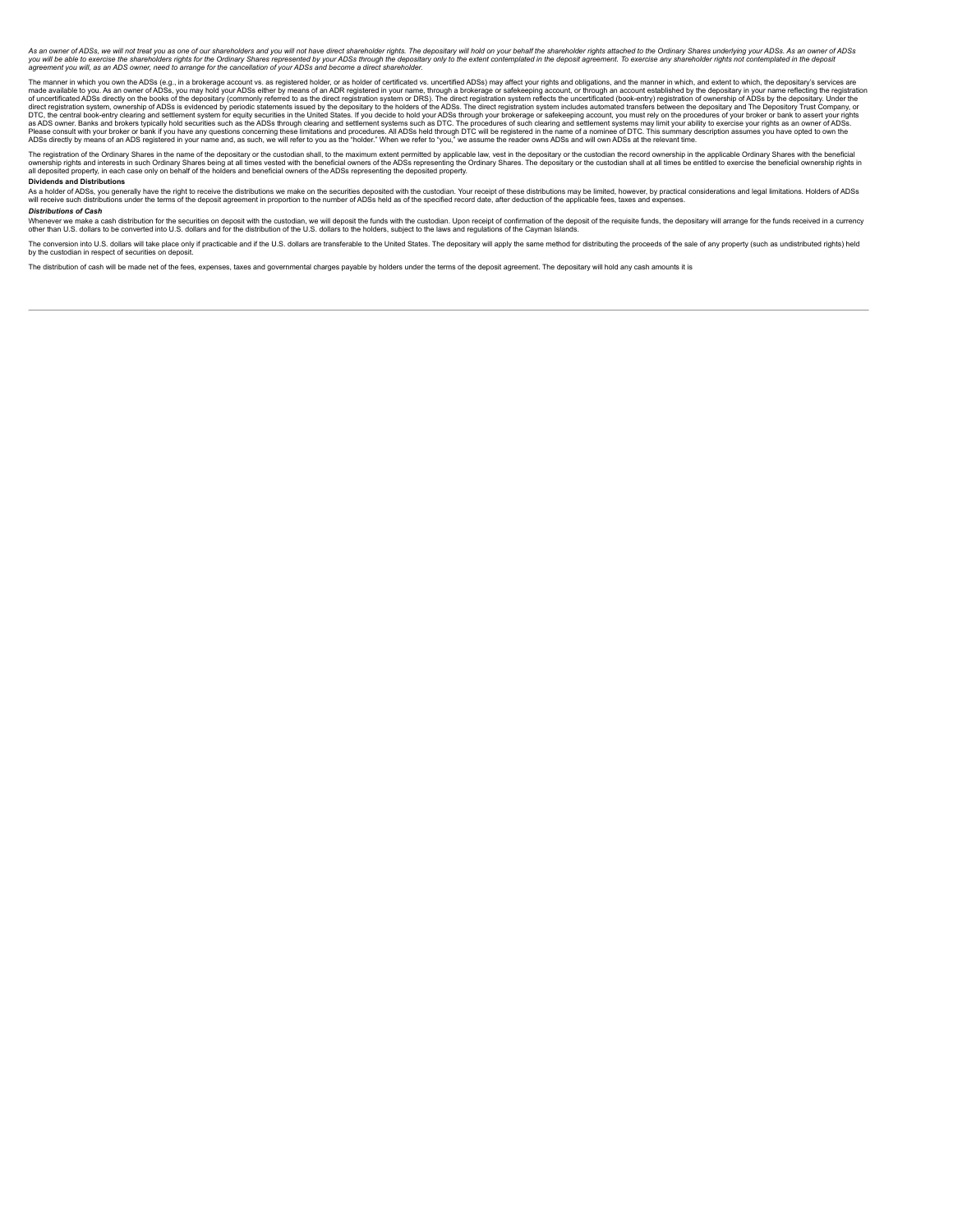*As an owner of ADSs, we will not treat you as one of our shareholders and you will not have direct shareholder rights. The depositary will hold on your behalf the shareholder rights attached to the Ordinary Shares underlying your ADSs. As an owner of ADSs you will be able to exercise the shareholders rights for the Ordinary Shares represented by your ADSs through the depositary only to the extent contemplated in the deposit agreement. To exercise any shareholder rights not contemplated in the deposit agreement you will, as an ADS owner, need to arrange for the cancellation of your ADSs and become a direct shareholder.*

The manner in which you own the ADSs (e.g., in a brokerage account vs. as registered holder, or as holder of certificated vs. uncertified ADSs) may affect your rights and obligations, and the manner in which, and extent to which, the depositary's services are made available to you. As an owner of ADSs, you may hold your ADSs either by means of an ADR registered in your name, through a brokerage or safekeeping account, or through an account established by the depositary in your name reflecting the registration of uncertificated ADSs directly on the books of the depositary (commonly referred to as the direct registration system or DRS). The direct registration system reflects the uncertificated (book-entry) registration of ownership of ADSs by the depositary. Under the direct registration system, ownership of ADSs is evidenced by periodic statements issued by the depositary to the holders of the ADSs. The direct registration system includes automated transfers between the depositary and The Depository Trust Company, or DTC, the central book-entry clearing and settlement system for equity securities in the United States. If you decide to hold your ADSs through your brokerage or safekeeping account, you must rely on the procedures of your broker or bank to assert your rights as ADS owner. Banks and brokers typically hold securities such as the ADSs through clearing and settlement systems such as DTC. The procedures of such clearing and settlement systems may limit your ability to exercise your rights as an owner of ADSs. Please consult with your broker or bank if you have any questions concerning these limitations and procedures. All ADSs held through DTC will be registered in the name of a nominee of DTC. This summary description assumes you have opted to own the ADSs directly by means of an ADS registered in your name and, as such, we will refer to you as the "holder." When we refer to "you," we assume the reader owns ADSs and will own ADSs at the relevant time.

The registration of the Ordinary Shares in the name of the depositary or the custodian shall, to the maximum extent permitted by applicable law, vest in the depositary or the custodian the record ownership in the applicable Ordinary Shares with the beneficial ownership rights and interests in such Ordinary Shares being at all times vested with the beneficial owners of the ADSs representing the Ordinary Shares. The depositary or the custodian shall at all times be entitled to exercise the beneficial ownership rights in all deposited property, in each case only on behalf of the holders and beneficial owners of the ADSs representing the deposited property.

**Dividends and Distributions**

As a holder of ADSs, you generally have the right to receive the distributions we make on the securities deposited with the custodian. Your receipt of these distributions may be limited, however, by practical considerations and legal limitations. Holders of ADSs will receive such distributions under the terms of the deposit agreement in proportion to the number of ADSs held as of the specified record date, after deduction of the applicable fees, taxes and expenses.

***Distributions of Cash***

Whenever we make a cash distribution for the securities on deposit with the custodian, we will deposit the funds with the custodian. Upon receipt of confirmation of the deposit of the requisite funds, the depositary will arrange for the funds received in a currency other than U.S. dollars to be converted into U.S. dollars and for the distribution of the U.S. dollars to the holders, subject to the laws and regulations of the Cayman Islands.

The conversion into U.S. dollars will take place only if practicable and if the U.S. dollars are transferable to the United States. The depositary will apply the same method for distributing the proceeds of the sale of any property (such as undistributed rights) held by the custodian in respect of securities on deposit.

The distribution of cash will be made net of the fees, expenses, taxes and governmental charges payable by holders under the terms of the deposit agreement. The depositary will hold any cash amounts it is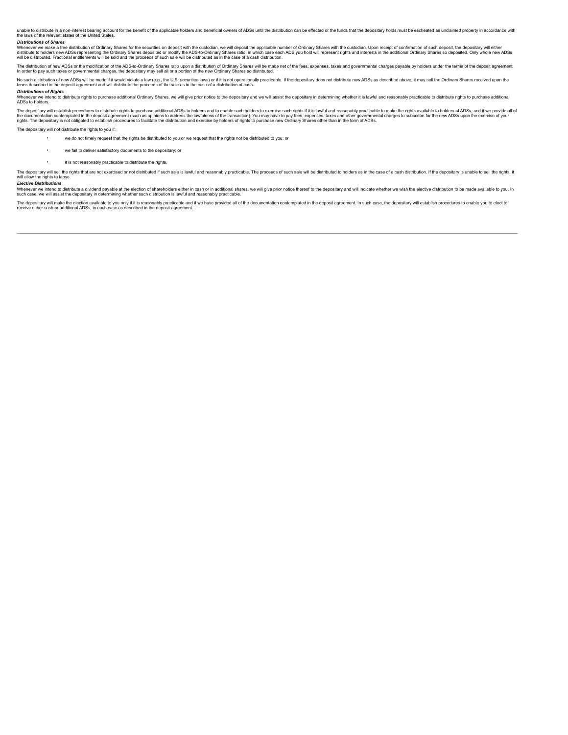unable to distribute in a non-interest bearing account for the benefit of the applicable holders and beneficial owners of ADSs until the distribution can be effected or the funds that the depositary holds must be escheated as unclaimed property in accordance with the laws of the relevant states of the United States.

***Distributions of Shares***

Whenever we make a free distribution of Ordinary Shares for the securities on deposit with the custodian, we will deposit the applicable number of Ordinary Shares with the custodian. Upon receipt of confirmation of such deposit, the depositary will either distribute to holders new ADSs representing the Ordinary Shares deposited or modify the ADS-to-Ordinary Shares ratio, in which case each ADS you hold will represent rights and interests in the additional Ordinary Shares so deposited. Only whole new ADSs will be distributed. Fractional entitlements will be sold and the proceeds of such sale will be distributed as in the case of a cash distribution.

The distribution of new ADSs or the modification of the ADS-to-Ordinary Shares ratio upon a distribution of Ordinary Shares will be made net of the fees, expenses, taxes and governmental charges payable by holders under the terms of the deposit agreement. In order to pay such taxes or governmental charges, the depositary may sell all or a portion of the new Ordinary Shares so distributed.

No such distribution of new ADSs will be made if it would violate a law (e.g., the U.S. securities laws) or if it is not operationally practicable. If the depositary does not distribute new ADSs as described above, it may sell the Ordinary Shares received upon the terms described in the deposit agreement and will distribute the proceeds of the sale as in the case of a distribution of cash.

***Distributions of Rights***

Whenever we intend to distribute rights to purchase additional Ordinary Shares, we will give prior notice to the depositary and we will assist the depositary in determining whether it is lawful and reasonably practicable to distribute rights to purchase additional ADSs to holders.

The depositary will establish procedures to distribute rights to purchase additional ADSs to holders and to enable such holders to exercise such rights if it is lawful and reasonably practicable to make the rights available to holders of ADSs, and if we provide all of the documentation contemplated in the deposit agreement (such as opinions to address the lawfulness of the transaction). You may have to pay fees, expenses, taxes and other governmental charges to subscribe for the new ADSs upon the exercise of your rights. The depositary is not obligated to establish procedures to facilitate the distribution and exercise by holders of rights to purchase new Ordinary Shares other than in the form of ADSs.

The depositary will not distribute the rights to you if:

- we do not timely request that the rights be distributed to you or we request that the rights not be distributed to you; or
- we fail to deliver satisfactory documents to the depositary; or
- it is not reasonably practicable to distribute the rights.

The depositary will sell the rights that are not exercised or not distributed if such sale is lawful and reasonably practicable. The proceeds of such sale will be distributed to holders as in the case of a cash distribution. If the depositary is unable to sell the rights, it will allow the rights to lapse.

***Elective Distributions***

Whenever we intend to distribute a dividend payable at the election of shareholders either in cash or in additional shares, we will give prior notice thereof to the depositary and will indicate whether we wish the elective distribution to be made available to you. In such case, we will assist the depositary in determining whether such distribution is lawful and reasonably practicable.

The depositary will make the election available to you only if it is reasonably practicable and if we have provided all of the documentation contemplated in the deposit agreement. In such case, the depositary will establish procedures to enable you to elect to receive either cash or additional ADSs, in each case as described in the deposit agreement.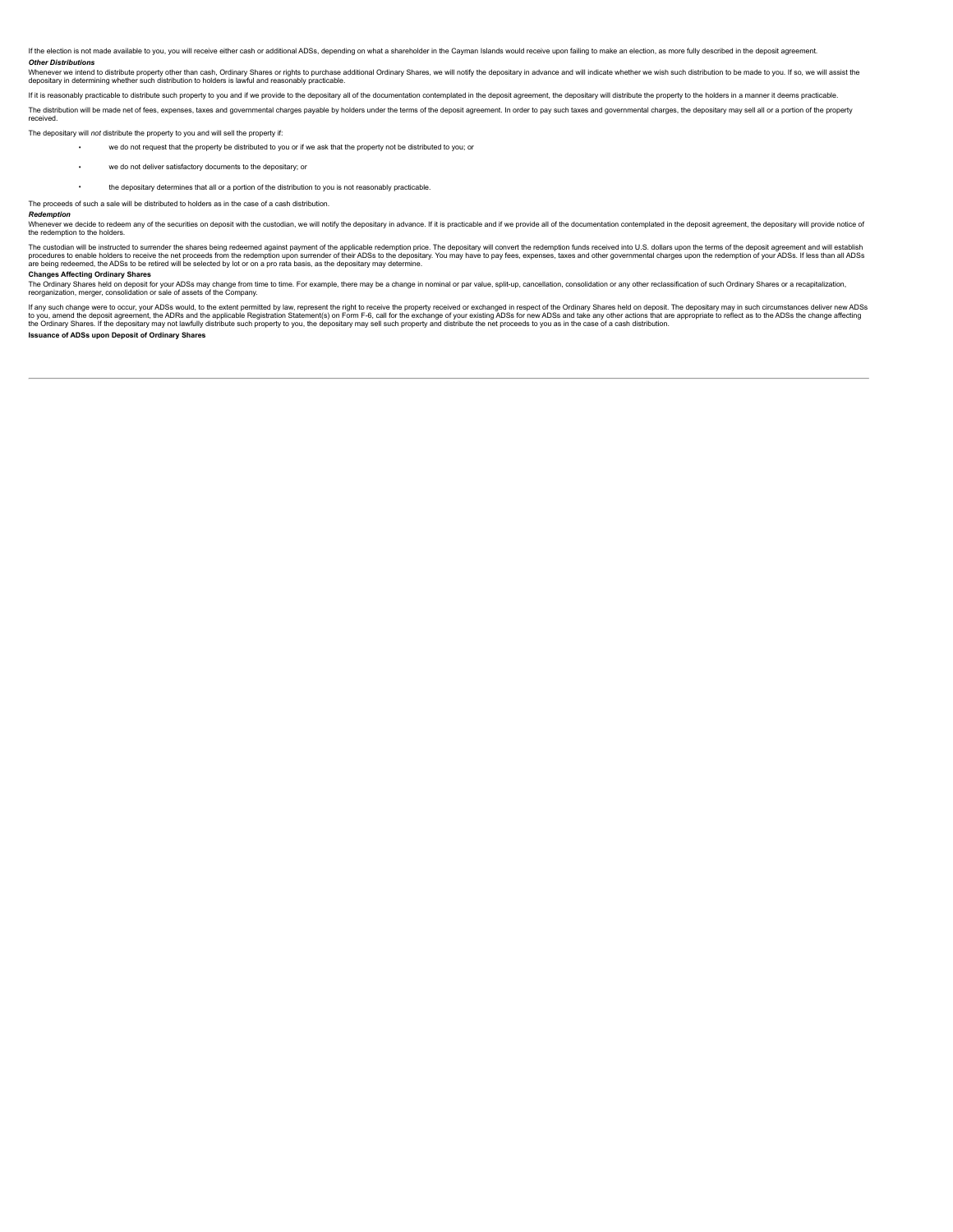If the election is not made available to you, you will receive either cash or additional ADSs, depending on what a shareholder in the Cayman Islands would receive upon failing to make an election, as more fully described in the deposit agreement.

***Other Distributions***

Whenever we intend to distribute property other than cash, Ordinary Shares or rights to purchase additional Ordinary Shares, we will notify the depositary in advance and will indicate whether we wish such distribution to be made to you. If so, we will assist the depositary in determining whether such distribution to holders is lawful and reasonably practicable.

If it is reasonably practicable to distribute such property to you and if we provide to the depositary all of the documentation contemplated in the deposit agreement, the depositary will distribute the property to the holders in a manner it deems practicable.

The distribution will be made net of fees, expenses, taxes and governmental charges payable by holders under the terms of the deposit agreement. In order to pay such taxes and governmental charges, the depositary may sell all or a portion of the property received.

The depositary will *not* distribute the property to you and will sell the property if:

- we do not request that the property be distributed to you or if we ask that the property not be distributed to you; or
- we do not deliver satisfactory documents to the depositary; or
- the depositary determines that all or a portion of the distribution to you is not reasonably practicable.

The proceeds of such a sale will be distributed to holders as in the case of a cash distribution.

***Redemption***

Whenever we decide to redeem any of the securities on deposit with the custodian, we will notify the depositary in advance. If it is practicable and if we provide all of the documentation contemplated in the deposit agreement, the depositary will provide notice of the redemption to the holders.

The custodian will be instructed to surrender the shares being redeemed against payment of the applicable redemption price. The depositary will convert the redemption funds received into U.S. dollars upon the terms of the deposit agreement and will establish procedures to enable holders to receive the net proceeds from the redemption upon surrender of their ADSs to the depositary. You may have to pay fees, expenses, taxes and other governmental charges upon the redemption of your ADSs. If less than all ADSs are being redeemed, the ADSs to be retired will be selected by lot or on a pro rata basis, as the depositary may determine.

**Changes Affecting Ordinary Shares**

The Ordinary Shares held on deposit for your ADSs may change from time to time. For example, there may be a change in nominal or par value, split-up, cancellation, consolidation or any other reclassification of such Ordinary Shares or a recapitalization, reorganization, merger, consolidation or sale of assets of the Company.

If any such change were to occur, your ADSs would, to the extent permitted by law, represent the right to receive the property received or exchanged in respect of the Ordinary Shares held on deposit. The depositary may in such circumstances deliver new ADSs to you, amend the deposit agreement, the ADRs and the applicable Registration Statement(s) on Form F-6, call for the exchange of your existing ADSs for new ADSs and take any other actions that are appropriate to reflect as to the ADSs the change affecting the Ordinary Shares. If the depositary may not lawfully distribute such property to you, the depositary may sell such property and distribute the net proceeds to you as in the case of a cash distribution.

**Issuance of ADSs upon Deposit of Ordinary Shares**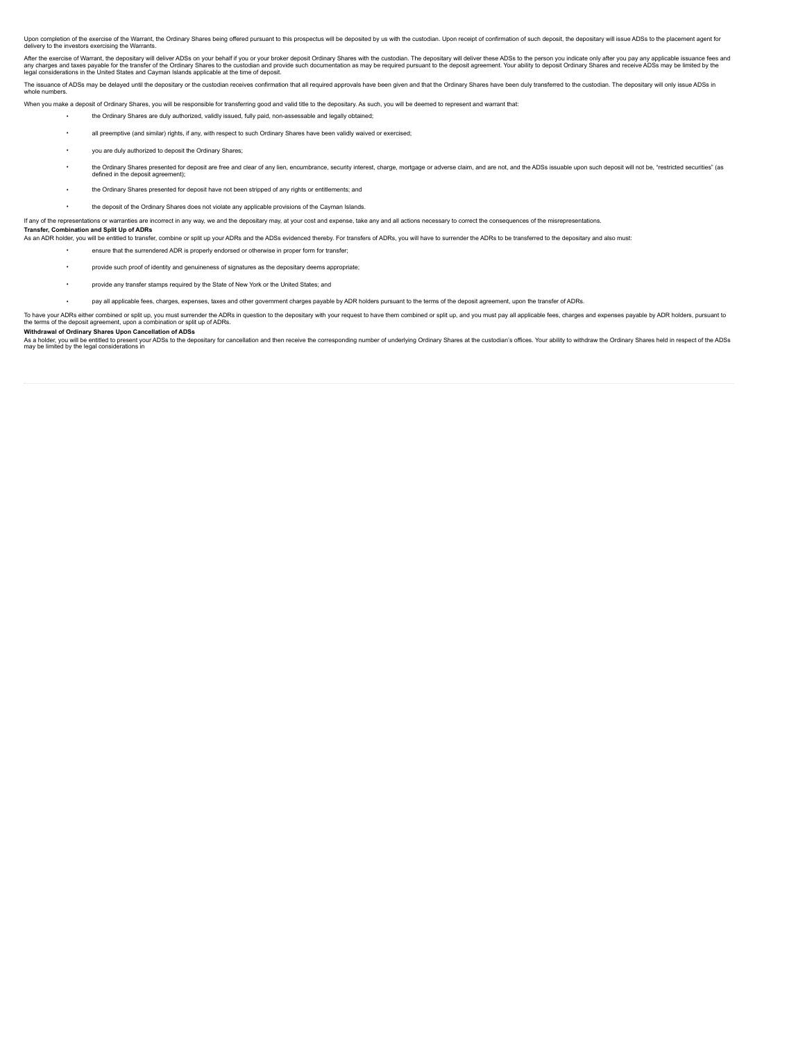Upon completion of the exercise of the Warrant, the Ordinary Shares being offered pursuant to this prospectus will be deposited by us with the custodian. Upon receipt of confirmation of such deposit, the depositary will issue ADSs to the placement agent for delivery to the investors exercising the Warrants.

After the exercise of Warrant, the depositary will deliver ADSs on your behalf if you or your broker deposit Ordinary Shares with the custodian. The depositary will deliver these ADSs to the person you indicate only after you pay any applicable issuance fees and any charges and taxes payable for the transfer of the Ordinary Shares to the custodian and provide such documentation as may be required pursuant to the deposit agreement. Your ability to deposit Ordinary Shares and receive ADSs may be limited by the legal considerations in the United States and Cayman Islands applicable at the time of deposit.

The issuance of ADSs may be delayed until the depositary or the custodian receives confirmation that all required approvals have been given and that the Ordinary Shares have been duly transferred to the custodian. The depositary will only issue ADSs in whole numbers.

When you make a deposit of Ordinary Shares, you will be responsible for transferring good and valid title to the depositary. As such, you will be deemed to represent and warrant that:

- the Ordinary Shares are duly authorized, validly issued, fully paid, non-assessable and legally obtained;
- all preemptive (and similar) rights, if any, with respect to such Ordinary Shares have been validly waived or exercised;
- you are duly authorized to deposit the Ordinary Shares;
- the Ordinary Shares presented for deposit are free and clear of any lien, encumbrance, security interest, charge, mortgage or adverse claim, and are not, and the ADSs issuable upon such deposit will not be, "restricted securities" (as defined in the deposit agreement);
- the Ordinary Shares presented for deposit have not been stripped of any rights or entitlements; and
- the deposit of the Ordinary Shares does not violate any applicable provisions of the Cayman Islands.

If any of the representations or warranties are incorrect in any way, we and the depositary may, at your cost and expense, take any and all actions necessary to correct the consequences of the misrepresentations.

**Transfer, Combination and Split Up of ADRs**

As an ADR holder, you will be entitled to transfer, combine or split up your ADRs and the ADSs evidenced thereby. For transfers of ADRs, you will have to surrender the ADRs to be transferred to the depositary and also must:

- ensure that the surrendered ADR is properly endorsed or otherwise in proper form for transfer;
- provide such proof of identity and genuineness of signatures as the depositary deems appropriate;
- provide any transfer stamps required by the State of New York or the United States; and
- pay all applicable fees, charges, expenses, taxes and other government charges payable by ADR holders pursuant to the terms of the deposit agreement, upon the transfer of ADRs.

To have your ADRs either combined or split up, you must surrender the ADRs in question to the depositary with your request to have them combined or split up, and you must pay all applicable fees, charges and expenses payable by ADR holders, pursuant to the terms of the deposit agreement, upon a combination or split up of ADRs.

**Withdrawal of Ordinary Shares Upon Cancellation of ADSs**

As a holder, you will be entitled to present your ADSs to the depositary for cancellation and then receive the corresponding number of underlying Ordinary Shares at the custodian's offices. Your ability to withdraw the Ordinary Shares held in respect of the ADSs may be limited by the legal considerations in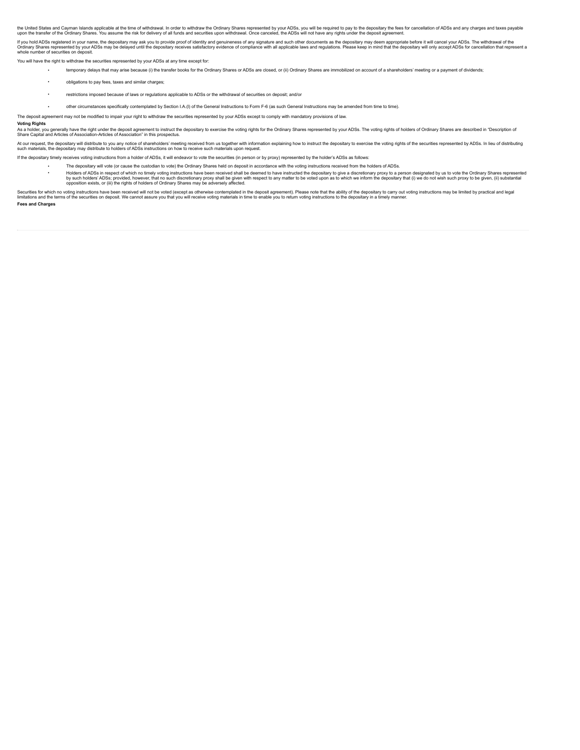the United States and Cayman Islands applicable at the time of withdrawal. In order to withdraw the Ordinary Shares represented by your ADSs, you will be required to pay to the depositary the fees for cancellation of ADSs and any charges and taxes payable upon the transfer of the Ordinary Shares. You assume the risk for delivery of all funds and securities upon withdrawal. Once canceled, the ADSs will not have any rights under the deposit agreement.

If you hold ADSs registered in your name, the depositary may ask you to provide proof of identity and genuineness of any signature and such other documents as the depositary may deem appropriate before it will cancel your ADSs. The withdrawal of the Ordinary Shares represented by your ADSs may be delayed until the depositary receives satisfactory evidence of compliance with all applicable laws and regulations. Please keep in mind that the depositary will only accept ADSs for cancellation that represent a whole number of securities on deposit.

You will have the right to withdraw the securities represented by your ADSs at any time except for:

- temporary delays that may arise because (i) the transfer books for the Ordinary Shares or ADSs are closed, or (ii) Ordinary Shares are immobilized on account of a shareholders' meeting or a payment of dividends;
- obligations to pay fees, taxes and similar charges;
- restrictions imposed because of laws or regulations applicable to ADSs or the withdrawal of securities on deposit; and/or
- other circumstances specifically contemplated by Section I.A.(l) of the General Instructions to Form F-6 (as such General Instructions may be amended from time to time).

The deposit agreement may not be modified to impair your right to withdraw the securities represented by your ADSs except to comply with mandatory provisions of law.

**Voting Rights**

As a holder, you generally have the right under the deposit agreement to instruct the depositary to exercise the voting rights for the Ordinary Shares represented by your ADSs. The voting rights of holders of Ordinary Shares are described in "Description of Share Capital and Articles of Association-Articles of Association" in this prospectus.

At our request, the depositary will distribute to you any notice of shareholders' meeting received from us together with information explaining how to instruct the depositary to exercise the voting rights of the securities represented by ADSs. In lieu of distributing such materials, the depositary may distribute to holders of ADSs instructions on how to receive such materials upon request.

If the depositary timely receives voting instructions from a holder of ADSs, it will endeavor to vote the securities (in person or by proxy) represented by the holder's ADSs as follows:

- The depositary will vote (or cause the custodian to vote) the Ordinary Shares held on deposit in accordance with the voting instructions received from the holders of ADSs.
- Holders of ADSs in respect of which no timely voting instructions have been received shall be deemed to have instructed the depositary to give a discretionary proxy to a person designated by us to vote the Ordinary Shares represented by such holders' ADSs; provided, however, that no such discretionary proxy shall be given with respect to any matter to be voted upon as to which we inform the depositary that (i) we do not wish such proxy to be given, (ii) substantial opposition exists, or (iii) the rights of holders of Ordinary Shares may be adversely affected.

Securities for which no voting instructions have been received will not be voted (except as otherwise contemplated in the deposit agreement). Please note that the ability of the depositary to carry out voting instructions may be limited by practical and legal limitations and the terms of the securities on deposit. We cannot assure you that you will receive voting materials in time to enable you to return voting instructions to the depositary in a timely manner.

**Fees and Charges**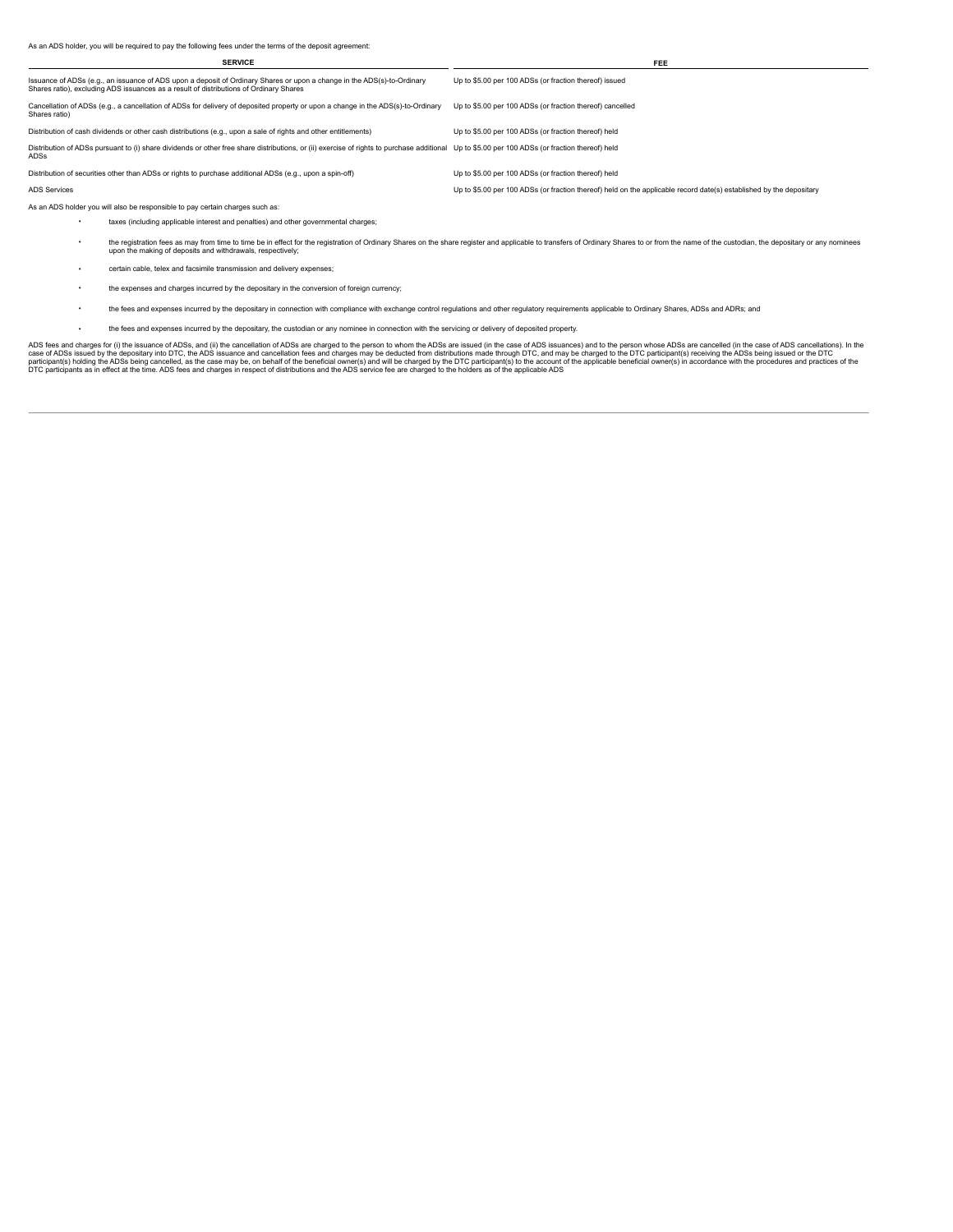As an ADS holder, you will be required to pay the following fees under the terms of the deposit agreement:

| SERVICE | FEE |
|---|---|
| Issuance of ADSs (e.g., an issuance of ADS upon a deposit of Ordinary Shares or upon a change in the ADS(s)-to-Ordinary Shares ratio), excluding ADS issuances as a result of distributions of Ordinary Shares | Up to $5.00 per 100 ADSs (or fraction thereof) issued |
| Cancellation of ADSs (e.g., a cancellation of ADSs for delivery of deposited property or upon a change in the ADS(s)-to-Ordinary Shares ratio) | Up to $5.00 per 100 ADSs (or fraction thereof) cancelled |
| Distribution of cash dividends or other cash distributions (e.g., upon a sale of rights and other entitlements) | Up to $5.00 per 100 ADSs (or fraction thereof) held |
| Distribution of ADSs pursuant to (i) share dividends or other free share distributions, or (ii) exercise of rights to purchase additional ADSs | Up to $5.00 per 100 ADSs (or fraction thereof) held |
| Distribution of securities other than ADSs or rights to purchase additional ADSs (e.g., upon a spin-off) | Up to $5.00 per 100 ADSs (or fraction thereof) held |
| ADS Services | Up to $5.00 per 100 ADSs (or fraction thereof) held on the applicable record date(s) established by the depositary |

As an ADS holder you will also be responsible to pay certain charges such as:

- taxes (including applicable interest and penalties) and other governmental charges;
- the registration fees as may from time to time be in effect for the registration of Ordinary Shares on the share register and applicable to transfers of Ordinary Shares to or from the name of the custodian, the depositary or any nominees upon the making of deposits and withdrawals, respectively;
- certain cable, telex and facsimile transmission and delivery expenses;
- the expenses and charges incurred by the depositary in the conversion of foreign currency;
- the fees and expenses incurred by the depositary in connection with compliance with exchange control regulations and other regulatory requirements applicable to Ordinary Shares, ADSs and ADRs; and
- the fees and expenses incurred by the depositary, the custodian or any nominee in connection with the servicing or delivery of deposited property.

ADS fees and charges for (i) the issuance of ADSs, and (ii) the cancellation of ADSs are charged to the person to whom the ADSs are issued (in the case of ADS issuances) and to the person whose ADSs are cancelled (in the case of ADS cancellations). In the case of ADSs issued by the depositary into DTC, the ADS issuance and cancellation fees and charges may be deducted from distributions made through DTC, and may be charged to the DTC participant(s) receiving the ADSs being issued or the DTC participant(s) holding the ADSs being cancelled, as the case may be, on behalf of the beneficial owner(s) and will be charged by the DTC participant(s) to the account of the applicable beneficial owner(s) in accordance with the procedures and practices of the DTC participants as in effect at the time. ADS fees and charges in respect of distributions and the ADS service fee are charged to the holders as of the applicable ADS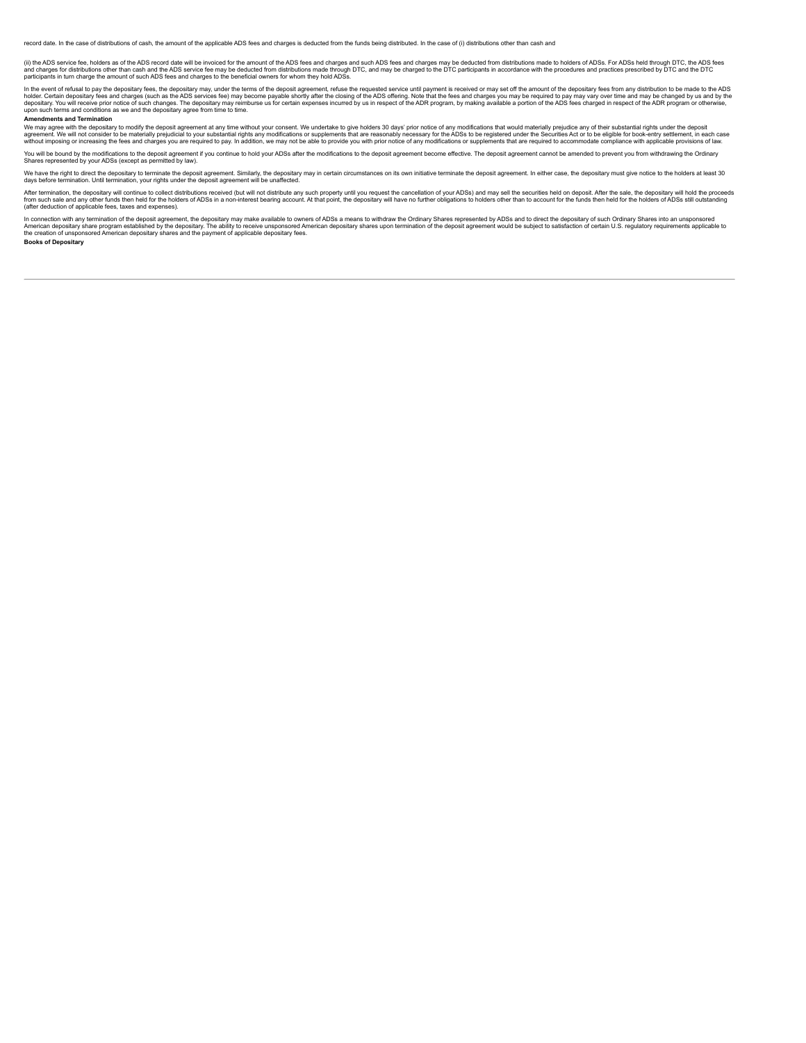record date. In the case of distributions of cash, the amount of the applicable ADS fees and charges is deducted from the funds being distributed. In the case of (i) distributions other than cash and

(ii) the ADS service fee, holders as of the ADS record date will be invoiced for the amount of the ADS fees and charges and such ADS fees and charges may be deducted from distributions made to holders of ADSs. For ADSs held through DTC, the ADS fees and charges for distributions other than cash and the ADS service fee may be deducted from distributions made through DTC, and may be charged to the DTC participants in accordance with the procedures and practices prescribed by DTC and the DTC participants in turn charge the amount of such ADS fees and charges to the beneficial owners for whom they hold ADSs.

In the event of refusal to pay the depositary fees, the depositary may, under the terms of the deposit agreement, refuse the requested service until payment is received or may set off the amount of the depositary fees from any distribution to be made to the ADS holder. Certain depositary fees and charges (such as the ADS services fee) may become payable shortly after the closing of the ADS offering. Note that the fees and charges you may be required to pay may vary over time and may be changed by us and by the depositary. You will receive prior notice of such changes. The depositary may reimburse us for certain expenses incurred by us in respect of the ADR program, by making available a portion of the ADS fees charged in respect of the ADR program or otherwise, upon such terms and conditions as we and the depositary agree from time to time.

**Amendments and Termination**

We may agree with the depositary to modify the deposit agreement at any time without your consent. We undertake to give holders 30 days' prior notice of any modifications that would materially prejudice any of their substantial rights under the deposit agreement. We will not consider to be materially prejudicial to your substantial rights any modifications or supplements that are reasonably necessary for the ADSs to be registered under the Securities Act or to be eligible for book-entry settlement, in each case without imposing or increasing the fees and charges you are required to pay. In addition, we may not be able to provide you with prior notice of any modifications or supplements that are required to accommodate compliance with applicable provisions of law.

You will be bound by the modifications to the deposit agreement if you continue to hold your ADSs after the modifications to the deposit agreement become effective. The deposit agreement cannot be amended to prevent you from withdrawing the Ordinary Shares represented by your ADSs (except as permitted by law).

We have the right to direct the depositary to terminate the deposit agreement. Similarly, the depositary may in certain circumstances on its own initiative terminate the deposit agreement. In either case, the depositary must give notice to the holders at least 30 days before termination. Until termination, your rights under the deposit agreement will be unaffected.

After termination, the depositary will continue to collect distributions received (but will not distribute any such property until you request the cancellation of your ADSs) and may sell the securities held on deposit. After the sale, the depositary will hold the proceeds from such sale and any other funds then held for the holders of ADSs in a non-interest bearing account. At that point, the depositary will have no further obligations to holders other than to account for the funds then held for the holders of ADSs still outstanding (after deduction of applicable fees, taxes and expenses).

In connection with any termination of the deposit agreement, the depositary may make available to owners of ADSs a means to withdraw the Ordinary Shares represented by ADSs and to direct the depositary of such Ordinary Shares into an unsponsored American depositary share program established by the depositary. The ability to receive unsponsored American depositary shares upon termination of the deposit agreement would be subject to satisfaction of certain U.S. regulatory requirements applicable to the creation of unsponsored American depositary shares and the payment of applicable depositary fees.

**Books of Depositary**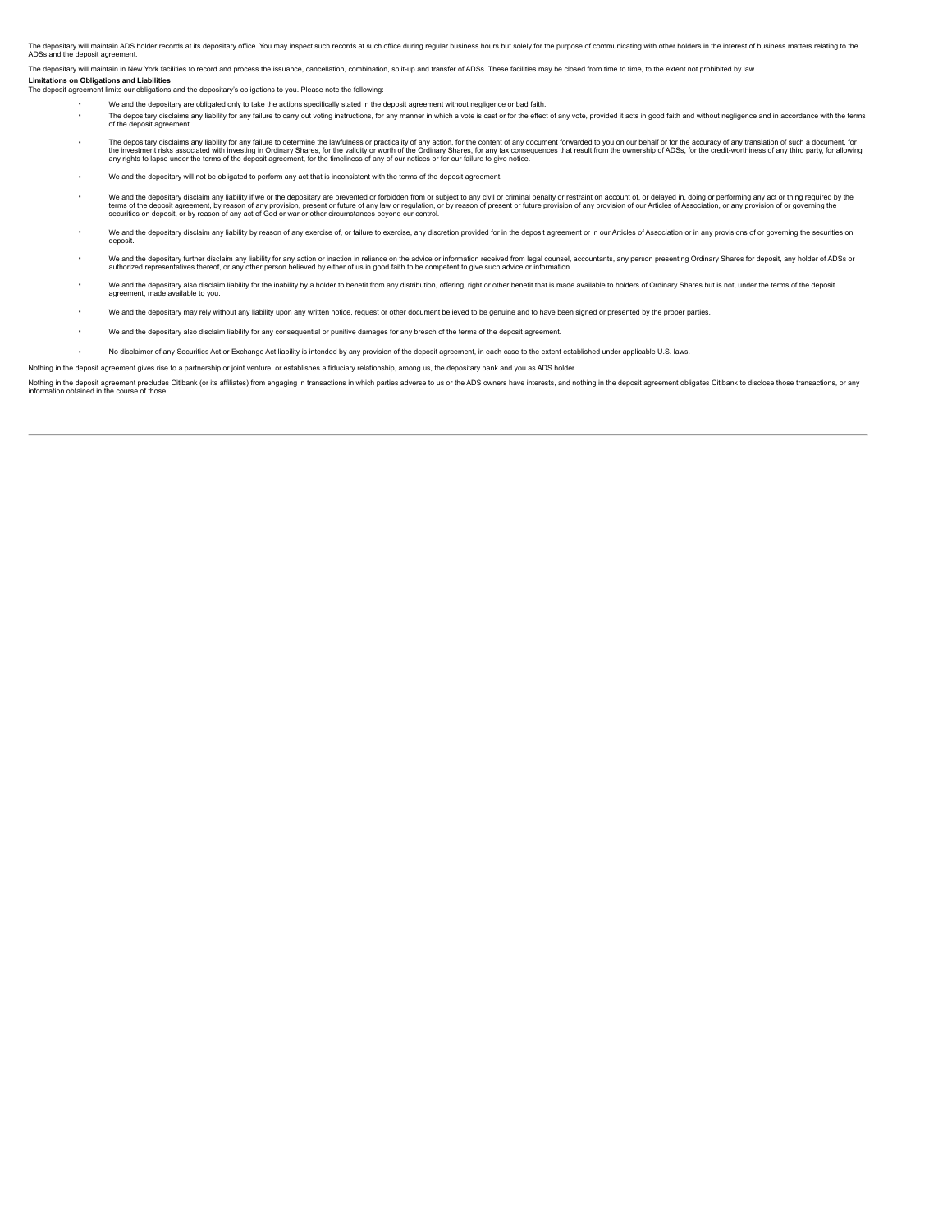The depositary will maintain ADS holder records at its depositary office. You may inspect such records at such office during regular business hours but solely for the purpose of communicating with other holders in the interest of business matters relating to the ADSs and the deposit agreement.

The depositary will maintain in New York facilities to record and process the issuance, cancellation, combination, split-up and transfer of ADSs. These facilities may be closed from time to time, to the extent not prohibited by law.

**Limitations on Obligations and Liabilities**

The deposit agreement limits our obligations and the depositary's obligations to you. Please note the following:

- We and the depositary are obligated only to take the actions specifically stated in the deposit agreement without negligence or bad faith.
- The depositary disclaims any liability for any failure to carry out voting instructions, for any manner in which a vote is cast or for the effect of any vote, provided it acts in good faith and without negligence and in accordance with the terms of the deposit agreement.
- The depositary disclaims any liability for any failure to determine the lawfulness or practicality of any action, for the content of any document forwarded to you on our behalf or for the accuracy of any translation of such a document, for the investment risks associated with investing in Ordinary Shares, for the validity or worth of the Ordinary Shares, for any tax consequences that result from the ownership of ADSs, for the credit-worthiness of any third party, for allowing any rights to lapse under the terms of the deposit agreement, for the timeliness of any of our notices or for our failure to give notice.
- We and the depositary will not be obligated to perform any act that is inconsistent with the terms of the deposit agreement.
- We and the depositary disclaim any liability if we or the depositary are prevented or forbidden from or subject to any civil or criminal penalty or restraint on account of, or delayed in, doing or performing any act or thing required by the terms of the deposit agreement, by reason of any provision, present or future of any law or regulation, or by reason of present or future provision of any provision of our Articles of Association, or any provision of or governing the securities on deposit, or by reason of any act of God or war or other circumstances beyond our control.
- We and the depositary disclaim any liability by reason of any exercise of, or failure to exercise, any discretion provided for in the deposit agreement or in our Articles of Association or in any provisions of or governing the securities on deposit.
- We and the depositary further disclaim any liability for any action or inaction in reliance on the advice or information received from legal counsel, accountants, any person presenting Ordinary Shares for deposit, any holder of ADSs or authorized representatives thereof, or any other person believed by either of us in good faith to be competent to give such advice or information.
- We and the depositary also disclaim liability for the inability by a holder to benefit from any distribution, offering, right or other benefit that is made available to holders of Ordinary Shares but is not, under the terms of the deposit agreement, made available to you.
- We and the depositary may rely without any liability upon any written notice, request or other document believed to be genuine and to have been signed or presented by the proper parties.
- We and the depositary also disclaim liability for any consequential or punitive damages for any breach of the terms of the deposit agreement.
- No disclaimer of any Securities Act or Exchange Act liability is intended by any provision of the deposit agreement, in each case to the extent established under applicable U.S. laws.

Nothing in the deposit agreement gives rise to a partnership or joint venture, or establishes a fiduciary relationship, among us, the depositary bank and you as ADS holder.

Nothing in the deposit agreement precludes Citibank (or its affiliates) from engaging in transactions in which parties adverse to us or the ADS owners have interests, and nothing in the deposit agreement obligates Citibank to disclose those transactions, or any information obtained in the course of those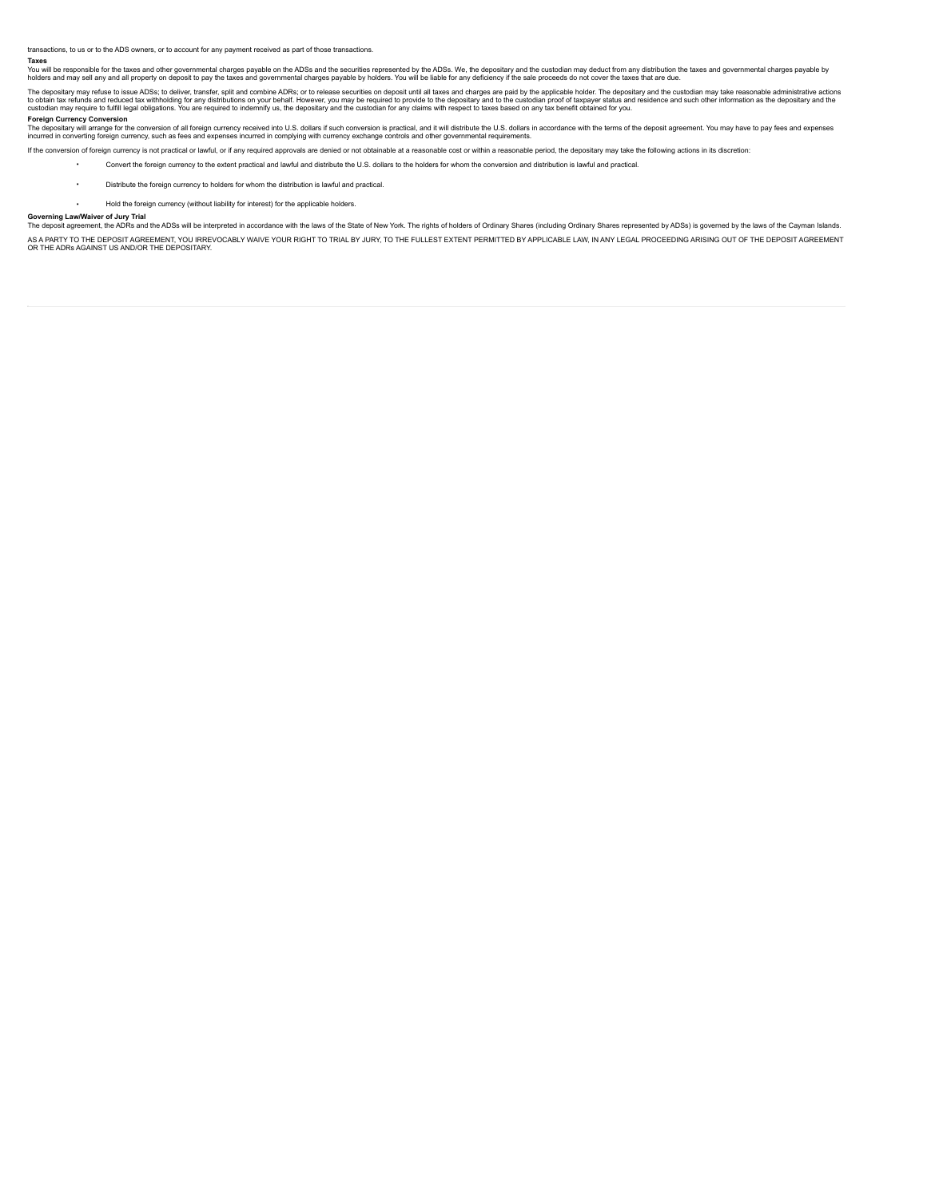transactions, to us or to the ADS owners, or to account for any payment received as part of those transactions.

**Taxes**

You will be responsible for the taxes and other governmental charges payable on the ADSs and the securities represented by the ADSs. We, the depositary and the custodian may deduct from any distribution the taxes and governmental charges payable by holders and may sell any and all property on deposit to pay the taxes and governmental charges payable by holders. You will be liable for any deficiency if the sale proceeds do not cover the taxes that are due.

The depositary may refuse to issue ADSs; to deliver, transfer, split and combine ADRs; or to release securities on deposit until all taxes and charges are paid by the applicable holder. The depositary and the custodian may take reasonable administrative actions to obtain tax refunds and reduced tax withholding for any distributions on your behalf. However, you may be required to provide to the depositary and to the custodian proof of taxpayer status and residence and such other information as the depositary and the custodian may require to fulfill legal obligations. You are required to indemnify us, the depositary and the custodian for any claims with respect to taxes based on any tax benefit obtained for you.

**Foreign Currency Conversion**

The depositary will arrange for the conversion of all foreign currency received into U.S. dollars if such conversion is practical, and it will distribute the U.S. dollars in accordance with the terms of the deposit agreement. You may have to pay fees and expenses incurred in converting foreign currency, such as fees and expenses incurred in complying with currency exchange controls and other governmental requirements.

If the conversion of foreign currency is not practical or lawful, or if any required approvals are denied or not obtainable at a reasonable cost or within a reasonable period, the depositary may take the following actions in its discretion:

- Convert the foreign currency to the extent practical and lawful and distribute the U.S. dollars to the holders for whom the conversion and distribution is lawful and practical.
- Distribute the foreign currency to holders for whom the distribution is lawful and practical.
- Hold the foreign currency (without liability for interest) for the applicable holders.

**Governing Law/Waiver of Jury Trial**

The deposit agreement, the ADRs and the ADSs will be interpreted in accordance with the laws of the State of New York. The rights of holders of Ordinary Shares (including Ordinary Shares represented by ADSs) is governed by the laws of the Cayman Islands.

AS A PARTY TO THE DEPOSIT AGREEMENT, YOU IRREVOCABLY WAIVE YOUR RIGHT TO TRIAL BY JURY, TO THE FULLEST EXTENT PERMITTED BY APPLICABLE LAW, IN ANY LEGAL PROCEEDING ARISING OUT OF THE DEPOSIT AGREEMENT OR THE ADRs AGAINST US AND/OR THE DEPOSITARY.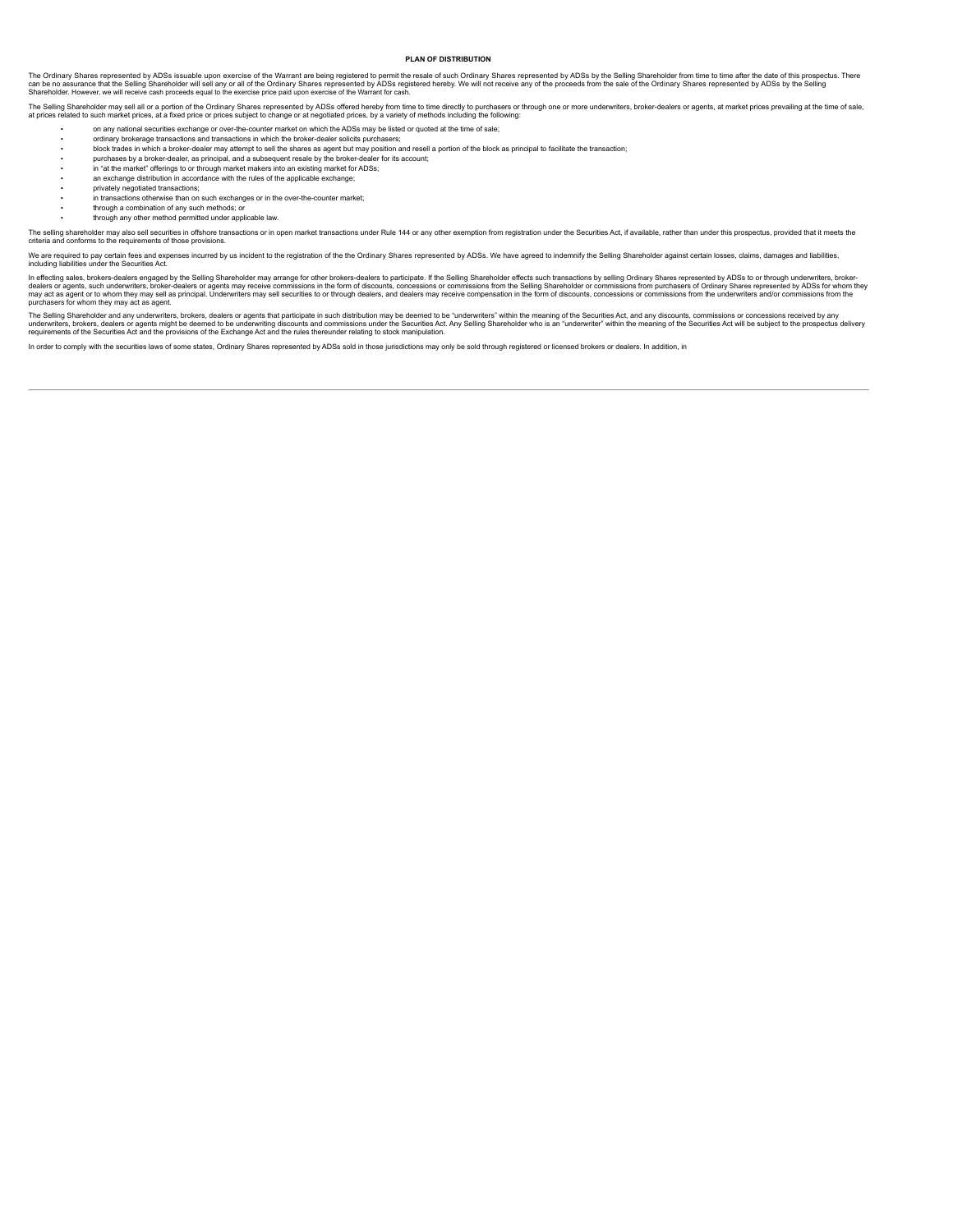## PLAN OF DISTRIBUTION

The Ordinary Shares represented by ADSs issuable upon exercise of the Warrant are being registered to permit the resale of such Ordinary Shares represented by ADSs by the Selling Shareholder from time to time after the date of this prospectus. There can be no assurance that the Selling Shareholder will sell any or all of the Ordinary Shares represented by ADSs registered hereby. We will not receive any of the proceeds from the sale of the Ordinary Shares represented by ADSs by the Selling Shareholder. However, we will receive cash proceeds equal to the exercise price paid upon exercise of the Warrant for cash.

The Selling Shareholder may sell all or a portion of the Ordinary Shares represented by ADSs offered hereby from time to time directly to purchasers or through one or more underwriters, broker-dealers or agents, at market prices prevailing at the time of sale, at prices related to such market prices, at a fixed price or prices subject to change or at negotiated prices, by a variety of methods including the following:

- on any national securities exchange or over-the-counter market on which the ADSs may be listed or quoted at the time of sale;
- ordinary brokerage transactions and transactions in which the broker-dealer solicits purchasers;
- block trades in which a broker-dealer may attempt to sell the shares as agent but may position and resell a portion of the block as principal to facilitate the transaction;
- purchases by a broker-dealer, as principal, and a subsequent resale by the broker-dealer for its account;
- in "at the market" offerings to or through market makers into an existing market for ADSs;
- an exchange distribution in accordance with the rules of the applicable exchange;
- privately negotiated transactions;
- in transactions otherwise than on such exchanges or in the over-the-counter market;
- through a combination of any such methods; or
- through any other method permitted under applicable law.

The selling shareholder may also sell securities in offshore transactions or in open market transactions under Rule 144 or any other exemption from registration under the Securities Act, if available, rather than under this prospectus, provided that it meets the criteria and conforms to the requirements of those provisions.

We are required to pay certain fees and expenses incurred by us incident to the registration of the the Ordinary Shares represented by ADSs. We have agreed to indemnify the Selling Shareholder against certain losses, claims, damages and liabilities, including liabilities under the Securities Act.

In effecting sales, brokers-dealers engaged by the Selling Shareholder may arrange for other brokers-dealers to participate. If the Selling Shareholder effects such transactions by selling Ordinary Shares represented by ADSs to or through underwriters, broker-dealers or agents, such underwriters, broker-dealers or agents may receive commissions in the form of discounts, concessions or commissions from the Selling Shareholder or commissions from purchasers of Ordinary Shares represented by ADSs for whom they may act as agent or to whom they may sell as principal. Underwriters may sell securities to or through dealers, and dealers may receive compensation in the form of discounts, concessions or commissions from the underwriters and/or commissions from the purchasers for whom they may act as agent.

The Selling Shareholder and any underwriters, brokers, dealers or agents that participate in such distribution may be deemed to be "underwriters" within the meaning of the Securities Act, and any discounts, commissions or concessions received by any underwriters, brokers, dealers or agents might be deemed to be underwriting discounts and commissions under the Securities Act. Any Selling Shareholder who is an "underwriter" within the meaning of the Securities Act will be subject to the prospectus delivery requirements of the Securities Act and the provisions of the Exchange Act and the rules thereunder relating to stock manipulation.

In order to comply with the securities laws of some states, Ordinary Shares represented by ADSs sold in those jurisdictions may only be sold through registered or licensed brokers or dealers. In addition, in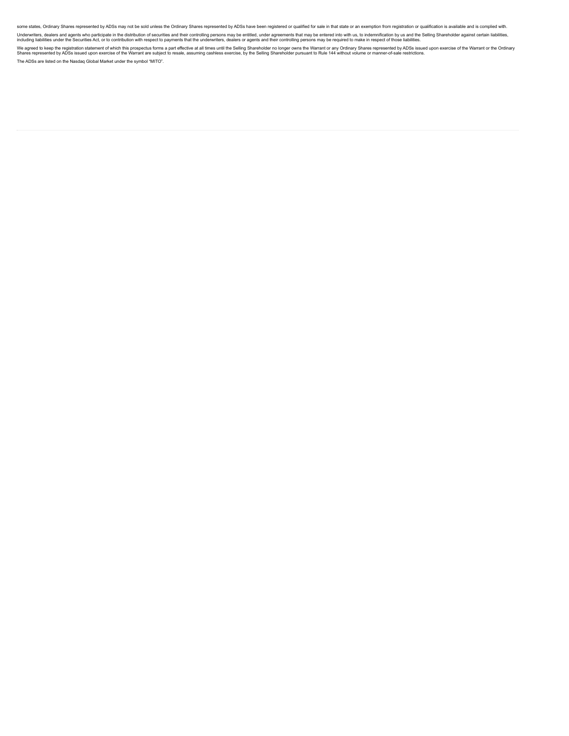some states, Ordinary Shares represented by ADSs may not be sold unless the Ordinary Shares represented by ADSs have been registered or qualified for sale in that state or an exemption from registration or qualification is available and is complied with.

Underwriters, dealers and agents who participate in the distribution of securities and their controlling persons may be entitled, under agreements that may be entered into with us, to indemnification by us and the Selling Shareholder against certain liabilities, including liabilities under the Securities Act, or to contribution with respect to payments that the underwriters, dealers or agents and their controlling persons may be required to make in respect of those liabilities.

We agreed to keep the registration statement of which this prospectus forms a part effective at all times until the Selling Shareholder no longer owns the Warrant or any Ordinary Shares represented by ADSs issued upon exercise of the Warrant or the Ordinary Shares represented by ADSs issued upon exercise of the Warrant are subject to resale, assuming cashless exercise, by the Selling Shareholder pursuant to Rule 144 without volume or manner-of-sale restrictions.

The ADSs are listed on the Nasdaq Global Market under the symbol "MITO".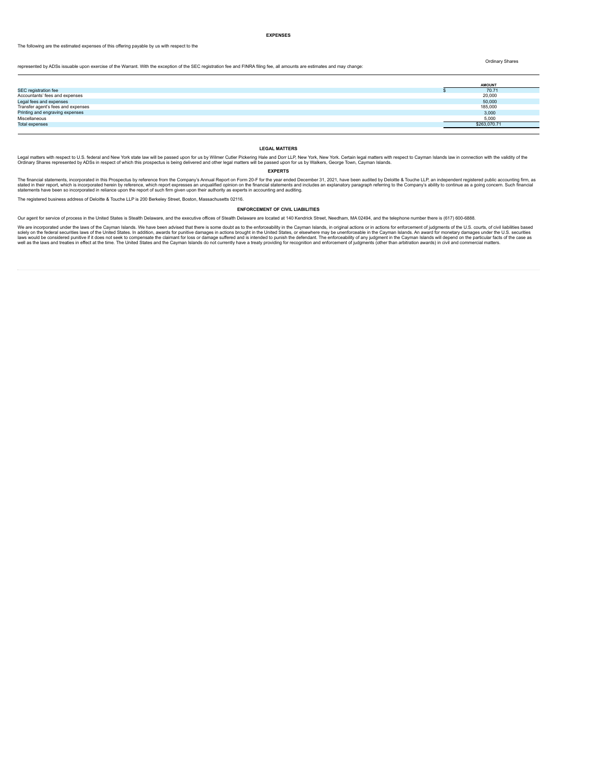## EXPENSES

The following are the estimated expenses of this offering payable by us with respect to the Ordinary Shares represented by ADSs issuable upon exercise of the Warrant. With the exception of the SEC registration fee and FINRA filing fee, all amounts are estimates and may change:

| | AMOUNT |
|---|---|
| SEC registration fee | $ 70.71 |
| Accountants' fees and expenses | 20,000 |
| Legal fees and expenses | 50,000 |
| Transfer agent's fees and expenses | 185,000 |
| Printing and engraving expenses | 3,000 |
| Miscellaneous | 5,000 |
| Total expenses | $263,070.71 |

## LEGAL MATTERS

Legal matters with respect to U.S. federal and New York state law will be passed upon for us by Wilmer Cutler Pickering Hale and Dorr LLP, New York, New York. Certain legal matters with respect to Cayman Islands law in connection with the validity of the Ordinary Shares represented by ADSs in respect of which this prospectus is being delivered and other legal matters will be passed upon for us by Walkers, George Town, Cayman Islands.

## EXPERTS

The financial statements, incorporated in this Prospectus by reference from the Company's Annual Report on Form 20-F for the year ended December 31, 2021, have been audited by Deloitte & Touche LLP, an independent registered public accounting firm, as stated in their report, which is incorporated herein by reference, which report expresses an unqualified opinion on the financial statements and includes an explanatory paragraph referring to the Company's ability to continue as a going concern. Such financial statements have been so incorporated in reliance upon the report of such firm given upon their authority as experts in accounting and auditing.

The registered business address of Deloitte & Touche LLP is 200 Berkeley Street, Boston, Massachusetts 02116.

## ENFORCEMENT OF CIVIL LIABILITIES

Our agent for service of process in the United States is Stealth Delaware, and the executive offices of Stealth Delaware are located at 140 Kendrick Street, Needham, MA 02494, and the telephone number there is (617) 600-6888.

We are incorporated under the laws of the Cayman Islands. We have been advised that there is some doubt as to the enforceability in the Cayman Islands, in original actions or in actions for enforcement of judgments of the U.S. courts, of civil liabilities based solely on the federal securities laws of the United States. In addition, awards for punitive damages in actions brought in the United States, or elsewhere may be unenforceable in the Cayman Islands. An award for monetary damages under the U.S. securities laws would be considered punitive if it does not seek to compensate the claimant for loss or damage suffered and is intended to punish the defendant. The enforceability of any judgment in the Cayman Islands will depend on the particular facts of the case as well as the laws and treaties in effect at the time. The United States and the Cayman Islands do not currently have a treaty providing for recognition and enforcement of judgments (other than arbitration awards) in civil and commercial matters.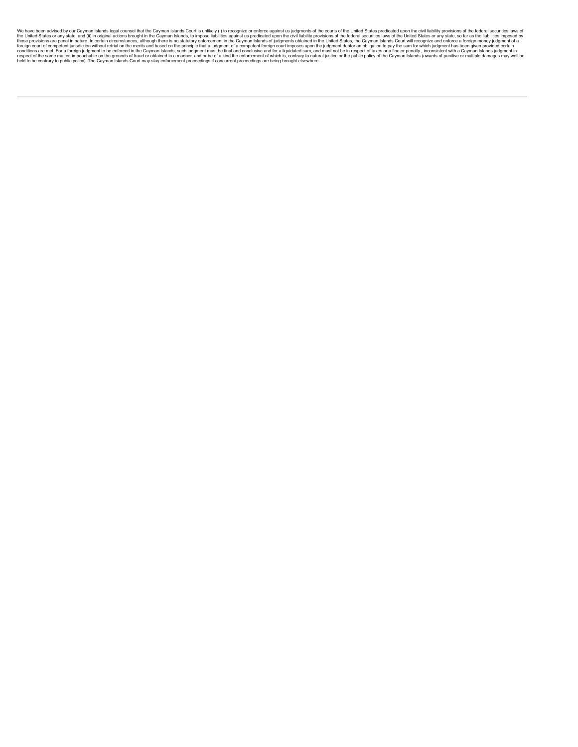We have been advised by our Cayman Islands legal counsel that the Cayman Islands Court is unlikely (i) to recognize or enforce against us judgments of the courts of the United States predicated upon the civil liability provisions of the federal securities laws of the United States or any state; and (ii) in original actions brought in the Cayman Islands, to impose liabilities against us predicated upon the civil liability provisions of the federal securities laws of the United States or any state, so far as the liabilities imposed by those provisions are penal in nature. In certain circumstances, although there is no statutory enforcement in the Cayman Islands of judgments obtained in the United States, the Cayman Islands Court will recognize and enforce a foreign money judgment of a foreign court of competent jurisdiction without retrial on the merits and based on the principle that a judgment of a competent foreign court imposes upon the judgment debtor an obligation to pay the sum for which judgment has been given provided certain conditions are met. For a foreign judgment to be enforced in the Cayman Islands, such judgment must be final and conclusive and for a liquidated sum, and must not be in respect of taxes or a fine or penalty , inconsistent with a Cayman Islands judgment in respect of the same matter, impeachable on the grounds of fraud or obtained in a manner, and or be of a kind the enforcement of which is, contrary to natural justice or the public policy of the Cayman Islands (awards of punitive or multiple damages may well be held to be contrary to public policy). The Cayman Islands Court may stay enforcement proceedings if concurrent proceedings are being brought elsewhere.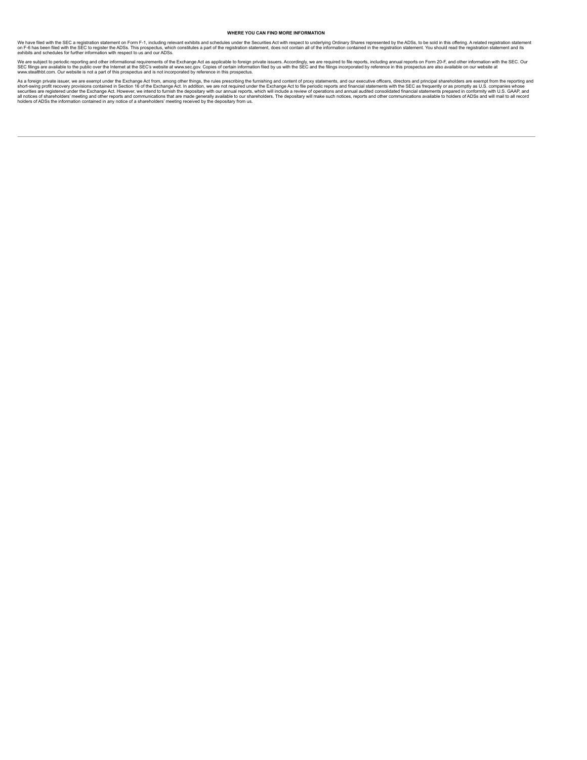## WHERE YOU CAN FIND MORE INFORMATION

We have filed with the SEC a registration statement on Form F-1, including relevant exhibits and schedules under the Securities Act with respect to underlying Ordinary Shares represented by the ADSs, to be sold in this offering. A related registration statement on F-6 has been filed with the SEC to register the ADSs. This prospectus, which constitutes a part of the registration statement, does not contain all of the information contained in the registration statement. You should read the registration statement and its exhibits and schedules for further information with respect to us and our ADSs.

We are subject to periodic reporting and other informational requirements of the Exchange Act as applicable to foreign private issuers. Accordingly, we are required to file reports, including annual reports on Form 20-F, and other information with the SEC. Our SEC filings are available to the public over the Internet at the SEC's website at www.sec.gov. Copies of certain information filed by us with the SEC and the filings incorporated by reference in this prospectus are also available on our website at www.stealthbt.com. Our website is not a part of this prospectus and is not incorporated by reference in this prospectus.

As a foreign private issuer, we are exempt under the Exchange Act from, among other things, the rules prescribing the furnishing and content of proxy statements, and our executive officers, directors and principal shareholders are exempt from the reporting and short-swing profit recovery provisions contained in Section 16 of the Exchange Act. In addition, we are not required under the Exchange Act to file periodic reports and financial statements with the SEC as frequently or as promptly as U.S. companies whose securities are registered under the Exchange Act. However, we intend to furnish the depositary with our annual reports, which will include a review of operations and annual audited consolidated financial statements prepared in conformity with U.S. GAAP, and all notices of shareholders' meeting and other reports and communications that are made generally available to our shareholders. The depositary will make such notices, reports and other communications available to holders of ADSs and will mail to all record holders of ADSs the information contained in any notice of a shareholders' meeting received by the depositary from us.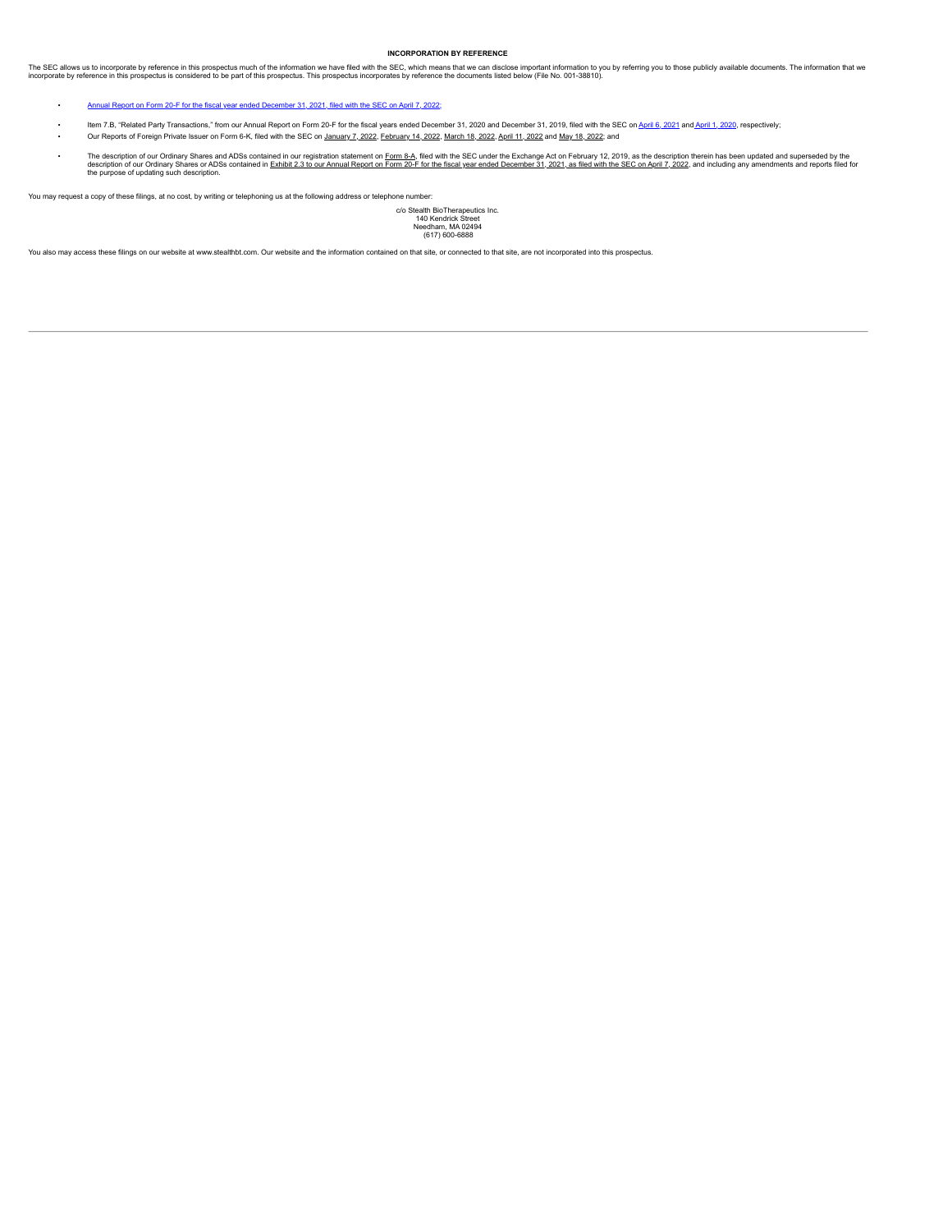## INCORPORATION BY REFERENCE

The SEC allows us to incorporate by reference in this prospectus much of the information we have filed with the SEC, which means that we can disclose important information to you by referring you to those publicly available documents. The information that we incorporate by reference in this prospectus is considered to be part of this prospectus. This prospectus incorporates by reference the documents listed below (File No. 001-38810).

- Annual Report on Form 20-F for the fiscal year ended December 31, 2021, filed with the SEC on April 7, 2022;
- Item 7.B, "Related Party Transactions," from our Annual Report on Form 20-F for the fiscal years ended December 31, 2020 and December 31, 2019, filed with the SEC on April 6, 2021 and April 1, 2020, respectively;
- Our Reports of Foreign Private Issuer on Form 6-K, filed with the SEC on January 7, 2022, February 14, 2022, March 18, 2022, April 11, 2022 and May 18, 2022; and
- The description of our Ordinary Shares and ADSs contained in our registration statement on Form 8-A, filed with the SEC under the Exchange Act on February 12, 2019, as the description therein has been updated and superseded by the description of our Ordinary Shares or ADSs contained in Exhibit 2.3 to our Annual Report on Form 20-F for the fiscal year ended December 31, 2021, as filed with the SEC on April 7, 2022, and including any amendments and reports filed for the purpose of updating such description.

You may request a copy of these filings, at no cost, by writing or telephoning us at the following address or telephone number:

c/o Stealth BioTherapeutics Inc.
140 Kendrick Street
Needham, MA 02494
(617) 600-6888

You also may access these filings on our website at www.stealthbt.com. Our website and the information contained on that site, or connected to that site, are not incorporated into this prospectus.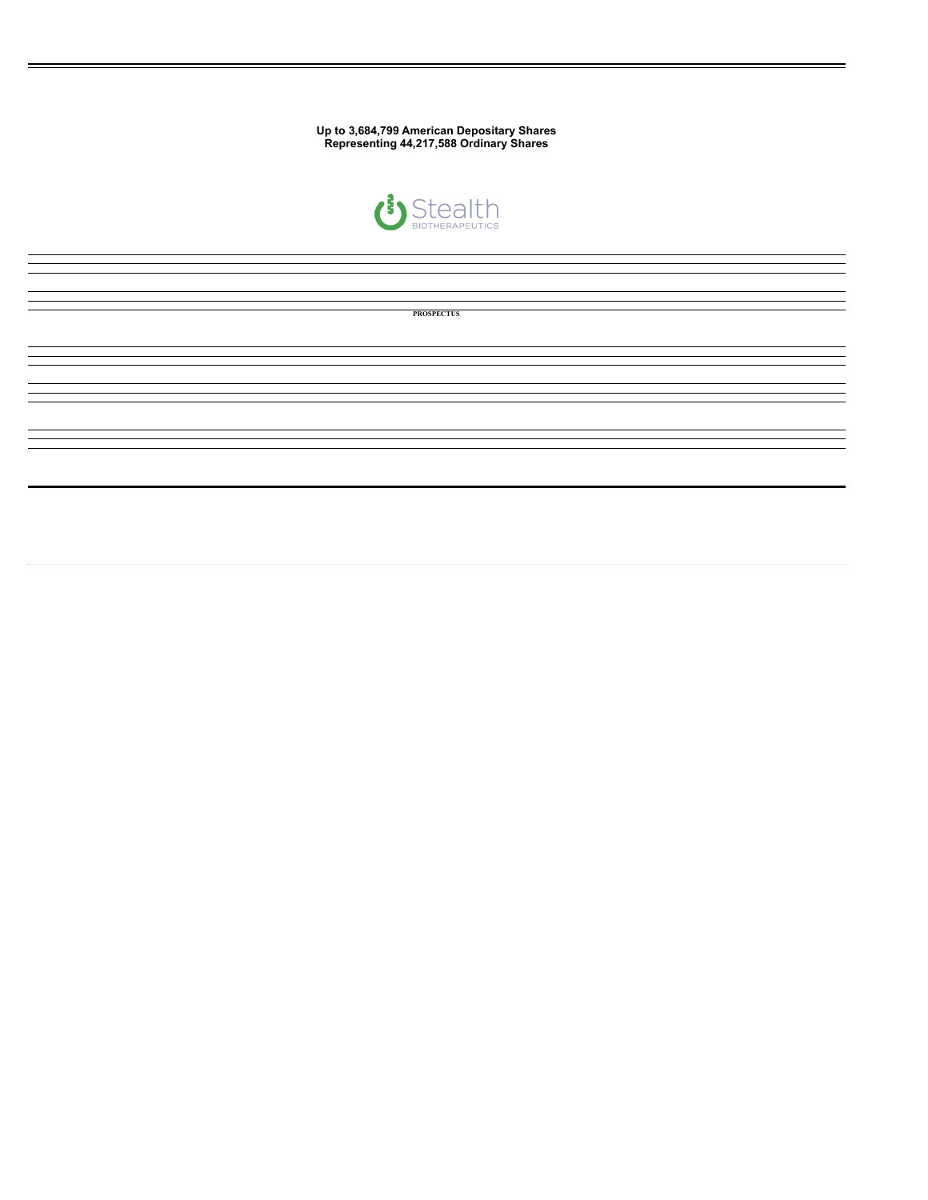**Up to 3,684,799 American Depositary Shares**
**Representing 44,217,588 Ordinary Shares**

Stealth BIOTHERAPEUTICS

**PROSPECTUS**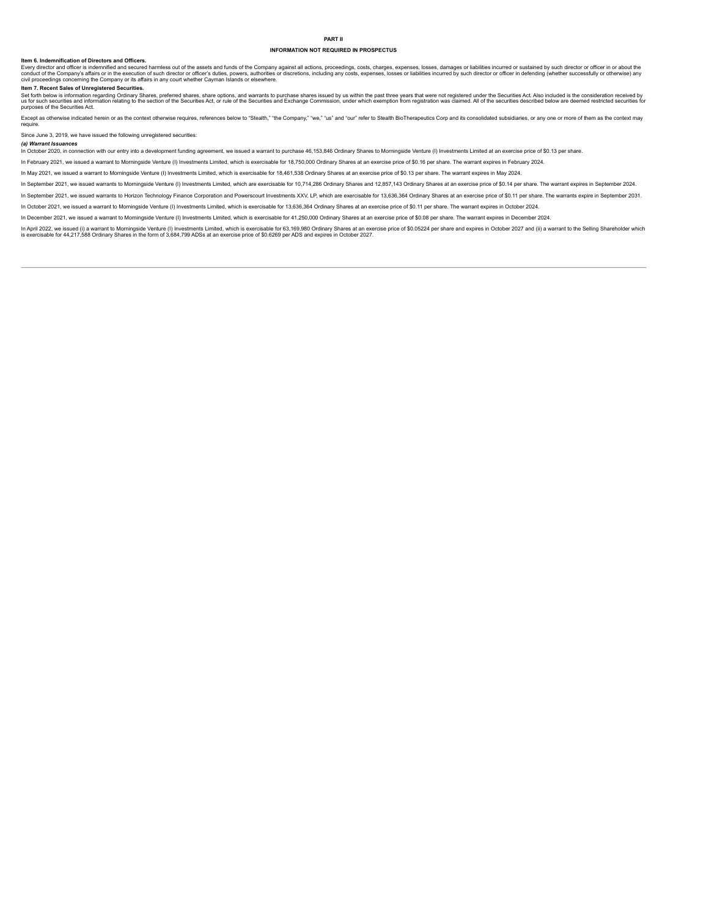# PART II

## INFORMATION NOT REQUIRED IN PROSPECTUS

### Item 6. Indemnification of Directors and Officers.

Every director and officer is indemnified and secured harmless out of the assets and funds of the Company against all actions, proceedings, costs, charges, expenses, losses, damages or liabilities incurred or sustained by such director or officer in or about the conduct of the Company's affairs or in the execution of such director or officer's duties, powers, authorities or discretions, including any costs, expenses, losses or liabilities incurred by such director or officer in defending (whether successfully or otherwise) any civil proceedings concerning the Company or its affairs in any court whether Cayman Islands or elsewhere.

### Item 7. Recent Sales of Unregistered Securities.

Set forth below is information regarding Ordinary Shares, preferred shares, share options, and warrants to purchase shares issued by us within the past three years that were not registered under the Securities Act. Also included is the consideration received by us for such securities and information relating to the section of the Securities Act, or rule of the Securities and Exchange Commission, under which exemption from registration was claimed. All of the securities described below are deemed restricted securities for purposes of the Securities Act.

Except as otherwise indicated herein or as the context otherwise requires, references below to "Stealth," "the Company," "we," "us" and "our" refer to Stealth BioTherapeutics Corp and its consolidated subsidiaries, or any one or more of them as the context may require.

Since June 3, 2019, we have issued the following unregistered securities:

***(a) Warrant Issuances***

In October 2020, in connection with our entry into a development funding agreement, we issued a warrant to purchase 46,153,846 Ordinary Shares to Morningside Venture (I) Investments Limited at an exercise price of $0.13 per share.

In February 2021, we issued a warrant to Morningside Venture (I) Investments Limited, which is exercisable for 18,750,000 Ordinary Shares at an exercise price of $0.16 per share. The warrant expires in February 2024.

In May 2021, we issued a warrant to Morningside Venture (I) Investments Limited, which is exercisable for 18,461,538 Ordinary Shares at an exercise price of $0.13 per share. The warrant expires in May 2024.

In September 2021, we issued warrants to Morningside Venture (I) Investments Limited, which are exercisable for 10,714,286 Ordinary Shares and 12,857,143 Ordinary Shares at an exercise price of $0.14 per share. The warrant expires in September 2024.

In September 2021, we issued warrants to Horizon Technology Finance Corporation and Powerscourt Investments XXV, LP, which are exercisable for 13,636,364 Ordinary Shares at an exercise price of $0.11 per share. The warrants expire in September 2031.

In October 2021, we issued a warrant to Morningside Venture (I) Investments Limited, which is exercisable for 13,636,364 Ordinary Shares at an exercise price of $0.11 per share. The warrant expires in October 2024.

In December 2021, we issued a warrant to Morningside Venture (I) Investments Limited, which is exercisable for 41,250,000 Ordinary Shares at an exercise price of $0.08 per share. The warrant expires in December 2024.

In April 2022, we issued (i) a warrant to Morningside Venture (I) Investments Limited, which is exercisable for 63,169,980 Ordinary Shares at an exercise price of $0.05224 per share and expires in October 2027 and (ii) a warrant to the Selling Shareholder which is exercisable for 44,217,588 Ordinary Shares in the form of 3,684,799 ADSs at an exercise price of $0.6269 per ADS and expires in October 2027.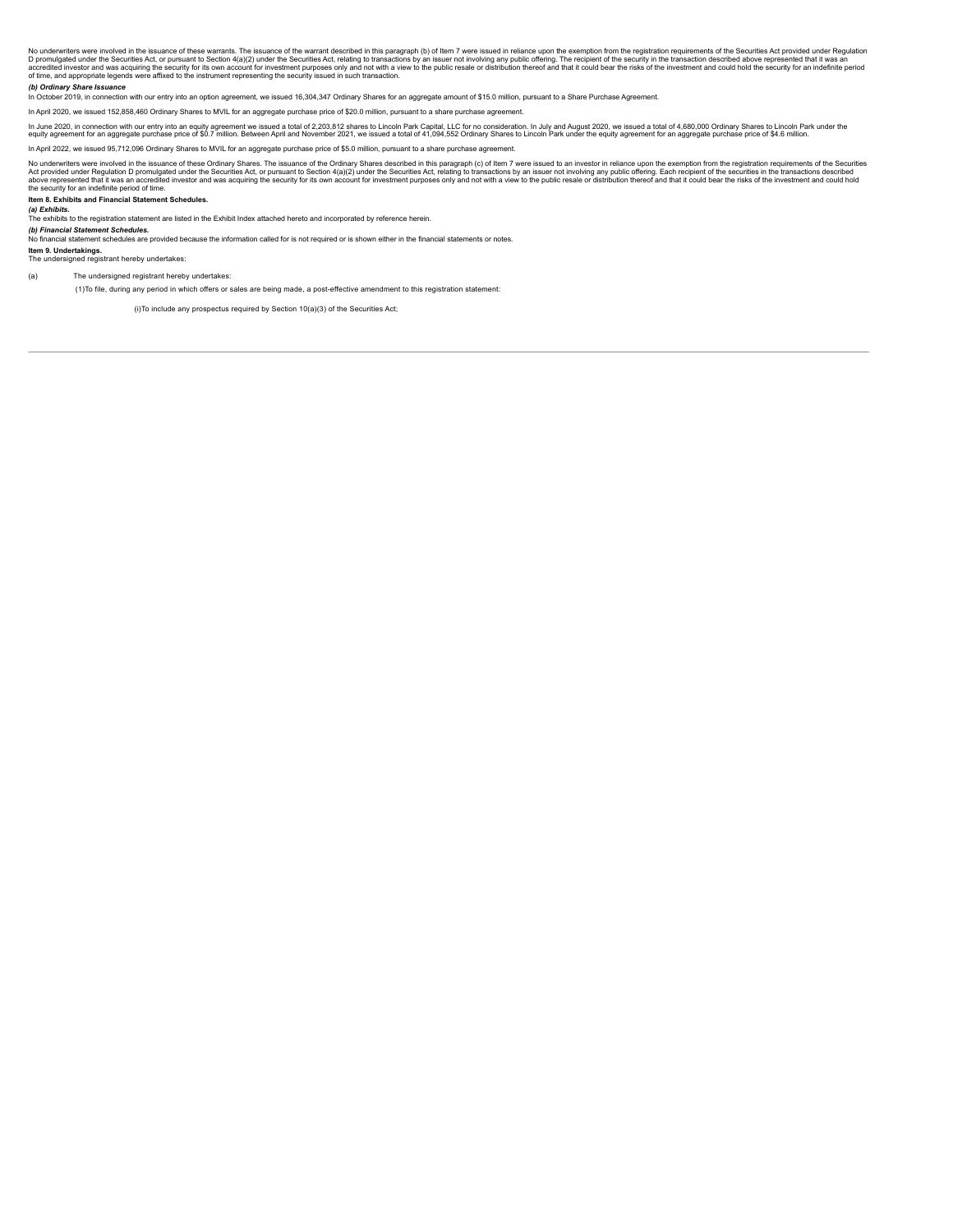No underwriters were involved in the issuance of these warrants. The issuance of the warrant described in this paragraph (b) of Item 7 were issued in reliance upon the exemption from the registration requirements of the Securities Act provided under Regulation D promulgated under the Securities Act, or pursuant to Section 4(a)(2) under the Securities Act, relating to transactions by an issuer not involving any public offering. The recipient of the security in the transaction described above represented that it was an accredited investor and was acquiring the security for its own account for investment purposes only and not with a view to the public resale or distribution thereof and that it could bear the risks of the investment and could hold the security for an indefinite period of time, and appropriate legends were affixed to the instrument representing the security issued in such transaction.

***(b) Ordinary Share Issuance***

In October 2019, in connection with our entry into an option agreement, we issued 16,304,347 Ordinary Shares for an aggregate amount of $15.0 million, pursuant to a Share Purchase Agreement.

In April 2020, we issued 152,858,460 Ordinary Shares to MVIL for an aggregate purchase price of $20.0 million, pursuant to a share purchase agreement.

In June 2020, in connection with our entry into an equity agreement we issued a total of 2,203,812 shares to Lincoln Park Capital, LLC for no consideration. In July and August 2020, we issued a total of 4,680,000 Ordinary Shares to Lincoln Park under the equity agreement for an aggregate purchase price of $0.7 million. Between April and November 2021, we issued a total of 41,094,552 Ordinary Shares to Lincoln Park under the equity agreement for an aggregate purchase price of $4.6 million.

In April 2022, we issued 95,712,096 Ordinary Shares to MVIL for an aggregate purchase price of $5.0 million, pursuant to a share purchase agreement.

No underwriters were involved in the issuance of these Ordinary Shares. The issuance of the Ordinary Shares described in this paragraph (c) of Item 7 were issued to an investor in reliance upon the exemption from the registration requirements of the Securities Act provided under Regulation D promulgated under the Securities Act, or pursuant to Section 4(a)(2) under the Securities Act, relating to transactions by an issuer not involving any public offering. Each recipient of the securities in the transactions described above represented that it was an accredited investor and was acquiring the security for its own account for investment purposes only and not with a view to the public resale or distribution thereof and that it could bear the risks of the investment and could hold the security for an indefinite period of time.

**Item 8. Exhibits and Financial Statement Schedules.**

***(a) Exhibits.***

The exhibits to the registration statement are listed in the Exhibit Index attached hereto and incorporated by reference herein.

***(b) Financial Statement Schedules.***

No financial statement schedules are provided because the information called for is not required or is shown either in the financial statements or notes.

**Item 9. Undertakings.**

The undersigned registrant hereby undertakes:

(a) The undersigned registrant hereby undertakes:

(1)To file, during any period in which offers or sales are being made, a post-effective amendment to this registration statement:

(i)To include any prospectus required by Section 10(a)(3) of the Securities Act;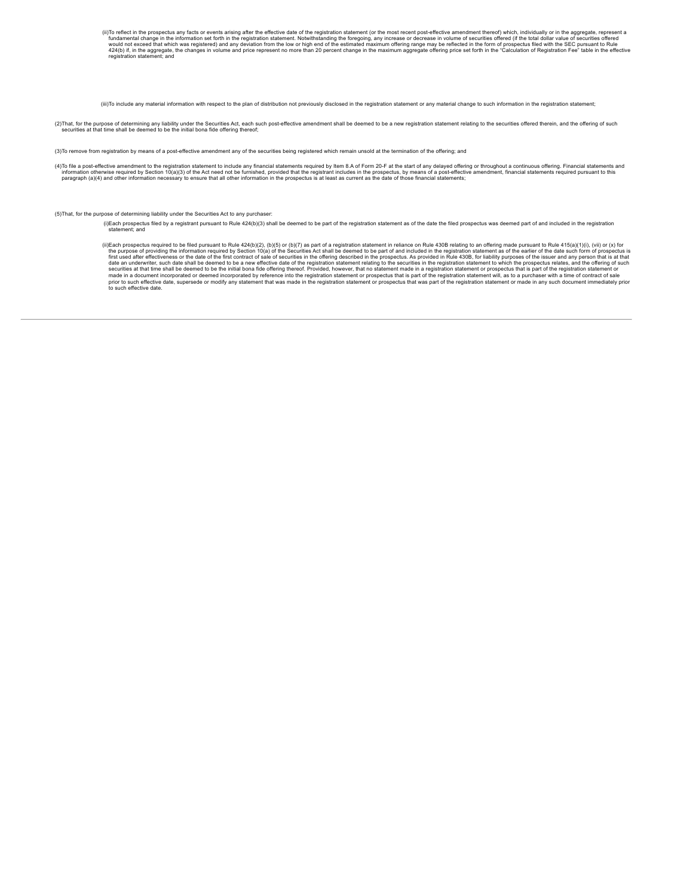(ii)To reflect in the prospectus any facts or events arising after the effective date of the registration statement (or the most recent post-effective amendment thereof) which, individually or in the aggregate, represent a fundamental change in the information set forth in the registration statement. Notwithstanding the foregoing, any increase or decrease in volume of securities offered (if the total dollar value of securities offered would not exceed that which was registered) and any deviation from the low or high end of the estimated maximum offering range may be reflected in the form of prospectus filed with the SEC pursuant to Rule 424(b) if, in the aggregate, the changes in volume and price represent no more than 20 percent change in the maximum aggregate offering price set forth in the "Calculation of Registration Fee" table in the effective registration statement; and

(iii)To include any material information with respect to the plan of distribution not previously disclosed in the registration statement or any material change to such information in the registration statement;

(2)That, for the purpose of determining any liability under the Securities Act, each such post-effective amendment shall be deemed to be a new registration statement relating to the securities offered therein, and the offering of such securities at that time shall be deemed to be the initial bona fide offering thereof;

(3)To remove from registration by means of a post-effective amendment any of the securities being registered which remain unsold at the termination of the offering; and

(4)To file a post-effective amendment to the registration statement to include any financial statements required by Item 8.A of Form 20-F at the start of any delayed offering or throughout a continuous offering. Financial statements and information otherwise required by Section 10(a)(3) of the Act need not be furnished, provided that the registrant includes in the prospectus, by means of a post-effective amendment, financial statements required pursuant to this paragraph (a)(4) and other information necessary to ensure that all other information in the prospectus is at least as current as the date of those financial statements;

(5)That, for the purpose of determining liability under the Securities Act to any purchaser:

(i)Each prospectus filed by a registrant pursuant to Rule 424(b)(3) shall be deemed to be part of the registration statement as of the date the filed prospectus was deemed part of and included in the registration statement; and

(ii)Each prospectus required to be filed pursuant to Rule 424(b)(2), (b)(5) or (b)(7) as part of a registration statement in reliance on Rule 430B relating to an offering made pursuant to Rule 415(a)(1)(i), (vii) or (x) for the purpose of providing the information required by Section 10(a) of the Securities Act shall be deemed to be part of and included in the registration statement as of the earlier of the date such form of prospectus is first used after effectiveness or the date of the first contract of sale of securities in the offering described in the prospectus. As provided in Rule 430B, for liability purposes of the issuer and any person that is at that date an underwriter, such date shall be deemed to be a new effective date of the registration statement relating to the securities in the registration statement to which the prospectus relates, and the offering of such securities at that time shall be deemed to be the initial bona fide offering thereof. Provided, however, that no statement made in a registration statement or prospectus that is part of the registration statement or made in a document incorporated or deemed incorporated by reference into the registration statement or prospectus that is part of the registration statement will, as to a purchaser with a time of contract of sale prior to such effective date, supersede or modify any statement that was made in the registration statement or prospectus that was part of the registration statement or made in any such document immediately prior to such effective date.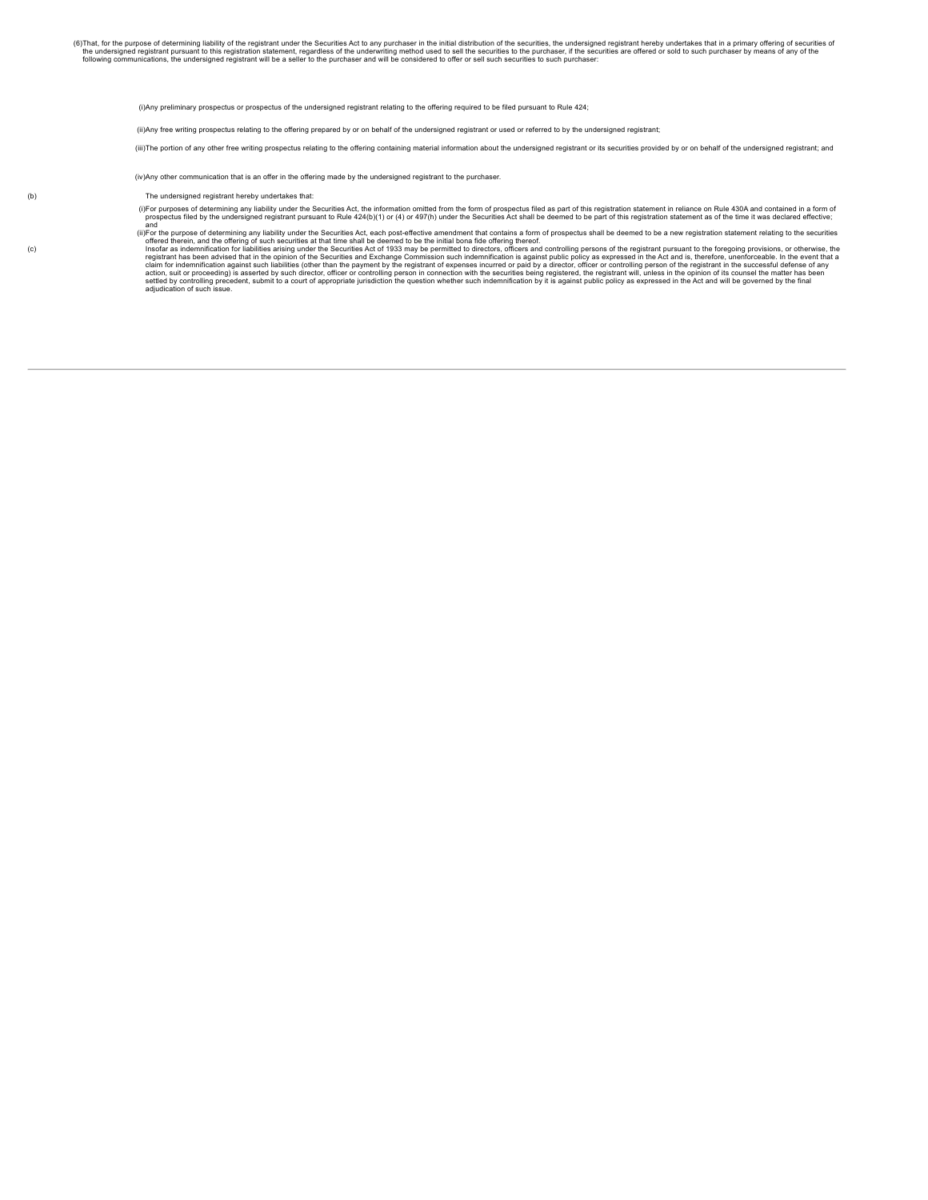(6) That, for the purpose of determining liability of the registrant under the Securities Act to any purchaser in the initial distribution of the securities, the undersigned registrant hereby undertakes that in a primary offering of securities of the undersigned registrant pursuant to this registration statement, regardless of the underwriting method used to sell the securities to the purchaser, if the securities are offered or sold to such purchaser by means of any of the following communications, the undersigned registrant will be a seller to the purchaser and will be considered to offer or sell such securities to such purchaser:

(i) Any preliminary prospectus or prospectus of the undersigned registrant relating to the offering required to be filed pursuant to Rule 424;

(ii) Any free writing prospectus relating to the offering prepared by or on behalf of the undersigned registrant or used or referred to by the undersigned registrant;

(iii) The portion of any other free writing prospectus relating to the offering containing material information about the undersigned registrant or its securities provided by or on behalf of the undersigned registrant; and

(iv) Any other communication that is an offer in the offering made by the undersigned registrant to the purchaser.

(b) The undersigned registrant hereby undertakes that:

(i) For purposes of determining any liability under the Securities Act, the information omitted from the form of prospectus filed as part of this registration statement in reliance on Rule 430A and contained in a form of prospectus filed by the undersigned registrant pursuant to Rule 424(b)(1) or (4) or 497(h) under the Securities Act shall be deemed to be part of this registration statement as of the time it was declared effective; and

(ii) For the purpose of determining any liability under the Securities Act, each post-effective amendment that contains a form of prospectus shall be deemed to be a new registration statement relating to the securities offered therein, and the offering of such securities at that time shall be deemed to be the initial bona fide offering thereof.

(c) Insofar as indemnification for liabilities arising under the Securities Act of 1933 may be permitted to directors, officers and controlling persons of the registrant pursuant to the foregoing provisions, or otherwise, the registrant has been advised that in the opinion of the Securities and Exchange Commission such indemnification is against public policy as expressed in the Act and is, therefore, unenforceable. In the event that a claim for indemnification against such liabilities (other than the payment by the registrant of expenses incurred or paid by a director, officer or controlling person of the registrant in the successful defense of any action, suit or proceeding) is asserted by such director, officer or controlling person in connection with the securities being registered, the registrant will, unless in the opinion of its counsel the matter has been settled by controlling precedent, submit to a court of appropriate jurisdiction the question whether such indemnification by it is against public policy as expressed in the Act and will be governed by the final adjudication of such issue.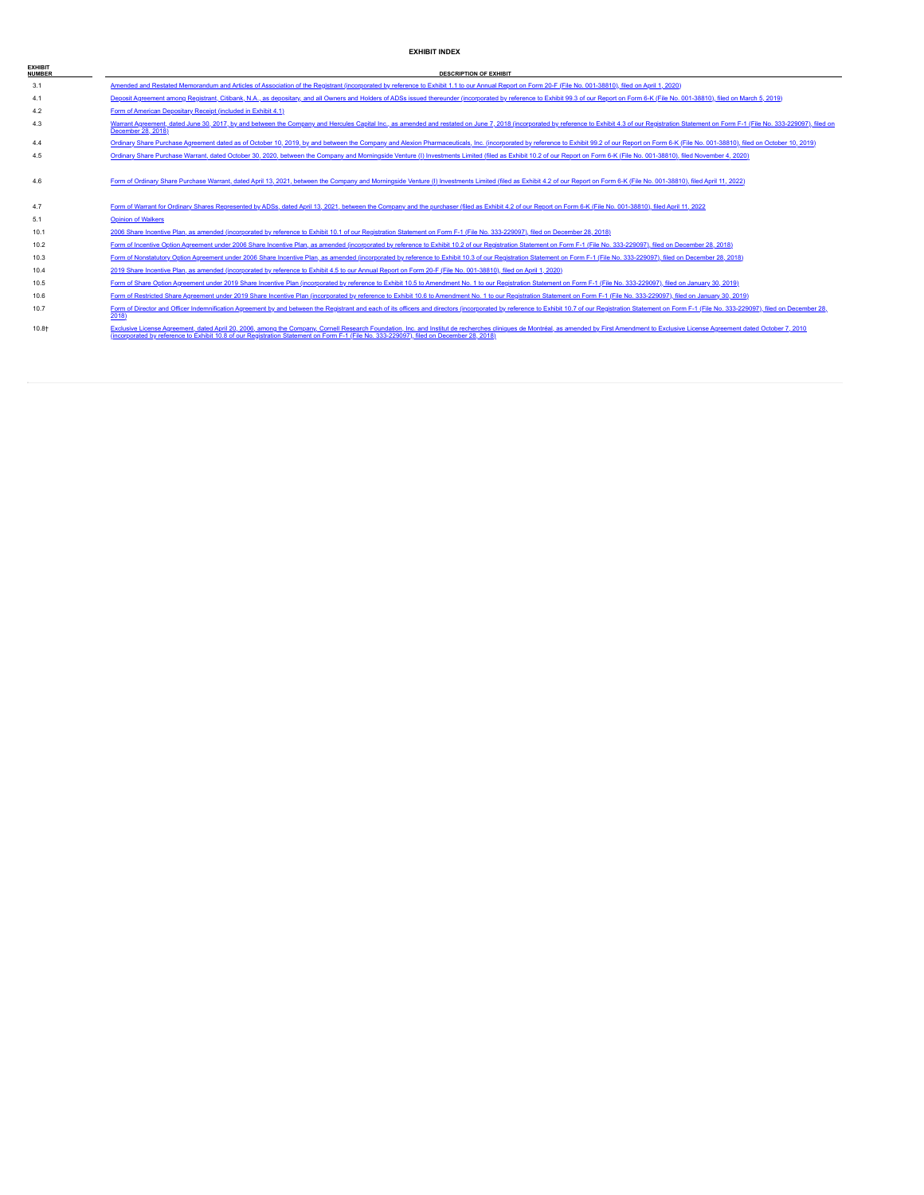# EXHIBIT INDEX

| EXHIBIT NUMBER | DESCRIPTION OF EXHIBIT |
|---|---|
| 3.1 | Amended and Restated Memorandum and Articles of Association of the Registrant (incorporated by reference to Exhibit 1.1 to our Annual Report on Form 20-F (File No. 001-38810), filed on April 1, 2020) |
| 4.1 | Deposit Agreement among Registrant, Citibank, N.A., as depositary, and all Owners and Holders of ADSs issued thereunder (incorporated by reference to Exhibit 99.3 of our Report on Form 6-K (File No. 001-38810), filed on March 5, 2019) |
| 4.2 | Form of American Depositary Receipt (included in Exhibit 4.1) |
| 4.3 | Warrant Agreement, dated June 30, 2017, by and between the Company and Hercules Capital Inc., as amended and restated on June 7, 2018 (incorporated by reference to Exhibit 4.3 of our Registration Statement on Form F-1 (File No. 333-229097), filed on December 28, 2018) |
| 4.4 | Ordinary Share Purchase Agreement dated as of October 10, 2019, by and between the Company and Alexion Pharmaceuticals, Inc. (incorporated by reference to Exhibit 99.2 of our Report on Form 6-K (File No. 001-38810), filed on October 10, 2019) |
| 4.5 | Ordinary Share Purchase Warrant, dated October 30, 2020, between the Company and Morningside Venture (I) Investments Limited (filed as Exhibit 10.2 of our Report on Form 6-K (File No. 001-38810), filed November 4, 2020) |
| 4.6 | Form of Ordinary Share Purchase Warrant, dated April 13, 2021, between the Company and Morningside Venture (I) Investments Limited (filed as Exhibit 4.2 of our Report on Form 6-K (File No. 001-38810), filed April 11, 2022) |
| 4.7 | Form of Warrant for Ordinary Shares Represented by ADSs, dated April 13, 2021, between the Company and the purchaser (filed as Exhibit 4.2 of our Report on Form 6-K (File No. 001-38810), filed April 11, 2022 |
| 5.1 | Opinion of Walkers |
| 10.1 | 2006 Share Incentive Plan, as amended (incorporated by reference to Exhibit 10.1 of our Registration Statement on Form F-1 (File No. 333-229097), filed on December 28, 2018) |
| 10.2 | Form of Incentive Option Agreement under 2006 Share Incentive Plan, as amended (incorporated by reference to Exhibit 10.2 of our Registration Statement on Form F-1 (File No. 333-229097), filed on December 28, 2018) |
| 10.3 | Form of Nonstatutory Option Agreement under 2006 Share Incentive Plan, as amended (incorporated by reference to Exhibit 10.3 of our Registration Statement on Form F-1 (File No. 333-229097), filed on December 28, 2018) |
| 10.4 | 2019 Share Incentive Plan, as amended (incorporated by reference to Exhibit 4.5 to our Annual Report on Form 20-F (File No. 001-38810), filed on April 1, 2020) |
| 10.5 | Form of Share Option Agreement under 2019 Share Incentive Plan (incorporated by reference to Exhibit 10.5 to Amendment No. 1 to our Registration Statement on Form F-1 (File No. 333-229097), filed on January 30, 2019) |
| 10.6 | Form of Restricted Share Agreement under 2019 Share Incentive Plan (incorporated by reference to Exhibit 10.6 to Amendment No. 1 to our Registration Statement on Form F-1 (File No. 333-229097), filed on January 30, 2019) |
| 10.7 | Form of Director and Officer Indemnification Agreement by and between the Registrant and each of its officers and directors (incorporated by reference to Exhibit 10.7 of our Registration Statement on Form F-1 (File No. 333-229097), filed on December 28, 2018) |
| 10.8† | Exclusive License Agreement, dated April 20, 2006, among the Company, Cornell Research Foundation, Inc. and Institut de recherches cliniques de Montréal, as amended by First Amendment to Exclusive License Agreement dated October 7, 2010 (incorporated by reference to Exhibit 10.8 of our Registration Statement on Form F-1 (File No. 333-229097), filed on December 28, 2018) |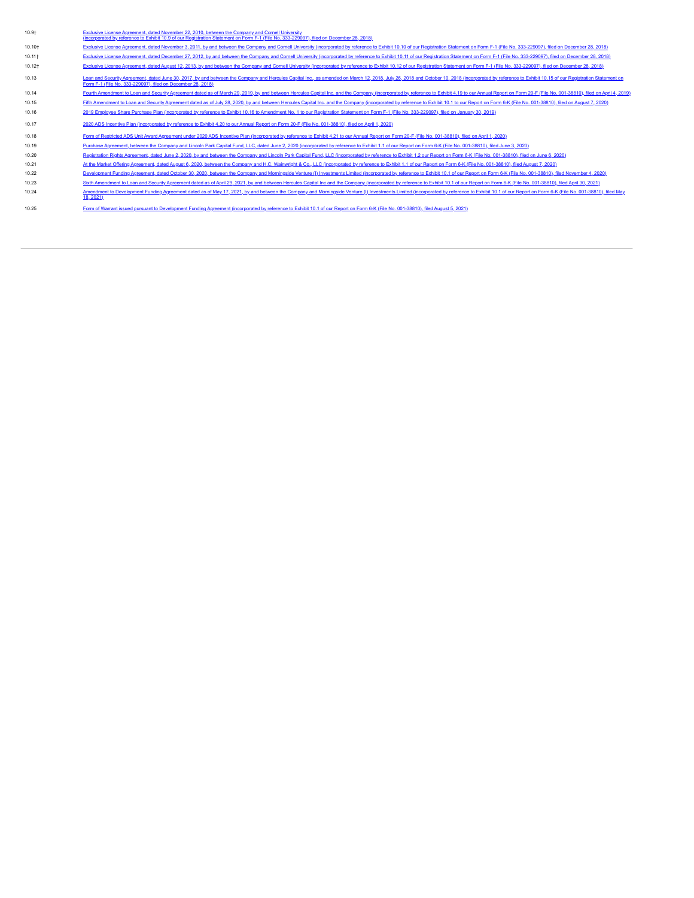| | |
|---|---|
| 10.9† | Exclusive License Agreement, dated November 22, 2010, between the Company and Cornell University (incorporated by reference to Exhibit 10.9 of our Registration Statement on Form F-1 (File No. 333-229097), filed on December 28, 2018) |
| 10.10† | Exclusive License Agreement, dated November 3, 2011, by and between the Company and Cornell University (incorporated by reference to Exhibit 10.10 of our Registration Statement on Form F-1 (File No. 333-229097), filed on December 28, 2018) |
| 10.11† | Exclusive License Agreement, dated December 27, 2012, by and between the Company and Cornell University (incorporated by reference to Exhibit 10.11 of our Registration Statement on Form F-1 (File No. 333-229097), filed on December 28, 2018) |
| 10.12† | Exclusive License Agreement, dated August 12, 2013, by and between the Company and Cornell University (incorporated by reference to Exhibit 10.12 of our Registration Statement on Form F-1 (File No. 333-229097), filed on December 28, 2018) |
| 10.13 | Loan and Security Agreement, dated June 30, 2017, by and between the Company and Hercules Capital Inc., as amended on March 12, 2018, July 26, 2018 and October 10, 2018 (incorporated by reference to Exhibit 10.15 of our Registration Statement on Form F-1 (File No. 333-229097), filed on December 28, 2018) |
| 10.14 | Fourth Amendment to Loan and Security Agreement dated as of March 29, 2019, by and between Hercules Capital Inc. and the Company (incorporated by reference to Exhibit 4.19 to our Annual Report on Form 20-F (File No. 001-38810), filed on April 4, 2019) |
| 10.15 | Fifth Amendment to Loan and Security Agreement dated as of July 28, 2020, by and between Hercules Capital Inc. and the Company (incorporated by reference to Exhibit 10.1 to our Report on Form 6-K (File No. 001-38810), filed on August 7, 2020) |
| 10.16 | 2019 Employee Share Purchase Plan (incorporated by reference to Exhibit 10.16 to Amendment No. 1 to our Registration Statement on Form F-1 (File No. 333-229097), filed on January 30, 2019) |
| 10.17 | 2020 ADS Incentive Plan (incorporated by reference to Exhibit 4.20 to our Annual Report on Form 20-F (File No. 001-38810), filed on April 1, 2020) |
| 10.18 | Form of Restricted ADS Unit Award Agreement under 2020 ADS Incentive Plan (incorporated by reference to Exhibit 4.21 to our Annual Report on Form 20-F (File No. 001-38810), filed on April 1, 2020) |
| 10.19 | Purchase Agreement, between the Company and Lincoln Park Capital Fund, LLC, dated June 2, 2020 (incorporated by reference to Exhibit 1.1 of our Report on Form 6-K (File No. 001-38810), filed June 3, 2020) |
| 10.20 | Registration Rights Agreement, dated June 2, 2020, by and between the Company and Lincoln Park Capital Fund, LLC (incorporated by reference to Exhibit 1.2 our Report on Form 6-K (File No. 001-38810), filed on June 6, 2020) |
| 10.21 | At the Market Offering Agreement, dated August 6, 2020, between the Company and H.C. Wainwright & Co., LLC (incorporated by reference to Exhibit 1.1 of our Report on Form 6-K (File No. 001-38810), filed August 7, 2020) |
| 10.22 | Development Funding Agreement, dated October 30, 2020, between the Company and Morningside Venture (I) Investments Limited (incorporated by reference to Exhibit 10.1 of our Report on Form 6-K (File No. 001-38810), filed November 4, 2020) |
| 10.23 | Sixth Amendment to Loan and Security Agreement dated as of April 29, 2021, by and between Hercules Capital Inc and the Company (incorporated by reference to Exhibit 10.1 of our Report on Form 6-K (File No. 001-38810), filed April 30, 2021) |
| 10.24 | Amendment to Development Funding Agreement dated as of May 17, 2021, by and between the Company and Morningside Venture (I) Investments Limited (incorporated by reference to Exhibit 10.1 of our Report on Form 6-K (File No. 001-38810), filed May 18, 2021) |
| 10.25 | Form of Warrant issued pursuant to Development Funding Agreement (incorporated by reference to Exhibit 10.1 of our Report on Form 6-K (File No. 001-38810), filed August 5, 2021) |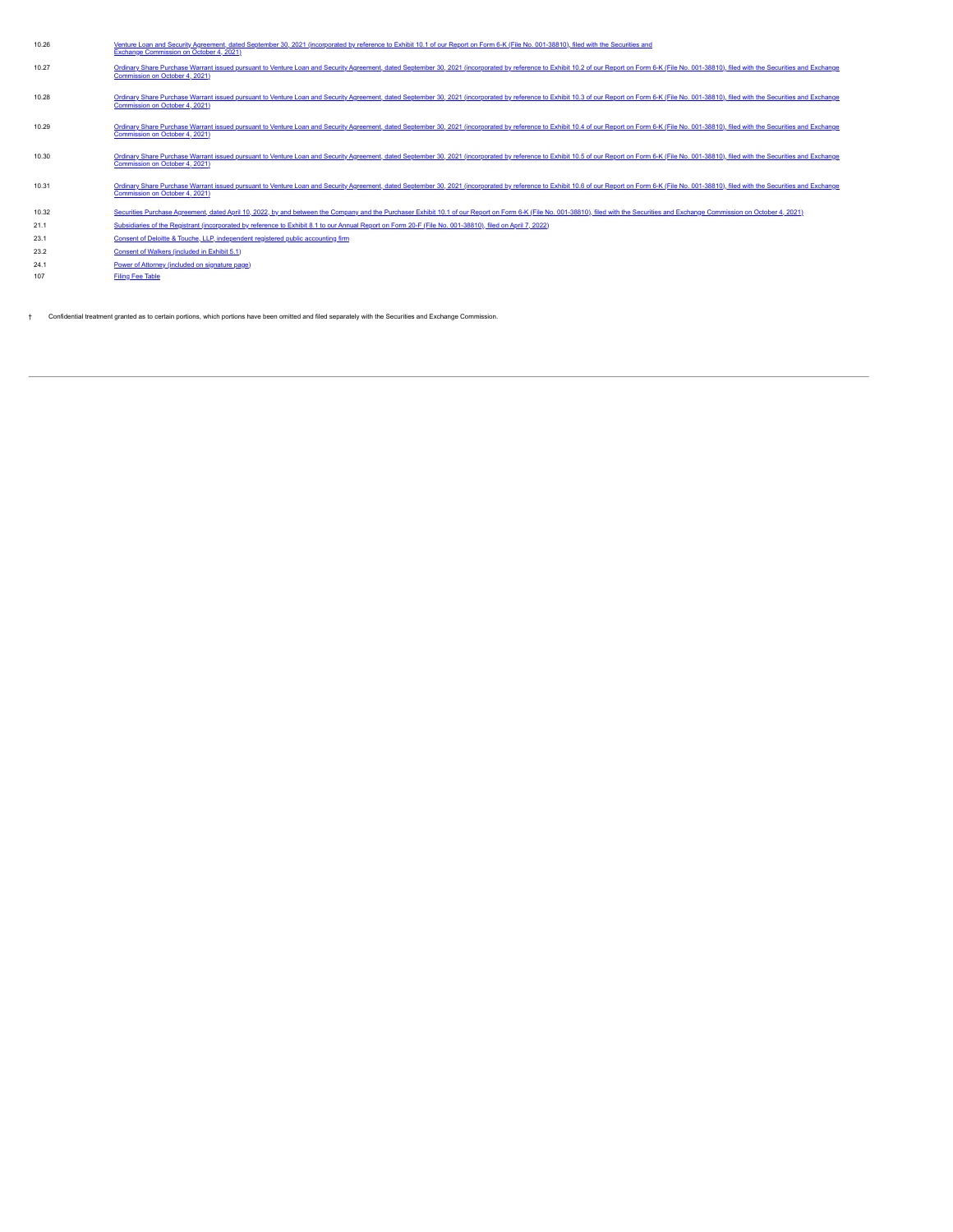| | |
|---|---|
| 10.26 | Venture Loan and Security Agreement, dated September 30, 2021 (incorporated by reference to Exhibit 10.1 of our Report on Form 6-K (File No. 001-38810), filed with the Securities and Exchange Commission on October 4, 2021) |
| 10.27 | Ordinary Share Purchase Warrant issued pursuant to Venture Loan and Security Agreement, dated September 30, 2021 (incorporated by reference to Exhibit 10.2 of our Report on Form 6-K (File No. 001-38810), filed with the Securities and Exchange Commission on October 4, 2021) |
| 10.28 | Ordinary Share Purchase Warrant issued pursuant to Venture Loan and Security Agreement, dated September 30, 2021 (incorporated by reference to Exhibit 10.3 of our Report on Form 6-K (File No. 001-38810), filed with the Securities and Exchange Commission on October 4, 2021) |
| 10.29 | Ordinary Share Purchase Warrant issued pursuant to Venture Loan and Security Agreement, dated September 30, 2021 (incorporated by reference to Exhibit 10.4 of our Report on Form 6-K (File No. 001-38810), filed with the Securities and Exchange Commission on October 4, 2021) |
| 10.30 | Ordinary Share Purchase Warrant issued pursuant to Venture Loan and Security Agreement, dated September 30, 2021 (incorporated by reference to Exhibit 10.5 of our Report on Form 6-K (File No. 001-38810), filed with the Securities and Exchange Commission on October 4, 2021) |
| 10.31 | Ordinary Share Purchase Warrant issued pursuant to Venture Loan and Security Agreement, dated September 30, 2021 (incorporated by reference to Exhibit 10.6 of our Report on Form 6-K (File No. 001-38810), filed with the Securities and Exchange Commission on October 4, 2021) |
| 10.32 | Securities Purchase Agreement, dated April 10, 2022, by and between the Company and the Purchaser Exhibit 10.1 of our Report on Form 6-K (File No. 001-38810), filed with the Securities and Exchange Commission on October 4, 2021) |
| 21.1 | Subsidiaries of the Registrant (incorporated by reference to Exhibit 8.1 to our Annual Report on Form 20-F (File No. 001-38810), filed on April 7, 2022) |
| 23.1 | Consent of Deloitte & Touche, LLP, independent registered public accounting firm |
| 23.2 | Consent of Walkers (included in Exhibit 5.1) |
| 24.1 | Power of Attorney (included on signature page) |
| 107 | Filing Fee Table |

† Confidential treatment granted as to certain portions, which portions have been omitted and filed separately with the Securities and Exchange Commission.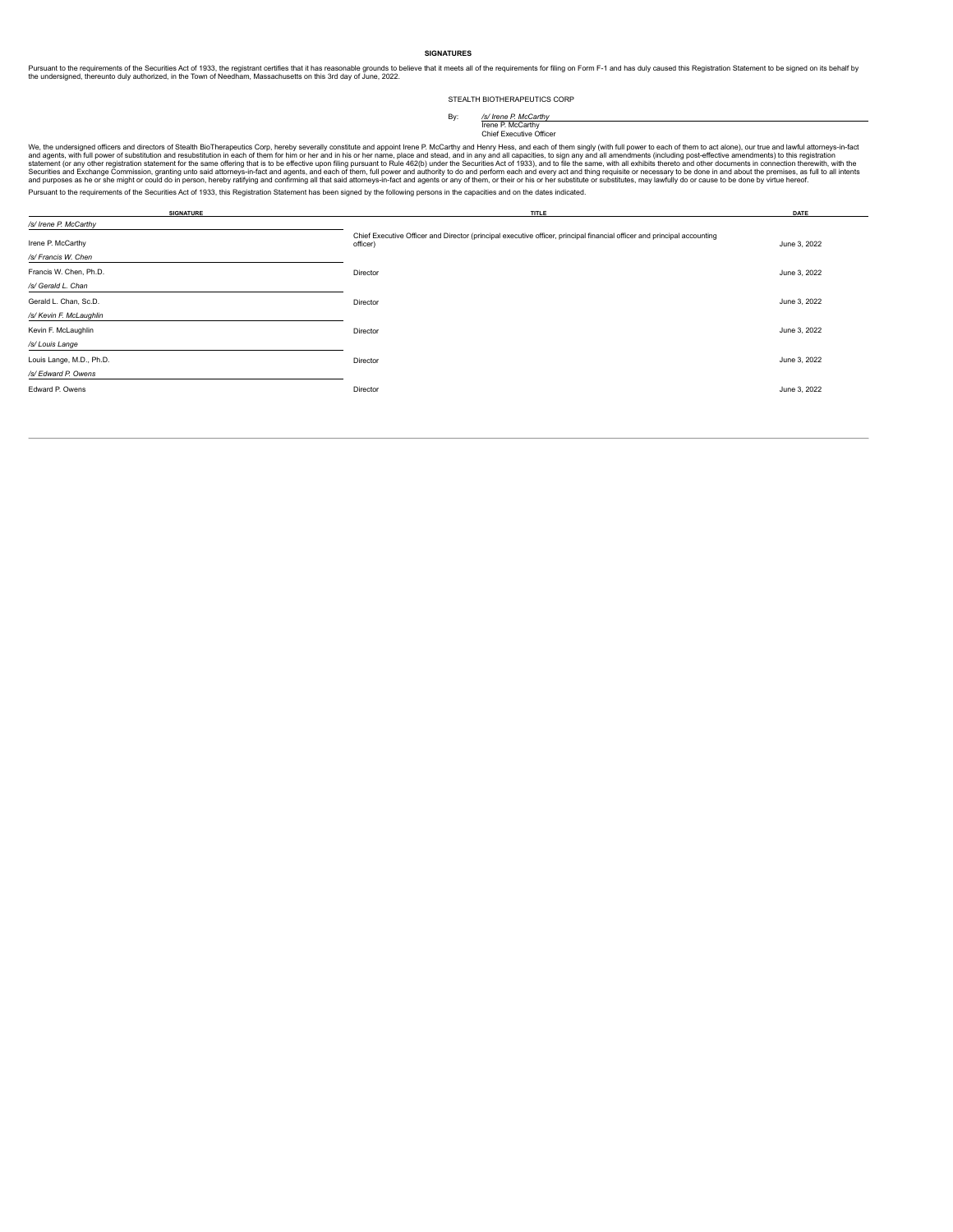**SIGNATURES**

Pursuant to the requirements of the Securities Act of 1933, the registrant certifies that it has reasonable grounds to believe that it meets all of the requirements for filing on Form F-1 and has duly caused this Registration Statement to be signed on its behalf by the undersigned, thereunto duly authorized, in the Town of Needham, Massachusetts on this 3rd day of June, 2022.

STEALTH BIOTHERAPEUTICS CORP

By: */s/ Irene P. McCarthy*
Irene P. McCarthy
Chief Executive Officer

We, the undersigned officers and directors of Stealth BioTherapeutics Corp, hereby severally constitute and appoint Irene P. McCarthy and Henry Hess, and each of them singly (with full power to each of them to act alone), our true and lawful attorneys-in-fact and agents, with full power of substitution and resubstitution in each of them for him or her and in his or her name, place and stead, and in any and all capacities, to sign any and all amendments (including post-effective amendments) to this registration statement (or any other registration statement for the same offering that is to be effective upon filing pursuant to Rule 462(b) under the Securities Act of 1933), and to file the same, with all exhibits thereto and other documents in connection therewith, with the Securities and Exchange Commission, granting unto said attorneys-in-fact and agents, and each of them, full power and authority to do and perform each and every act and thing requisite or necessary to be done in and about the premises, as full to all intents and purposes as he or she might or could do in person, hereby ratifying and confirming all that said attorneys-in-fact and agents or any of them, or their or his or her substitute or substitutes, may lawfully do or cause to be done by virtue hereof.

Pursuant to the requirements of the Securities Act of 1933, this Registration Statement has been signed by the following persons in the capacities and on the dates indicated.

| SIGNATURE | TITLE | DATE |
|---|---|---|
| */s/ Irene P. McCarthy*<br>Irene P. McCarthy | Chief Executive Officer and Director (principal executive officer, principal financial officer and principal accounting officer) | June 3, 2022 |
| */s/ Francis W. Chen*<br>Francis W. Chen, Ph.D. | Director | June 3, 2022 |
| */s/ Gerald L. Chan*<br>Gerald L. Chan, Sc.D. | Director | June 3, 2022 |
| */s/ Kevin F. McLaughlin*<br>Kevin F. McLaughlin | Director | June 3, 2022 |
| */s/ Louis Lange*<br>Louis Lange, M.D., Ph.D. | Director | June 3, 2022 |
| */s/ Edward P. Owens*<br>Edward P. Owens | Director | June 3, 2022 |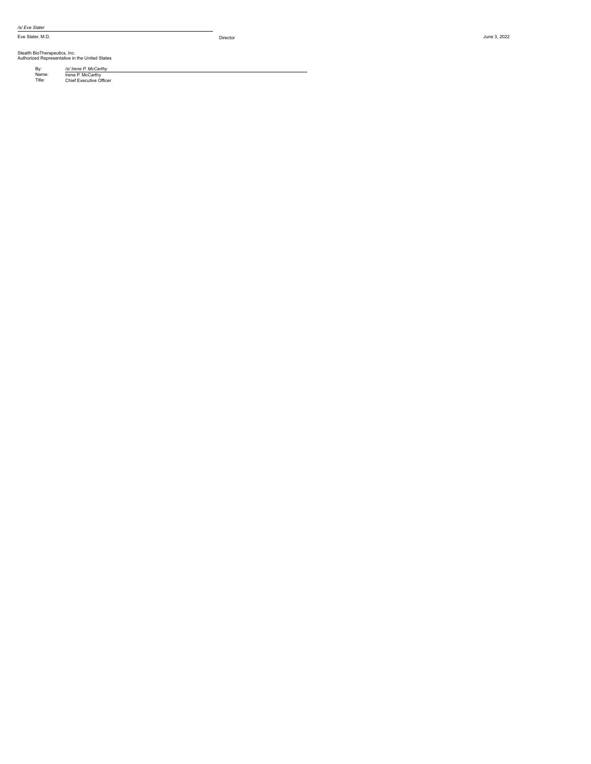| | | |
|---|---|---|
| */s/ Eve Slater* | | |
| Eve Slater, M.D. | Director | June 3, 2022 |

Stealth BioTherapeutics, Inc.
Authorized Representative in the United States

| | |
|---|---|
| By: | */s/ Irene P. McCarthy* |
| Name: | Irene P. McCarthy |
| Title: | Chief Executive Officer |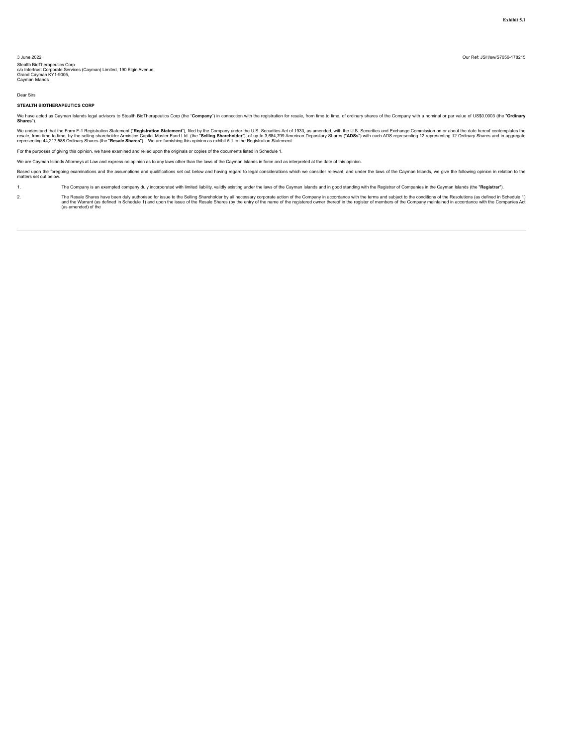**Exhibit 5.1**

3 June 2022

Our Ref: JSH/sw/S7050-178215

Stealth BioTherapeutics Corp
c/o Intertrust Corporate Services (Cayman) Limited, 190 Elgin Avenue,
Grand Cayman KY1-9005,
Cayman Islands

Dear Sirs

**STEALTH BIOTHERAPEUTICS CORP**

We have acted as Cayman Islands legal advisors to Stealth BioTherapeutics Corp (the "**Company**") in connection with the registration for resale, from time to time, of ordinary shares of the Company with a nominal or par value of US$0.0003 (the "**Ordinary Shares**").

We understand that the Form F-1 Registration Statement ("**Registration Statement**"), filed by the Company under the U.S. Securities Act of 1933, as amended, with the U.S. Securities and Exchange Commission on or about the date hereof contemplates the resale, from time to time, by the selling shareholder Armistice Capital Master Fund Ltd. (the "**Selling Shareholder**"), of up to 3,684,799 American Depositary Shares ("**ADSs**") with each ADS representing 12 representing 12 Ordinary Shares and in aggregate representing 44,217,588 Ordinary Shares (the "**Resale Shares**"). We are furnishing this opinion as exhibit 5.1 to the Registration Statement.

For the purposes of giving this opinion, we have examined and relied upon the originals or copies of the documents listed in Schedule 1.

We are Cayman Islands Attorneys at Law and express no opinion as to any laws other than the laws of the Cayman Islands in force and as interpreted at the date of this opinion.

Based upon the foregoing examinations and the assumptions and qualifications set out below and having regard to legal considerations which we consider relevant, and under the laws of the Cayman Islands, we give the following opinion in relation to the matters set out below.

1. The Company is an exempted company duly incorporated with limited liability, validly existing under the laws of the Cayman Islands and in good standing with the Registrar of Companies in the Cayman Islands (the "**Registrar**").

2. The Resale Shares have been duly authorised for issue to the Selling Shareholder by all necessary corporate action of the Company in accordance with the terms and subject to the conditions of the Resolutions (as defined in Schedule 1) and the Warrant (as defined in Schedule 1) and upon the issue of the Resale Shares (by the entry of the name of the registered owner thereof in the register of members of the Company maintained in accordance with the Companies Act (as amended) of the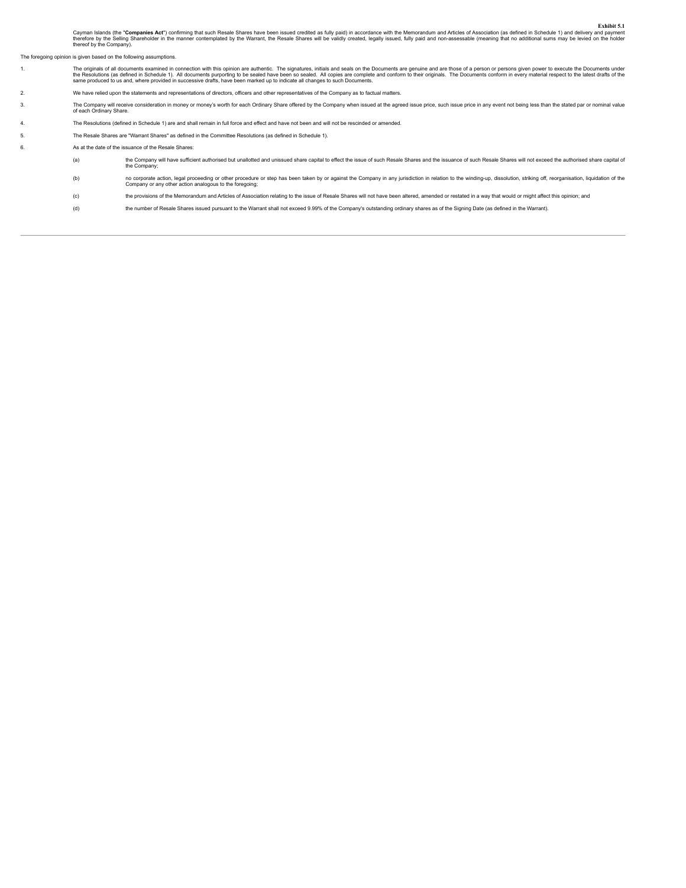**Exhibit 5.1**

Cayman Islands (the "**Companies Act**") confirming that such Resale Shares have been issued credited as fully paid) in accordance with the Memorandum and Articles of Association (as defined in Schedule 1) and delivery and payment therefore by the Selling Shareholder in the manner contemplated by the Warrant, the Resale Shares will be validly created, legally issued, fully paid and non-assessable (meaning that no additional sums may be levied on the holder thereof by the Company).

The foregoing opinion is given based on the following assumptions.

1. The originals of all documents examined in connection with this opinion are authentic. The signatures, initials and seals on the Documents are genuine and are those of a person or persons given power to execute the Documents under the Resolutions (as defined in Schedule 1). All documents purporting to be sealed have been so sealed. All copies are complete and conform to their originals. The Documents conform in every material respect to the latest drafts of the same produced to us and, where provided in successive drafts, have been marked up to indicate all changes to such Documents.

2. We have relied upon the statements and representations of directors, officers and other representatives of the Company as to factual matters.

3. The Company will receive consideration in money or money's worth for each Ordinary Share offered by the Company when issued at the agreed issue price, such issue price in any event not being less than the stated par or nominal value of each Ordinary Share.

4. The Resolutions (defined in Schedule 1) are and shall remain in full force and effect and have not been and will not be rescinded or amended.

5. The Resale Shares are "Warrant Shares" as defined in the Committee Resolutions (as defined in Schedule 1).

6. As at the date of the issuance of the Resale Shares:

   (a) the Company will have sufficient authorised but unallotted and unissued share capital to effect the issue of such Resale Shares and the issuance of such Resale Shares will not exceed the authorised share capital of the Company;

   (b) no corporate action, legal proceeding or other procedure or step has been taken by or against the Company in any jurisdiction in relation to the winding-up, dissolution, striking off, reorganisation, liquidation of the Company or any other action analogous to the foregoing;

   (c) the provisions of the Memorandum and Articles of Association relating to the issue of Resale Shares will not have been altered, amended or restated in a way that would or might affect this opinion; and

   (d) the number of Resale Shares issued pursuant to the Warrant shall not exceed 9.99% of the Company's outstanding ordinary shares as of the Signing Date (as defined in the Warrant).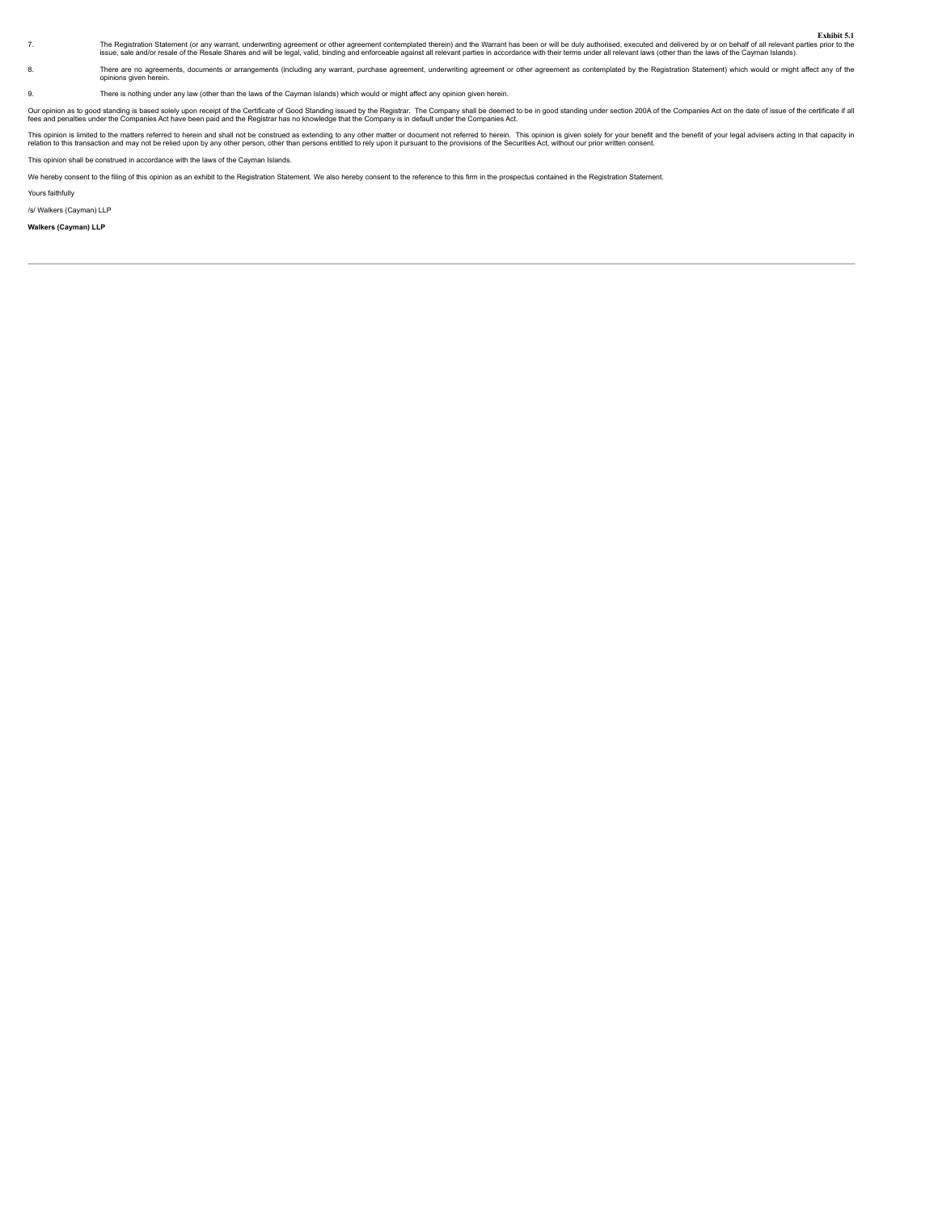**Exhibit 5.1**

7. The Registration Statement (or any warrant, underwriting agreement or other agreement contemplated therein) and the Warrant has been or will be duly authorised, executed and delivered by or on behalf of all relevant parties prior to the issue, sale and/or resale of the Resale Shares and will be legal, valid, binding and enforceable against all relevant parties in accordance with their terms under all relevant laws (other than the laws of the Cayman Islands).

8. There are no agreements, documents or arrangements (including any warrant, purchase agreement, underwriting agreement or other agreement as contemplated by the Registration Statement) which would or might affect any of the opinions given herein.

9. There is nothing under any law (other than the laws of the Cayman Islands) which would or might affect any opinion given herein.

Our opinion as to good standing is based solely upon receipt of the Certificate of Good Standing issued by the Registrar. The Company shall be deemed to be in good standing under section 200A of the Companies Act on the date of issue of the certificate if all fees and penalties under the Companies Act have been paid and the Registrar has no knowledge that the Company is in default under the Companies Act.

This opinion is limited to the matters referred to herein and shall not be construed as extending to any other matter or document not referred to herein. This opinion is given solely for your benefit and the benefit of your legal advisers acting in that capacity in relation to this transaction and may not be relied upon by any other person, other than persons entitled to rely upon it pursuant to the provisions of the Securities Act, without our prior written consent.

This opinion shall be construed in accordance with the laws of the Cayman Islands.

We hereby consent to the filing of this opinion as an exhibit to the Registration Statement. We also hereby consent to the reference to this firm in the prospectus contained in the Registration Statement.

Yours faithfully

/s/ Walkers (Cayman) LLP

**Walkers (Cayman) LLP**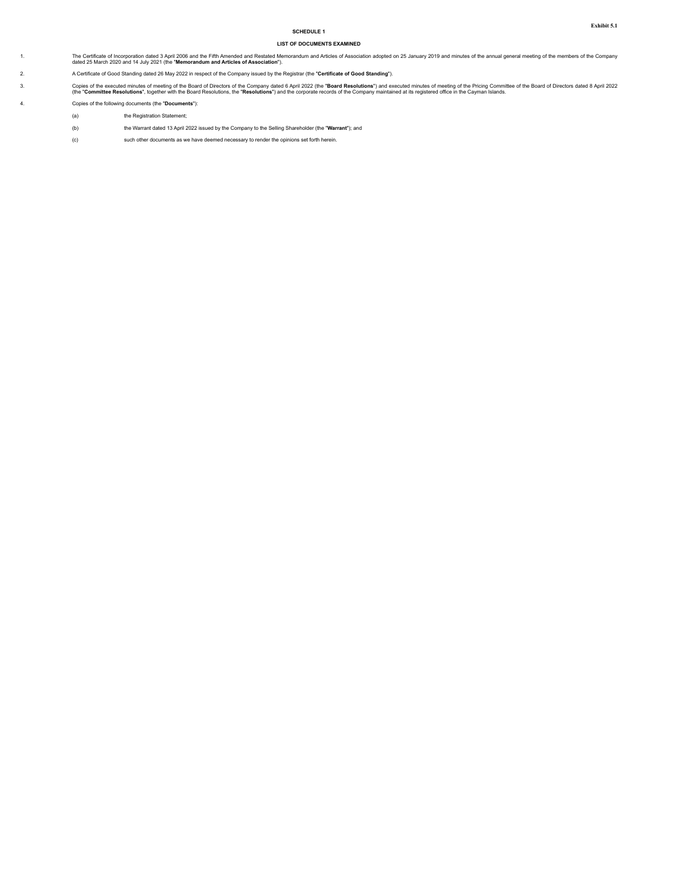**Exhibit 5.1**

## SCHEDULE 1

### LIST OF DOCUMENTS EXAMINED

1. The Certificate of Incorporation dated 3 April 2006 and the Fifth Amended and Restated Memorandum and Articles of Association adopted on 25 January 2019 and minutes of the annual general meeting of the members of the Company dated 25 March 2020 and 14 July 2021 (the "**Memorandum and Articles of Association**").

2. A Certificate of Good Standing dated 26 May 2022 in respect of the Company issued by the Registrar (the "**Certificate of Good Standing**").

3. Copies of the executed minutes of meeting of the Board of Directors of the Company dated 6 April 2022 (the "**Board Resolutions**") and executed minutes of meeting of the Pricing Committee of the Board of Directors dated 8 April 2022 (the "**Committee Resolutions**", together with the Board Resolutions, the "**Resolutions**") and the corporate records of the Company maintained at its registered office in the Cayman Islands.

4. Copies of the following documents (the "**Documents**"):

   (a) the Registration Statement;

   (b) the Warrant dated 13 April 2022 issued by the Company to the Selling Shareholder (the "**Warrant**"); and

   (c) such other documents as we have deemed necessary to render the opinions set forth herein.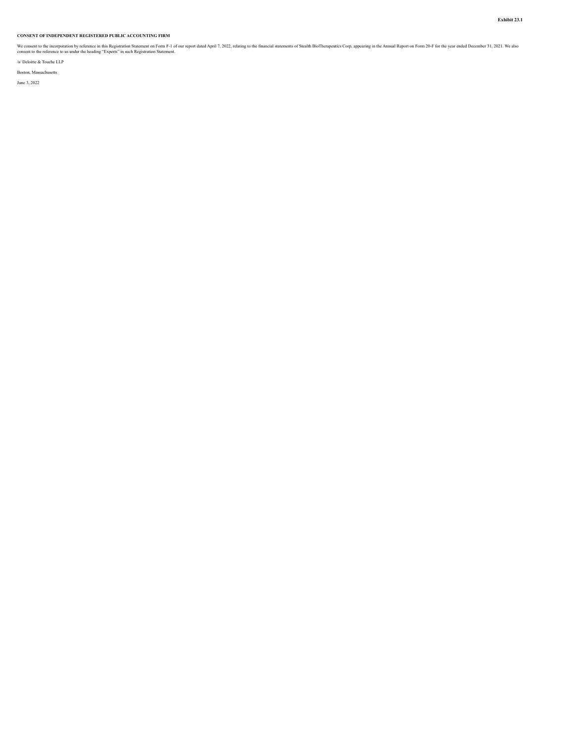**Exhibit 23.1**

**CONSENT OF INDEPENDENT REGISTERED PUBLIC ACCOUNTING FIRM**

We consent to the incorporation by reference in this Registration Statement on Form F-1 of our report dated April 7, 2022, relating to the financial statements of Stealth BioTherapeutics Corp, appearing in the Annual Report on Form 20-F for the year ended December 31, 2021. We also consent to the reference to us under the heading "Experts" in such Registration Statement.

/s/ Deloitte & Touche LLP

Boston, Massachusetts

June 3, 2022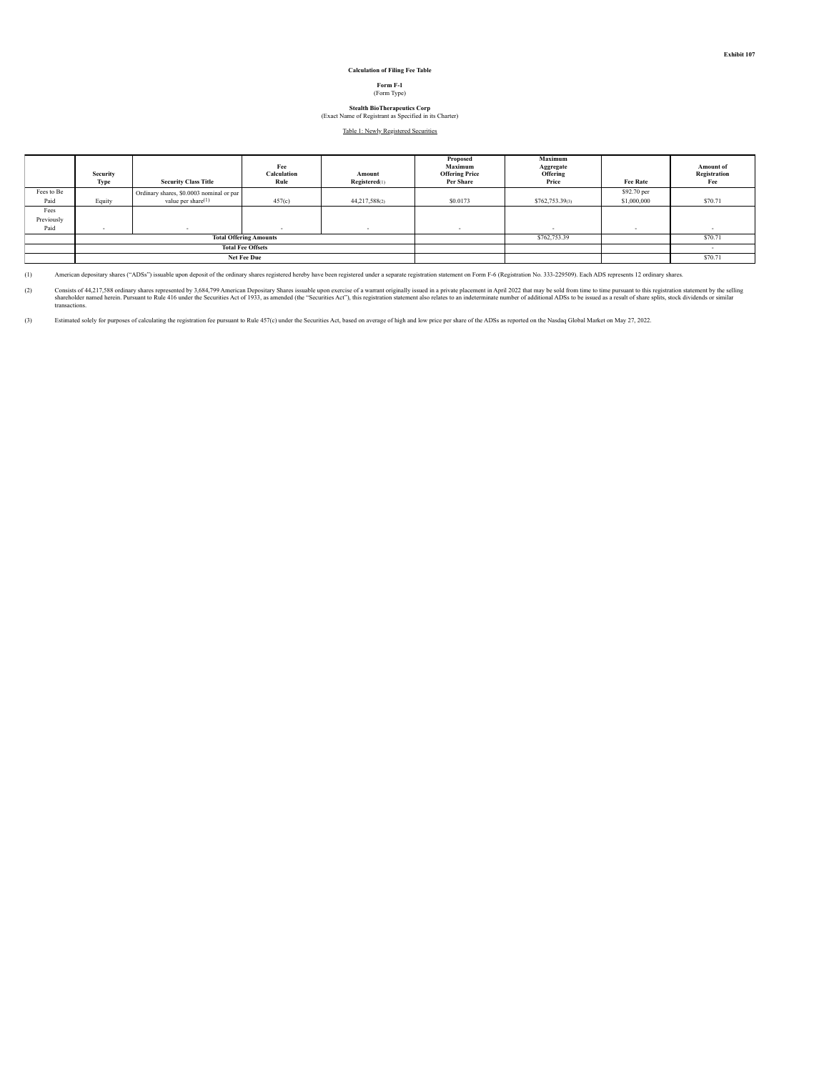**Exhibit 107**

**Calculation of Filing Fee Table**

**Form F-1**
(Form Type)

**Stealth BioTherapeutics Corp**
(Exact Name of Registrant as Specified in its Charter)

Table 1: Newly Registered Securities

| | Security Type | Security Class Title | Fee Calculation Rule | Amount Registered(1) | Proposed Maximum Offering Price Per Share | Maximum Aggregate Offering Price | Fee Rate | Amount of Registration Fee |
|---|---|---|---|---|---|---|---|---|
| Fees to Be Paid | Equity | Ordinary shares, $0.0003 nominal or par value per share(1) | 457(c) | 44,217,588(2) | $0.0173 | $762,753.39(3) | $92.70 per $1,000,000 | $70.71 |
| Fees Previously Paid | - | - | - | - | - | - | - | - |
| | Total Offering Amounts | | | | | $762,753.39 | | $70.71 |
| | Total Fee Offsets | | | | | | | - |
| | Net Fee Due | | | | | | | $70.71 |

(1) American depositary shares ("ADSs") issuable upon deposit of the ordinary shares registered hereby have been registered under a separate registration statement on Form F-6 (Registration No. 333-229509). Each ADS represents 12 ordinary shares.

(2) Consists of 44,217,588 ordinary shares represented by 3,684,799 American Depositary Shares issuable upon exercise of a warrant originally issued in a private placement in April 2022 that may be sold from time to time pursuant to this registration statement by the selling shareholder named herein. Pursuant to Rule 416 under the Securities Act of 1933, as amended (the "Securities Act"), this registration statement also relates to an indeterminate number of additional ADSs to be issued as a result of share splits, stock dividends or similar transactions.

(3) Estimated solely for purposes of calculating the registration fee pursuant to Rule 457(c) under the Securities Act, based on average of high and low price per share of the ADSs as reported on the Nasdaq Global Market on May 27, 2022.